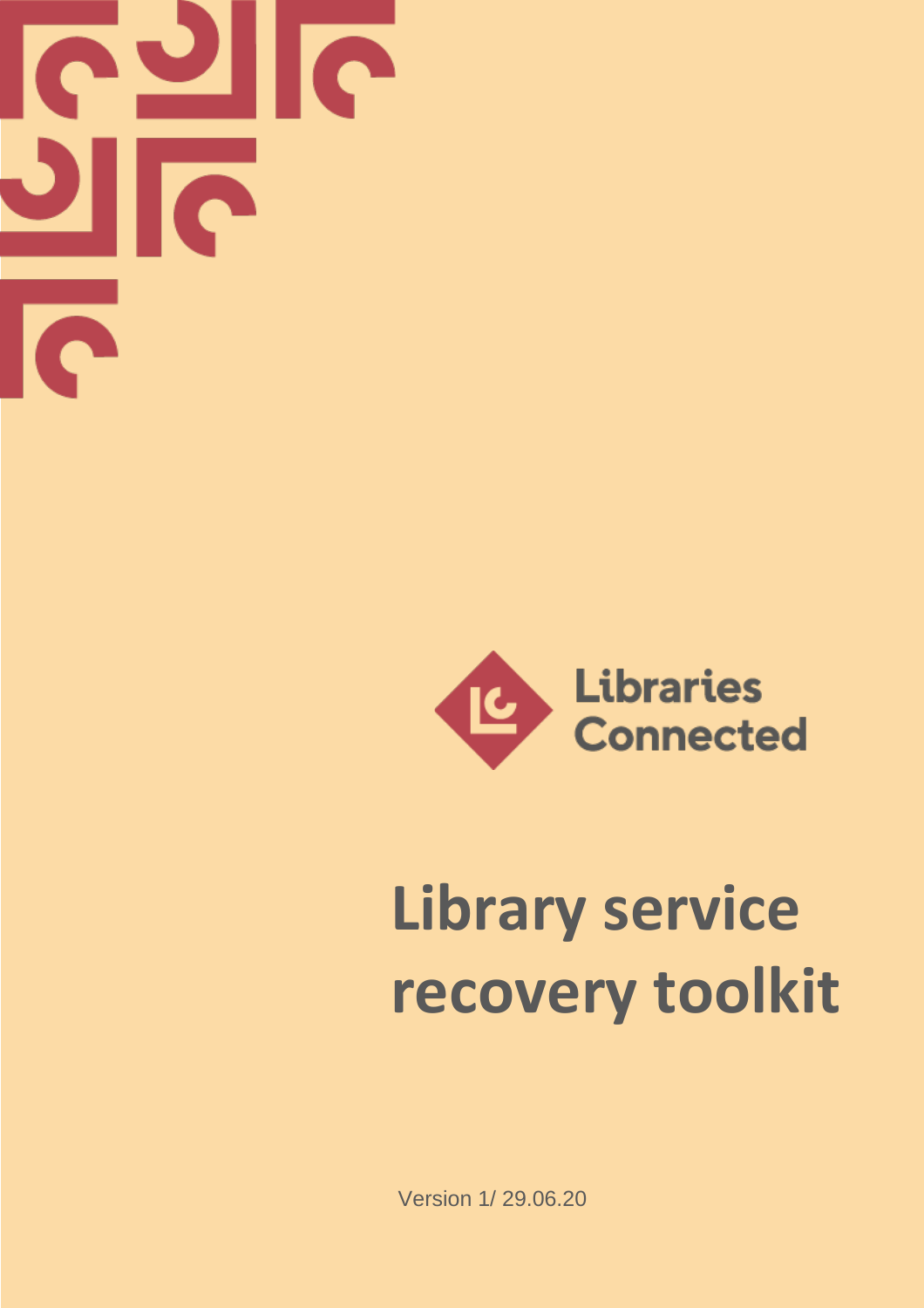Libraries Connected

# Library service recovery toolkit

Version 1/ 29.06.20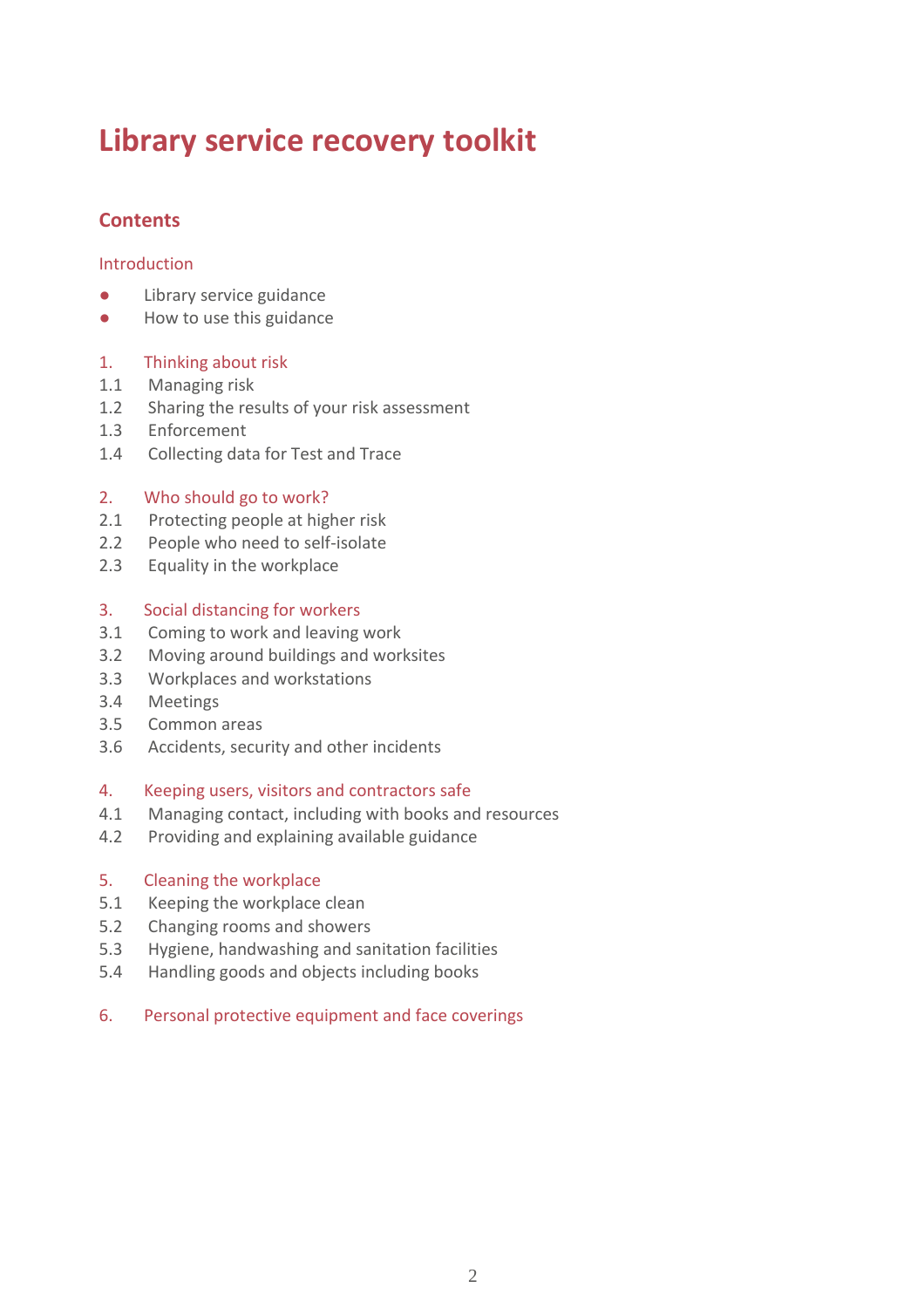# Library service recovery toolkit

## Contents

Introduction

- Library service guidance
- How to use this guidance

1. Thinking about risk
   - 1.1 Managing risk
   - 1.2 Sharing the results of your risk assessment
   - 1.3 Enforcement
   - 1.4 Collecting data for Test and Trace

2. Who should go to work?
   - 2.1 Protecting people at higher risk
   - 2.2 People who need to self-isolate
   - 2.3 Equality in the workplace

3. Social distancing for workers
   - 3.1 Coming to work and leaving work
   - 3.2 Moving around buildings and worksites
   - 3.3 Workplaces and workstations
   - 3.4 Meetings
   - 3.5 Common areas
   - 3.6 Accidents, security and other incidents

4. Keeping users, visitors and contractors safe
   - 4.1 Managing contact, including with books and resources
   - 4.2 Providing and explaining available guidance

5. Cleaning the workplace
   - 5.1 Keeping the workplace clean
   - 5.2 Changing rooms and showers
   - 5.3 Hygiene, handwashing and sanitation facilities
   - 5.4 Handling goods and objects including books

6. Personal protective equipment and face coverings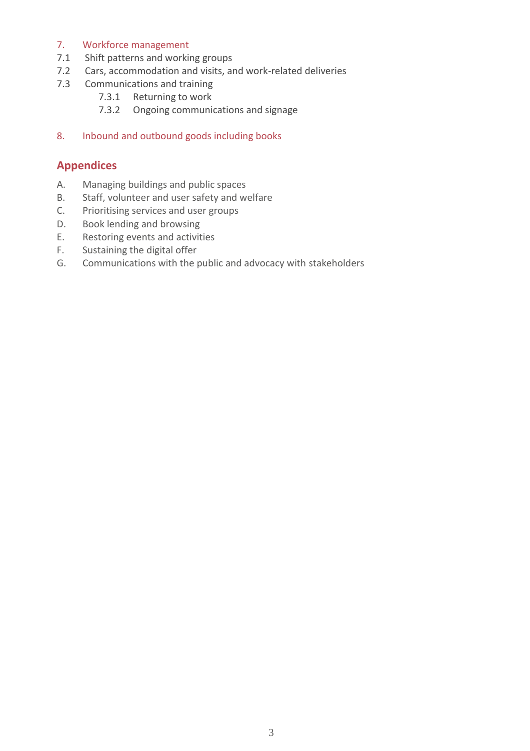7. Workforce management

7.1 Shift patterns and working groups

7.2 Cars, accommodation and visits, and work-related deliveries

7.3 Communications and training

  7.3.1 Returning to work

  7.3.2 Ongoing communications and signage

8. Inbound and outbound goods including books

## Appendices

A. Managing buildings and public spaces

B. Staff, volunteer and user safety and welfare

C. Prioritising services and user groups

D. Book lending and browsing

E. Restoring events and activities

F. Sustaining the digital offer

G. Communications with the public and advocacy with stakeholders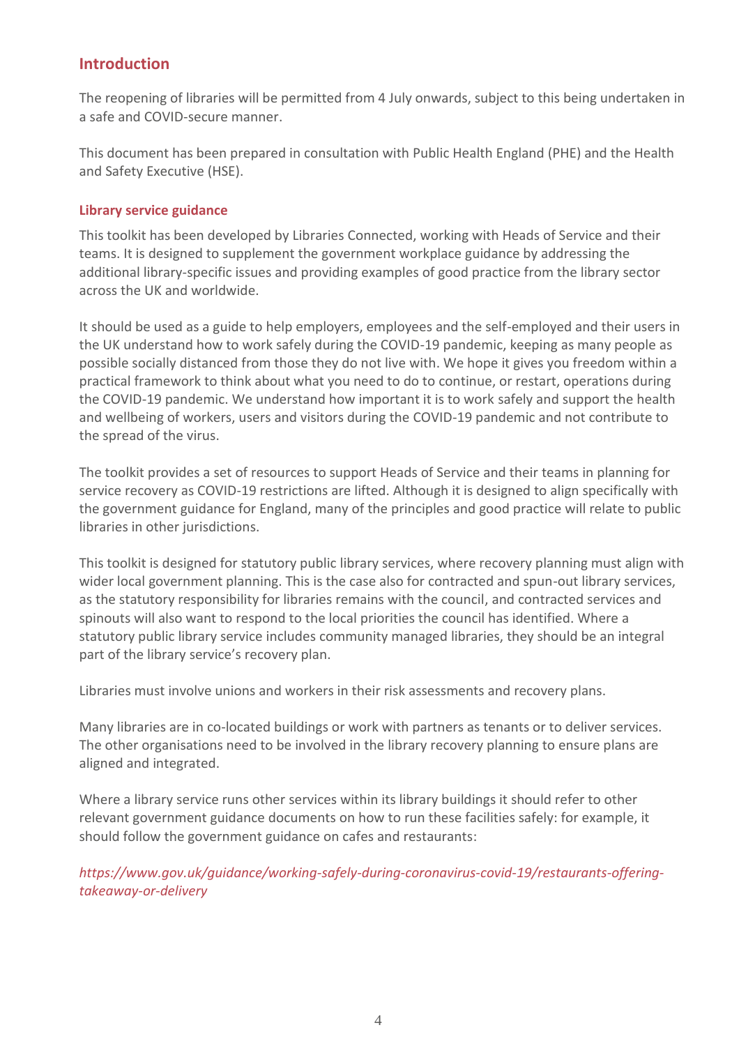## Introduction

The reopening of libraries will be permitted from 4 July onwards, subject to this being undertaken in a safe and COVID-secure manner.

This document has been prepared in consultation with Public Health England (PHE) and the Health and Safety Executive (HSE).

### Library service guidance

This toolkit has been developed by Libraries Connected, working with Heads of Service and their teams. It is designed to supplement the government workplace guidance by addressing the additional library-specific issues and providing examples of good practice from the library sector across the UK and worldwide.

It should be used as a guide to help employers, employees and the self-employed and their users in the UK understand how to work safely during the COVID-19 pandemic, keeping as many people as possible socially distanced from those they do not live with. We hope it gives you freedom within a practical framework to think about what you need to do to continue, or restart, operations during the COVID-19 pandemic. We understand how important it is to work safely and support the health and wellbeing of workers, users and visitors during the COVID-19 pandemic and not contribute to the spread of the virus.

The toolkit provides a set of resources to support Heads of Service and their teams in planning for service recovery as COVID-19 restrictions are lifted. Although it is designed to align specifically with the government guidance for England, many of the principles and good practice will relate to public libraries in other jurisdictions.

This toolkit is designed for statutory public library services, where recovery planning must align with wider local government planning. This is the case also for contracted and spun-out library services, as the statutory responsibility for libraries remains with the council, and contracted services and spinouts will also want to respond to the local priorities the council has identified. Where a statutory public library service includes community managed libraries, they should be an integral part of the library service's recovery plan.

Libraries must involve unions and workers in their risk assessments and recovery plans.

Many libraries are in co-located buildings or work with partners as tenants or to deliver services. The other organisations need to be involved in the library recovery planning to ensure plans are aligned and integrated.

Where a library service runs other services within its library buildings it should refer to other relevant government guidance documents on how to run these facilities safely: for example, it should follow the government guidance on cafes and restaurants:

*https://www.gov.uk/guidance/working-safely-during-coronavirus-covid-19/restaurants-offering-takeaway-or-delivery*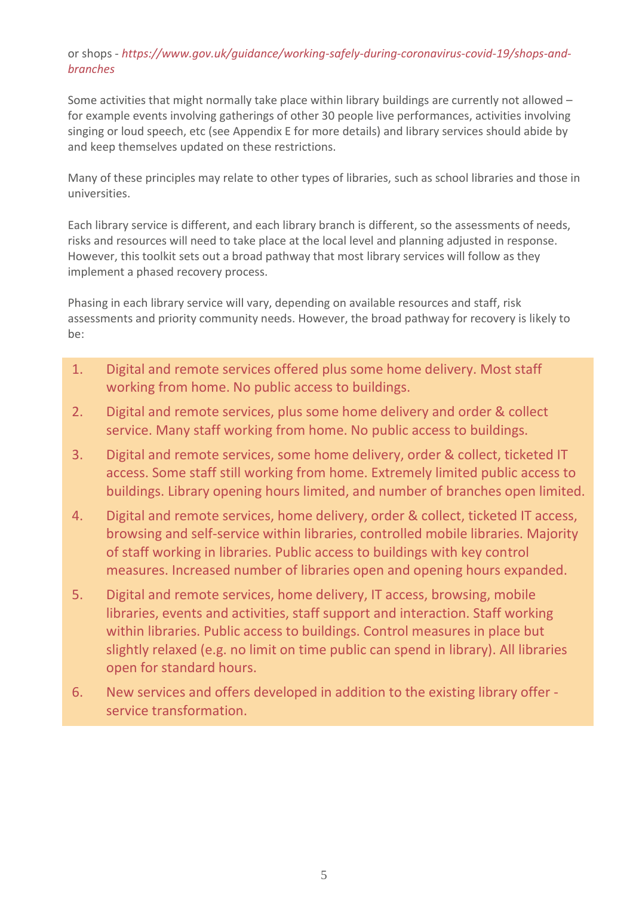or shops - *https://www.gov.uk/guidance/working-safely-during-coronavirus-covid-19/shops-and-branches*

Some activities that might normally take place within library buildings are currently not allowed – for example events involving gatherings of other 30 people live performances, activities involving singing or loud speech, etc (see Appendix E for more details) and library services should abide by and keep themselves updated on these restrictions.

Many of these principles may relate to other types of libraries, such as school libraries and those in universities.

Each library service is different, and each library branch is different, so the assessments of needs, risks and resources will need to take place at the local level and planning adjusted in response. However, this toolkit sets out a broad pathway that most library services will follow as they implement a phased recovery process.

Phasing in each library service will vary, depending on available resources and staff, risk assessments and priority community needs. However, the broad pathway for recovery is likely to be:

1. Digital and remote services offered plus some home delivery. Most staff working from home. No public access to buildings.
2. Digital and remote services, plus some home delivery and order & collect service. Many staff working from home. No public access to buildings.
3. Digital and remote services, some home delivery, order & collect, ticketed IT access. Some staff still working from home. Extremely limited public access to buildings. Library opening hours limited, and number of branches open limited.
4. Digital and remote services, home delivery, order & collect, ticketed IT access, browsing and self-service within libraries, controlled mobile libraries. Majority of staff working in libraries. Public access to buildings with key control measures. Increased number of libraries open and opening hours expanded.
5. Digital and remote services, home delivery, IT access, browsing, mobile libraries, events and activities, staff support and interaction. Staff working within libraries. Public access to buildings. Control measures in place but slightly relaxed (e.g. no limit on time public can spend in library). All libraries open for standard hours.
6. New services and offers developed in addition to the existing library offer - service transformation.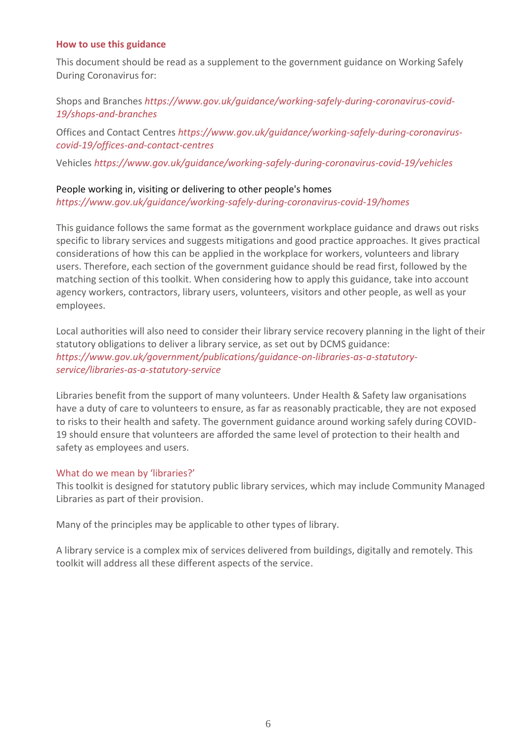## How to use this guidance

This document should be read as a supplement to the government guidance on Working Safely During Coronavirus for:

Shops and Branches *https://www.gov.uk/guidance/working-safely-during-coronavirus-covid-19/shops-and-branches*

Offices and Contact Centres *https://www.gov.uk/guidance/working-safely-during-coronavirus-covid-19/offices-and-contact-centres*

Vehicles *https://www.gov.uk/guidance/working-safely-during-coronavirus-covid-19/vehicles*

People working in, visiting or delivering to other people's homes *https://www.gov.uk/guidance/working-safely-during-coronavirus-covid-19/homes*

This guidance follows the same format as the government workplace guidance and draws out risks specific to library services and suggests mitigations and good practice approaches. It gives practical considerations of how this can be applied in the workplace for workers, volunteers and library users. Therefore, each section of the government guidance should be read first, followed by the matching section of this toolkit. When considering how to apply this guidance, take into account agency workers, contractors, library users, volunteers, visitors and other people, as well as your employees.

Local authorities will also need to consider their library service recovery planning in the light of their statutory obligations to deliver a library service, as set out by DCMS guidance: *https://www.gov.uk/government/publications/guidance-on-libraries-as-a-statutory-service/libraries-as-a-statutory-service*

Libraries benefit from the support of many volunteers. Under Health & Safety law organisations have a duty of care to volunteers to ensure, as far as reasonably practicable, they are not exposed to risks to their health and safety. The government guidance around working safely during COVID-19 should ensure that volunteers are afforded the same level of protection to their health and safety as employees and users.

### What do we mean by 'libraries?'

This toolkit is designed for statutory public library services, which may include Community Managed Libraries as part of their provision.

Many of the principles may be applicable to other types of library.

A library service is a complex mix of services delivered from buildings, digitally and remotely. This toolkit will address all these different aspects of the service.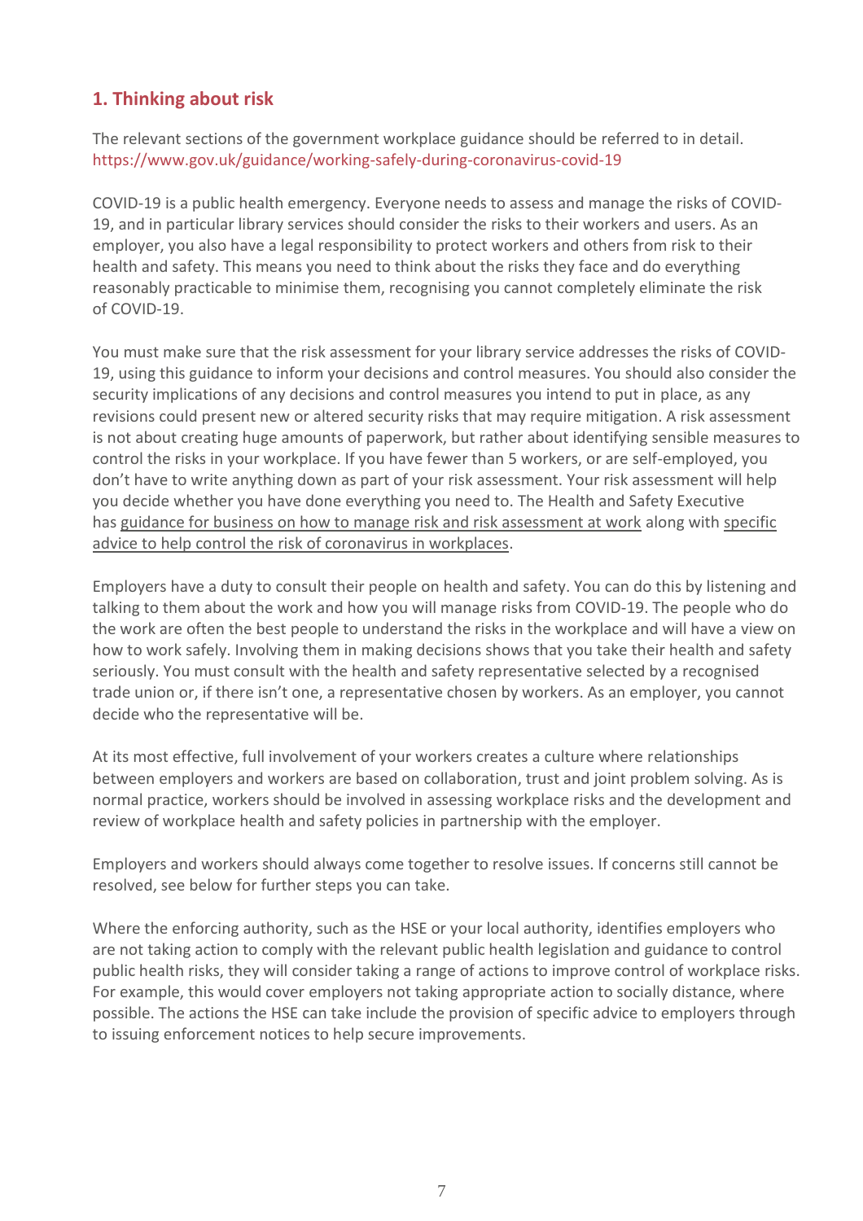## 1. Thinking about risk

The relevant sections of the government workplace guidance should be referred to in detail. https://www.gov.uk/guidance/working-safely-during-coronavirus-covid-19

COVID-19 is a public health emergency. Everyone needs to assess and manage the risks of COVID-19, and in particular library services should consider the risks to their workers and users. As an employer, you also have a legal responsibility to protect workers and others from risk to their health and safety. This means you need to think about the risks they face and do everything reasonably practicable to minimise them, recognising you cannot completely eliminate the risk of COVID-19.

You must make sure that the risk assessment for your library service addresses the risks of COVID-19, using this guidance to inform your decisions and control measures. You should also consider the security implications of any decisions and control measures you intend to put in place, as any revisions could present new or altered security risks that may require mitigation. A risk assessment is not about creating huge amounts of paperwork, but rather about identifying sensible measures to control the risks in your workplace. If you have fewer than 5 workers, or are self-employed, you don't have to write anything down as part of your risk assessment. Your risk assessment will help you decide whether you have done everything you need to. The Health and Safety Executive has guidance for business on how to manage risk and risk assessment at work along with specific advice to help control the risk of coronavirus in workplaces.

Employers have a duty to consult their people on health and safety. You can do this by listening and talking to them about the work and how you will manage risks from COVID-19. The people who do the work are often the best people to understand the risks in the workplace and will have a view on how to work safely. Involving them in making decisions shows that you take their health and safety seriously. You must consult with the health and safety representative selected by a recognised trade union or, if there isn't one, a representative chosen by workers. As an employer, you cannot decide who the representative will be.

At its most effective, full involvement of your workers creates a culture where relationships between employers and workers are based on collaboration, trust and joint problem solving. As is normal practice, workers should be involved in assessing workplace risks and the development and review of workplace health and safety policies in partnership with the employer.

Employers and workers should always come together to resolve issues. If concerns still cannot be resolved, see below for further steps you can take.

Where the enforcing authority, such as the HSE or your local authority, identifies employers who are not taking action to comply with the relevant public health legislation and guidance to control public health risks, they will consider taking a range of actions to improve control of workplace risks. For example, this would cover employers not taking appropriate action to socially distance, where possible. The actions the HSE can take include the provision of specific advice to employers through to issuing enforcement notices to help secure improvements.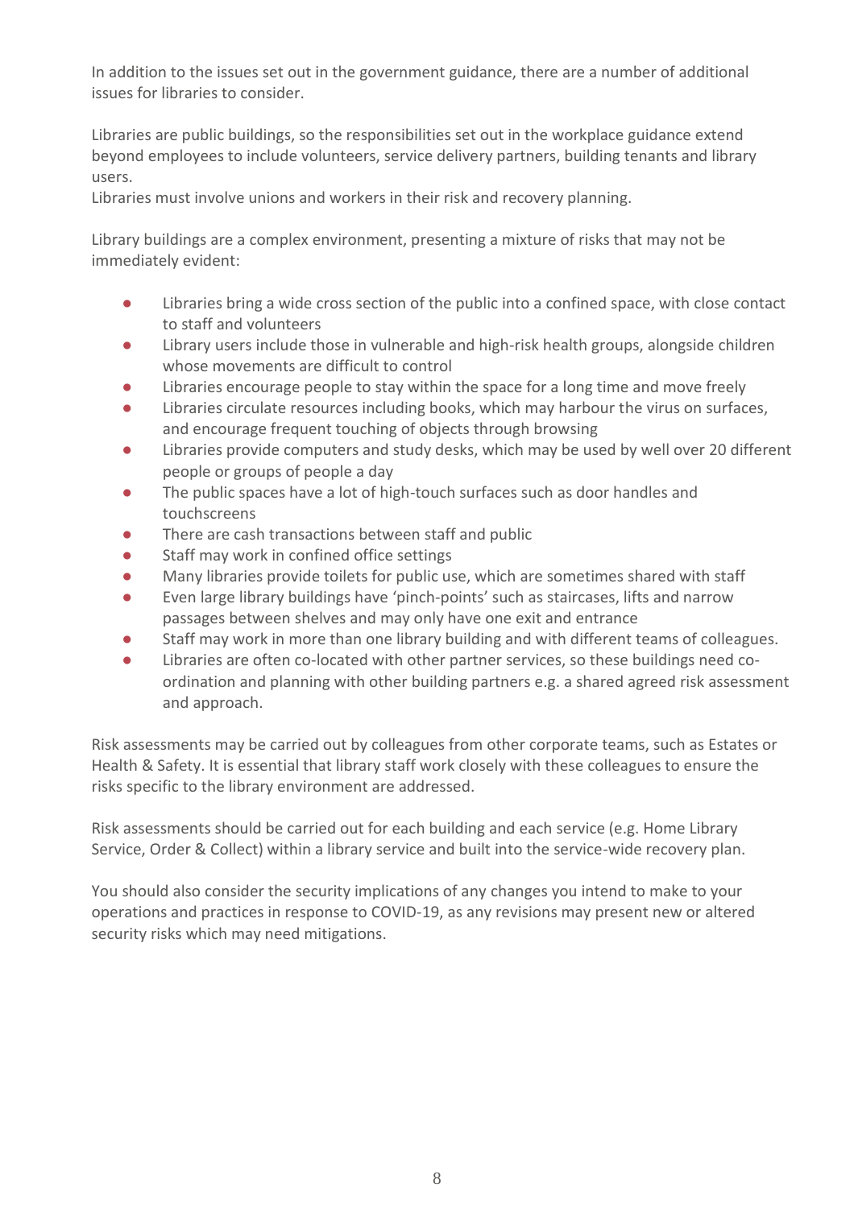In addition to the issues set out in the government guidance, there are a number of additional issues for libraries to consider.

Libraries are public buildings, so the responsibilities set out in the workplace guidance extend beyond employees to include volunteers, service delivery partners, building tenants and library users.
Libraries must involve unions and workers in their risk and recovery planning.

Library buildings are a complex environment, presenting a mixture of risks that may not be immediately evident:

- Libraries bring a wide cross section of the public into a confined space, with close contact to staff and volunteers
- Library users include those in vulnerable and high-risk health groups, alongside children whose movements are difficult to control
- Libraries encourage people to stay within the space for a long time and move freely
- Libraries circulate resources including books, which may harbour the virus on surfaces, and encourage frequent touching of objects through browsing
- Libraries provide computers and study desks, which may be used by well over 20 different people or groups of people a day
- The public spaces have a lot of high-touch surfaces such as door handles and touchscreens
- There are cash transactions between staff and public
- Staff may work in confined office settings
- Many libraries provide toilets for public use, which are sometimes shared with staff
- Even large library buildings have 'pinch-points' such as staircases, lifts and narrow passages between shelves and may only have one exit and entrance
- Staff may work in more than one library building and with different teams of colleagues.
- Libraries are often co-located with other partner services, so these buildings need co-ordination and planning with other building partners e.g. a shared agreed risk assessment and approach.

Risk assessments may be carried out by colleagues from other corporate teams, such as Estates or Health & Safety. It is essential that library staff work closely with these colleagues to ensure the risks specific to the library environment are addressed.

Risk assessments should be carried out for each building and each service (e.g. Home Library Service, Order & Collect) within a library service and built into the service-wide recovery plan.

You should also consider the security implications of any changes you intend to make to your operations and practices in response to COVID-19, as any revisions may present new or altered security risks which may need mitigations.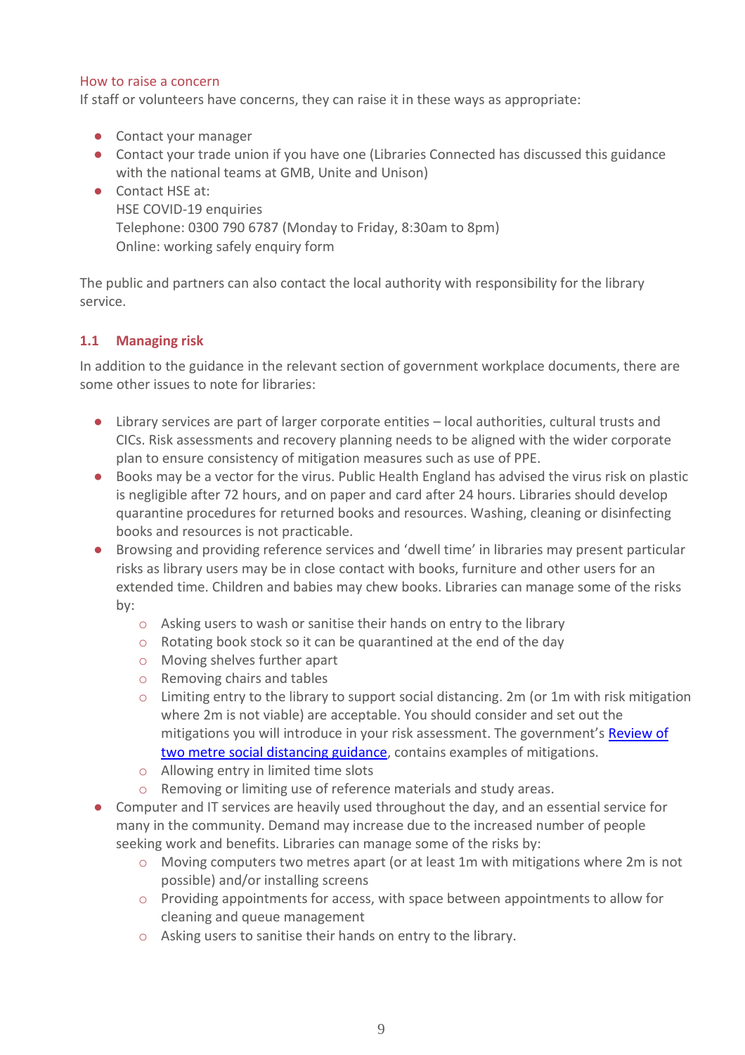How to raise a concern

If staff or volunteers have concerns, they can raise it in these ways as appropriate:

- Contact your manager
- Contact your trade union if you have one (Libraries Connected has discussed this guidance with the national teams at GMB, Unite and Unison)
- Contact HSE at:
  HSE COVID-19 enquiries
  Telephone: 0300 790 6787 (Monday to Friday, 8:30am to 8pm)
  Online: working safely enquiry form

The public and partners can also contact the local authority with responsibility for the library service.

## 1.1 Managing risk

In addition to the guidance in the relevant section of government workplace documents, there are some other issues to note for libraries:

- Library services are part of larger corporate entities – local authorities, cultural trusts and CICs. Risk assessments and recovery planning needs to be aligned with the wider corporate plan to ensure consistency of mitigation measures such as use of PPE.
- Books may be a vector for the virus. Public Health England has advised the virus risk on plastic is negligible after 72 hours, and on paper and card after 24 hours. Libraries should develop quarantine procedures for returned books and resources. Washing, cleaning or disinfecting books and resources is not practicable.
- Browsing and providing reference services and 'dwell time' in libraries may present particular risks as library users may be in close contact with books, furniture and other users for an extended time. Children and babies may chew books. Libraries can manage some of the risks by:
  - Asking users to wash or sanitise their hands on entry to the library
  - Rotating book stock so it can be quarantined at the end of the day
  - Moving shelves further apart
  - Removing chairs and tables
  - Limiting entry to the library to support social distancing. 2m (or 1m with risk mitigation where 2m is not viable) are acceptable. You should consider and set out the mitigations you will introduce in your risk assessment. The government's [Review of two metre social distancing guidance](), contains examples of mitigations.
  - Allowing entry in limited time slots
  - Removing or limiting use of reference materials and study areas.
- Computer and IT services are heavily used throughout the day, and an essential service for many in the community. Demand may increase due to the increased number of people seeking work and benefits. Libraries can manage some of the risks by:
  - Moving computers two metres apart (or at least 1m with mitigations where 2m is not possible) and/or installing screens
  - Providing appointments for access, with space between appointments to allow for cleaning and queue management
  - Asking users to sanitise their hands on entry to the library.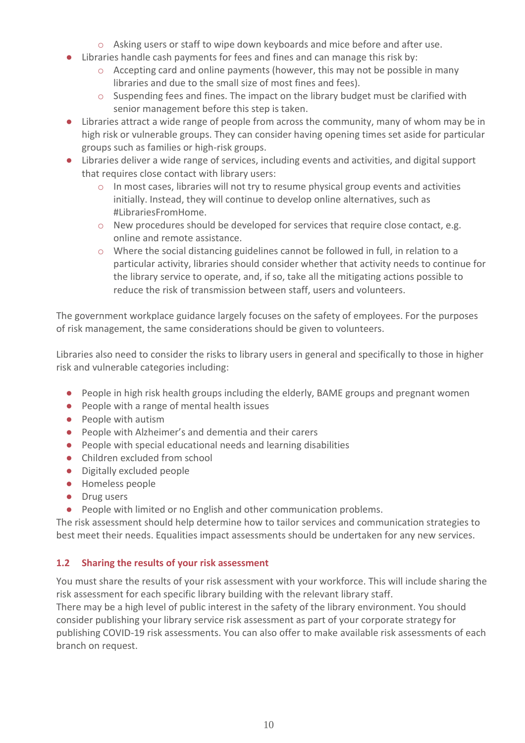- Asking users or staff to wipe down keyboards and mice before and after use.
- Libraries handle cash payments for fees and fines and can manage this risk by:
    - Accepting card and online payments (however, this may not be possible in many libraries and due to the small size of most fines and fees).
    - Suspending fees and fines. The impact on the library budget must be clarified with senior management before this step is taken.
- Libraries attract a wide range of people from across the community, many of whom may be in high risk or vulnerable groups. They can consider having opening times set aside for particular groups such as families or high-risk groups.
- Libraries deliver a wide range of services, including events and activities, and digital support that requires close contact with library users:
    - In most cases, libraries will not try to resume physical group events and activities initially. Instead, they will continue to develop online alternatives, such as #LibrariesFromHome.
    - New procedures should be developed for services that require close contact, e.g. online and remote assistance.
    - Where the social distancing guidelines cannot be followed in full, in relation to a particular activity, libraries should consider whether that activity needs to continue for the library service to operate, and, if so, take all the mitigating actions possible to reduce the risk of transmission between staff, users and volunteers.

The government workplace guidance largely focuses on the safety of employees. For the purposes of risk management, the same considerations should be given to volunteers.

Libraries also need to consider the risks to library users in general and specifically to those in higher risk and vulnerable categories including:

- People in high risk health groups including the elderly, BAME groups and pregnant women
- People with a range of mental health issues
- People with autism
- People with Alzheimer's and dementia and their carers
- People with special educational needs and learning disabilities
- Children excluded from school
- Digitally excluded people
- Homeless people
- Drug users
- People with limited or no English and other communication problems.

The risk assessment should help determine how to tailor services and communication strategies to best meet their needs. Equalities impact assessments should be undertaken for any new services.

### 1.2 Sharing the results of your risk assessment

You must share the results of your risk assessment with your workforce. This will include sharing the risk assessment for each specific library building with the relevant library staff.

There may be a high level of public interest in the safety of the library environment. You should consider publishing your library service risk assessment as part of your corporate strategy for publishing COVID-19 risk assessments. You can also offer to make available risk assessments of each branch on request.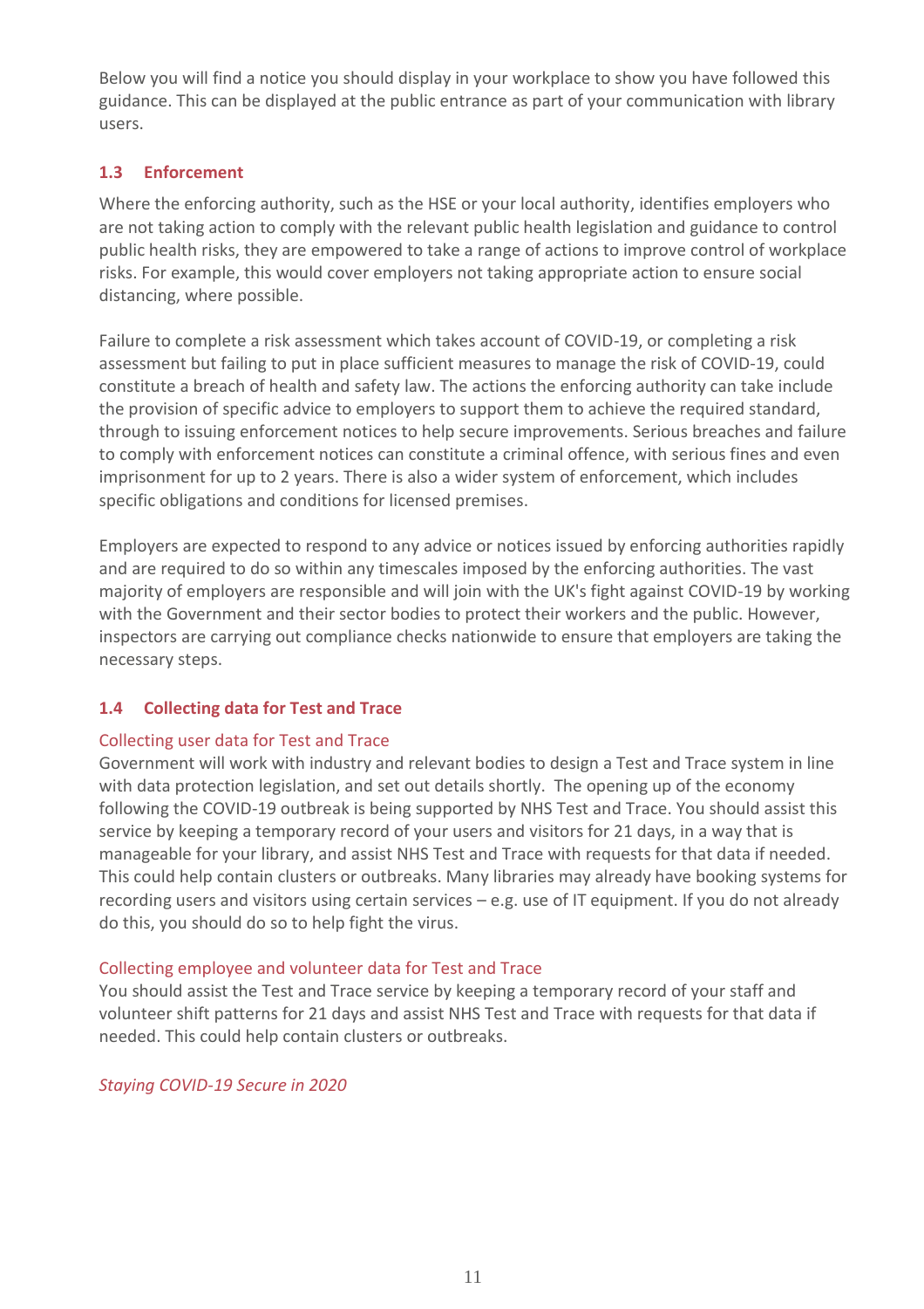Below you will find a notice you should display in your workplace to show you have followed this guidance. This can be displayed at the public entrance as part of your communication with library users.

### 1.3 Enforcement

Where the enforcing authority, such as the HSE or your local authority, identifies employers who are not taking action to comply with the relevant public health legislation and guidance to control public health risks, they are empowered to take a range of actions to improve control of workplace risks. For example, this would cover employers not taking appropriate action to ensure social distancing, where possible.

Failure to complete a risk assessment which takes account of COVID-19, or completing a risk assessment but failing to put in place sufficient measures to manage the risk of COVID-19, could constitute a breach of health and safety law. The actions the enforcing authority can take include the provision of specific advice to employers to support them to achieve the required standard, through to issuing enforcement notices to help secure improvements. Serious breaches and failure to comply with enforcement notices can constitute a criminal offence, with serious fines and even imprisonment for up to 2 years. There is also a wider system of enforcement, which includes specific obligations and conditions for licensed premises.

Employers are expected to respond to any advice or notices issued by enforcing authorities rapidly and are required to do so within any timescales imposed by the enforcing authorities. The vast majority of employers are responsible and will join with the UK's fight against COVID-19 by working with the Government and their sector bodies to protect their workers and the public. However, inspectors are carrying out compliance checks nationwide to ensure that employers are taking the necessary steps.

### 1.4 Collecting data for Test and Trace

#### Collecting user data for Test and Trace

Government will work with industry and relevant bodies to design a Test and Trace system in line with data protection legislation, and set out details shortly. The opening up of the economy following the COVID-19 outbreak is being supported by NHS Test and Trace. You should assist this service by keeping a temporary record of your users and visitors for 21 days, in a way that is manageable for your library, and assist NHS Test and Trace with requests for that data if needed. This could help contain clusters or outbreaks. Many libraries may already have booking systems for recording users and visitors using certain services – e.g. use of IT equipment. If you do not already do this, you should do so to help fight the virus.

#### Collecting employee and volunteer data for Test and Trace

You should assist the Test and Trace service by keeping a temporary record of your staff and volunteer shift patterns for 21 days and assist NHS Test and Trace with requests for that data if needed. This could help contain clusters or outbreaks.

*Staying COVID-19 Secure in 2020*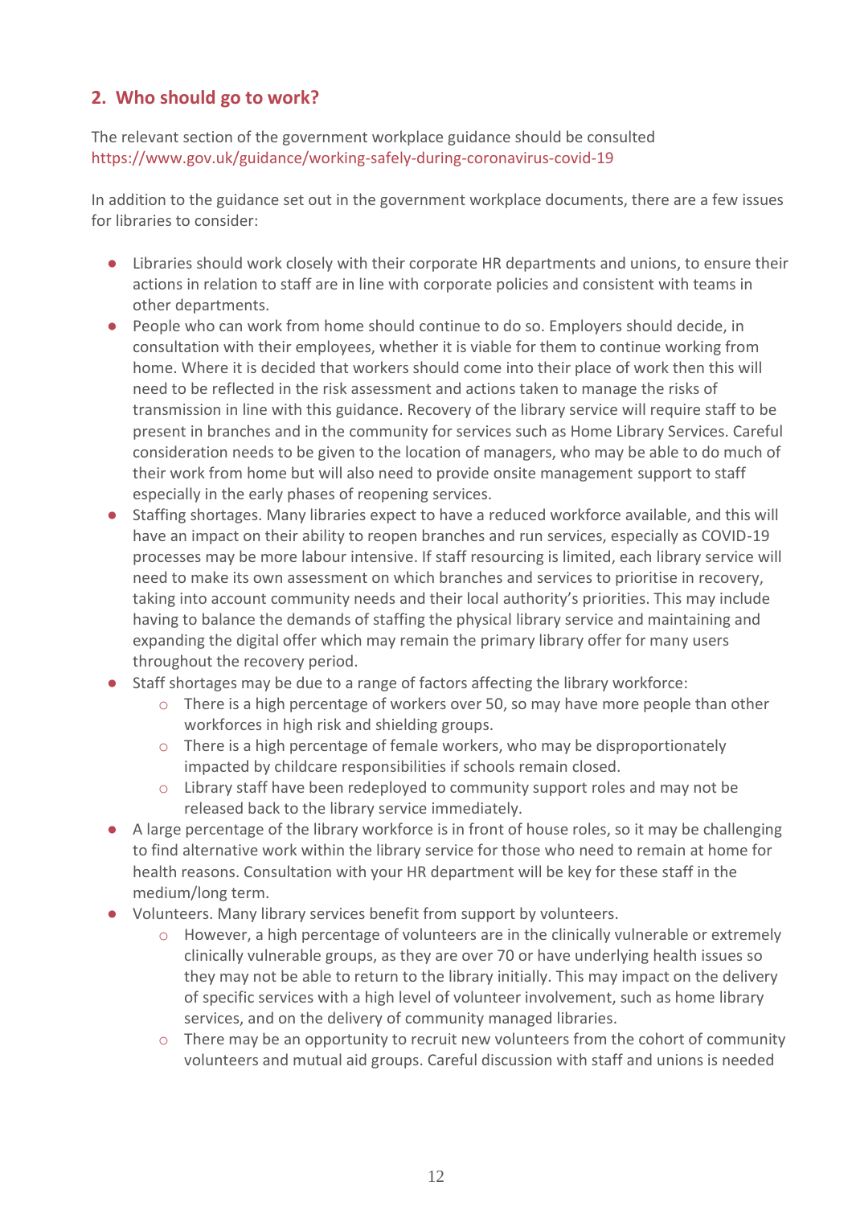## 2. Who should go to work?

The relevant section of the government workplace guidance should be consulted https://www.gov.uk/guidance/working-safely-during-coronavirus-covid-19

In addition to the guidance set out in the government workplace documents, there are a few issues for libraries to consider:

- Libraries should work closely with their corporate HR departments and unions, to ensure their actions in relation to staff are in line with corporate policies and consistent with teams in other departments.
- People who can work from home should continue to do so. Employers should decide, in consultation with their employees, whether it is viable for them to continue working from home. Where it is decided that workers should come into their place of work then this will need to be reflected in the risk assessment and actions taken to manage the risks of transmission in line with this guidance. Recovery of the library service will require staff to be present in branches and in the community for services such as Home Library Services. Careful consideration needs to be given to the location of managers, who may be able to do much of their work from home but will also need to provide onsite management support to staff especially in the early phases of reopening services.
- Staffing shortages. Many libraries expect to have a reduced workforce available, and this will have an impact on their ability to reopen branches and run services, especially as COVID-19 processes may be more labour intensive. If staff resourcing is limited, each library service will need to make its own assessment on which branches and services to prioritise in recovery, taking into account community needs and their local authority's priorities. This may include having to balance the demands of staffing the physical library service and maintaining and expanding the digital offer which may remain the primary library offer for many users throughout the recovery period.
- Staff shortages may be due to a range of factors affecting the library workforce:
    - There is a high percentage of workers over 50, so may have more people than other workforces in high risk and shielding groups.
    - There is a high percentage of female workers, who may be disproportionately impacted by childcare responsibilities if schools remain closed.
    - Library staff have been redeployed to community support roles and may not be released back to the library service immediately.
- A large percentage of the library workforce is in front of house roles, so it may be challenging to find alternative work within the library service for those who need to remain at home for health reasons. Consultation with your HR department will be key for these staff in the medium/long term.
- Volunteers. Many library services benefit from support by volunteers.
    - However, a high percentage of volunteers are in the clinically vulnerable or extremely clinically vulnerable groups, as they are over 70 or have underlying health issues so they may not be able to return to the library initially. This may impact on the delivery of specific services with a high level of volunteer involvement, such as home library services, and on the delivery of community managed libraries.
    - There may be an opportunity to recruit new volunteers from the cohort of community volunteers and mutual aid groups. Careful discussion with staff and unions is needed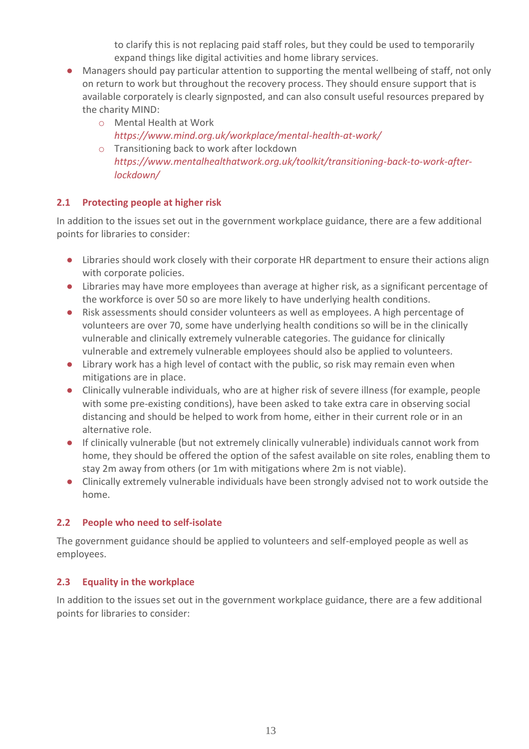to clarify this is not replacing paid staff roles, but they could be used to temporarily expand things like digital activities and home library services.

- Managers should pay particular attention to supporting the mental wellbeing of staff, not only on return to work but throughout the recovery process. They should ensure support that is available corporately is clearly signposted, and can also consult useful resources prepared by the charity MIND:
    - Mental Health at Work *https://www.mind.org.uk/workplace/mental-health-at-work/*
    - Transitioning back to work after lockdown *https://www.mentalhealthatwork.org.uk/toolkit/transitioning-back-to-work-after-lockdown/*

### 2.1 Protecting people at higher risk

In addition to the issues set out in the government workplace guidance, there are a few additional points for libraries to consider:

- Libraries should work closely with their corporate HR department to ensure their actions align with corporate policies.
- Libraries may have more employees than average at higher risk, as a significant percentage of the workforce is over 50 so are more likely to have underlying health conditions.
- Risk assessments should consider volunteers as well as employees. A high percentage of volunteers are over 70, some have underlying health conditions so will be in the clinically vulnerable and clinically extremely vulnerable categories. The guidance for clinically vulnerable and extremely vulnerable employees should also be applied to volunteers.
- Library work has a high level of contact with the public, so risk may remain even when mitigations are in place.
- Clinically vulnerable individuals, who are at higher risk of severe illness (for example, people with some pre-existing conditions), have been asked to take extra care in observing social distancing and should be helped to work from home, either in their current role or in an alternative role.
- If clinically vulnerable (but not extremely clinically vulnerable) individuals cannot work from home, they should be offered the option of the safest available on site roles, enabling them to stay 2m away from others (or 1m with mitigations where 2m is not viable).
- Clinically extremely vulnerable individuals have been strongly advised not to work outside the home.

### 2.2 People who need to self-isolate

The government guidance should be applied to volunteers and self-employed people as well as employees.

### 2.3 Equality in the workplace

In addition to the issues set out in the government workplace guidance, there are a few additional points for libraries to consider: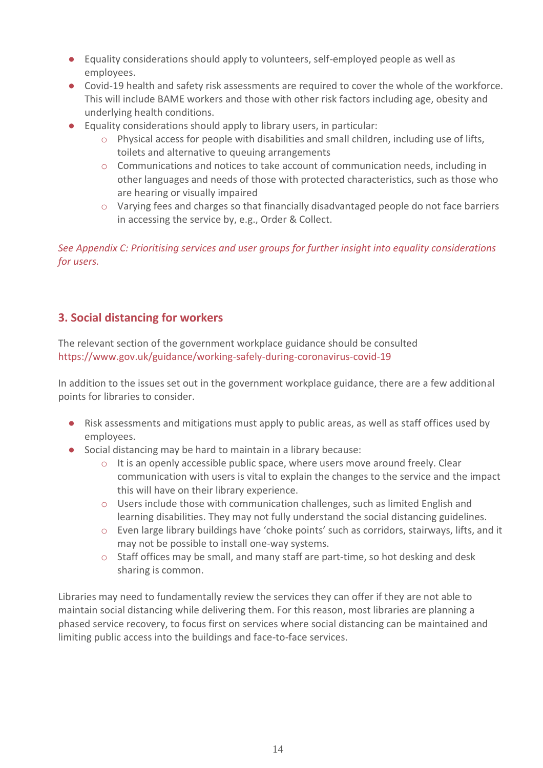- Equality considerations should apply to volunteers, self-employed people as well as employees.
- Covid-19 health and safety risk assessments are required to cover the whole of the workforce. This will include BAME workers and those with other risk factors including age, obesity and underlying health conditions.
- Equality considerations should apply to library users, in particular:
    - Physical access for people with disabilities and small children, including use of lifts, toilets and alternative to queuing arrangements
    - Communications and notices to take account of communication needs, including in other languages and needs of those with protected characteristics, such as those who are hearing or visually impaired
    - Varying fees and charges so that financially disadvantaged people do not face barriers in accessing the service by, e.g., Order & Collect.

*See Appendix C: Prioritising services and user groups for further insight into equality considerations for users.*

## 3. Social distancing for workers

The relevant section of the government workplace guidance should be consulted https://www.gov.uk/guidance/working-safely-during-coronavirus-covid-19

In addition to the issues set out in the government workplace guidance, there are a few additional points for libraries to consider.

- Risk assessments and mitigations must apply to public areas, as well as staff offices used by employees.
- Social distancing may be hard to maintain in a library because:
    - It is an openly accessible public space, where users move around freely. Clear communication with users is vital to explain the changes to the service and the impact this will have on their library experience.
    - Users include those with communication challenges, such as limited English and learning disabilities. They may not fully understand the social distancing guidelines.
    - Even large library buildings have 'choke points' such as corridors, stairways, lifts, and it may not be possible to install one-way systems.
    - Staff offices may be small, and many staff are part-time, so hot desking and desk sharing is common.

Libraries may need to fundamentally review the services they can offer if they are not able to maintain social distancing while delivering them. For this reason, most libraries are planning a phased service recovery, to focus first on services where social distancing can be maintained and limiting public access into the buildings and face-to-face services.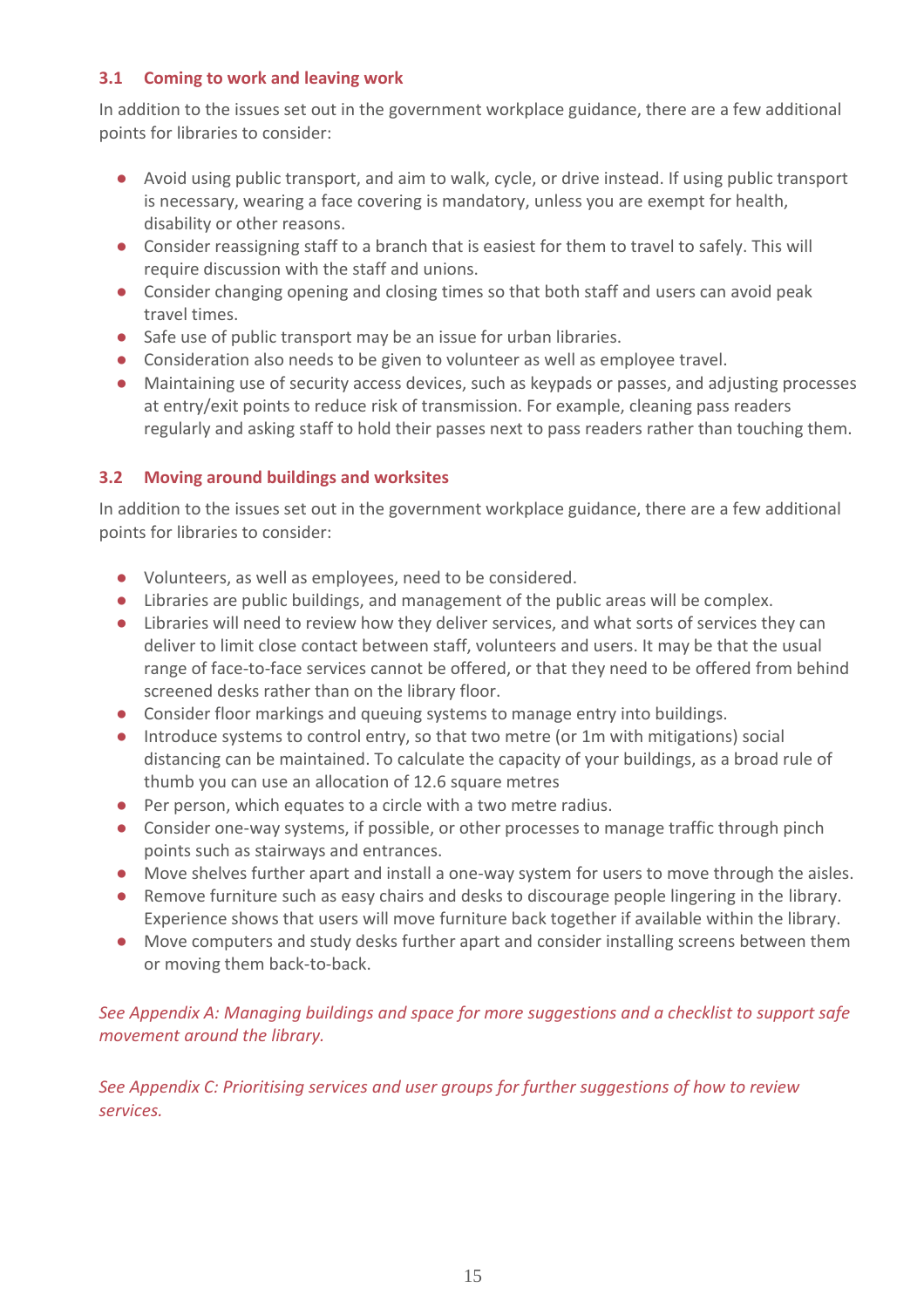### 3.1 Coming to work and leaving work

In addition to the issues set out in the government workplace guidance, there are a few additional points for libraries to consider:

- Avoid using public transport, and aim to walk, cycle, or drive instead. If using public transport is necessary, wearing a face covering is mandatory, unless you are exempt for health, disability or other reasons.
- Consider reassigning staff to a branch that is easiest for them to travel to safely. This will require discussion with the staff and unions.
- Consider changing opening and closing times so that both staff and users can avoid peak travel times.
- Safe use of public transport may be an issue for urban libraries.
- Consideration also needs to be given to volunteer as well as employee travel.
- Maintaining use of security access devices, such as keypads or passes, and adjusting processes at entry/exit points to reduce risk of transmission. For example, cleaning pass readers regularly and asking staff to hold their passes next to pass readers rather than touching them.

### 3.2 Moving around buildings and worksites

In addition to the issues set out in the government workplace guidance, there are a few additional points for libraries to consider:

- Volunteers, as well as employees, need to be considered.
- Libraries are public buildings, and management of the public areas will be complex.
- Libraries will need to review how they deliver services, and what sorts of services they can deliver to limit close contact between staff, volunteers and users. It may be that the usual range of face-to-face services cannot be offered, or that they need to be offered from behind screened desks rather than on the library floor.
- Consider floor markings and queuing systems to manage entry into buildings.
- Introduce systems to control entry, so that two metre (or 1m with mitigations) social distancing can be maintained. To calculate the capacity of your buildings, as a broad rule of thumb you can use an allocation of 12.6 square metres
- Per person, which equates to a circle with a two metre radius.
- Consider one-way systems, if possible, or other processes to manage traffic through pinch points such as stairways and entrances.
- Move shelves further apart and install a one-way system for users to move through the aisles.
- Remove furniture such as easy chairs and desks to discourage people lingering in the library. Experience shows that users will move furniture back together if available within the library.
- Move computers and study desks further apart and consider installing screens between them or moving them back-to-back.

*See Appendix A: Managing buildings and space for more suggestions and a checklist to support safe movement around the library.*

*See Appendix C: Prioritising services and user groups for further suggestions of how to review services.*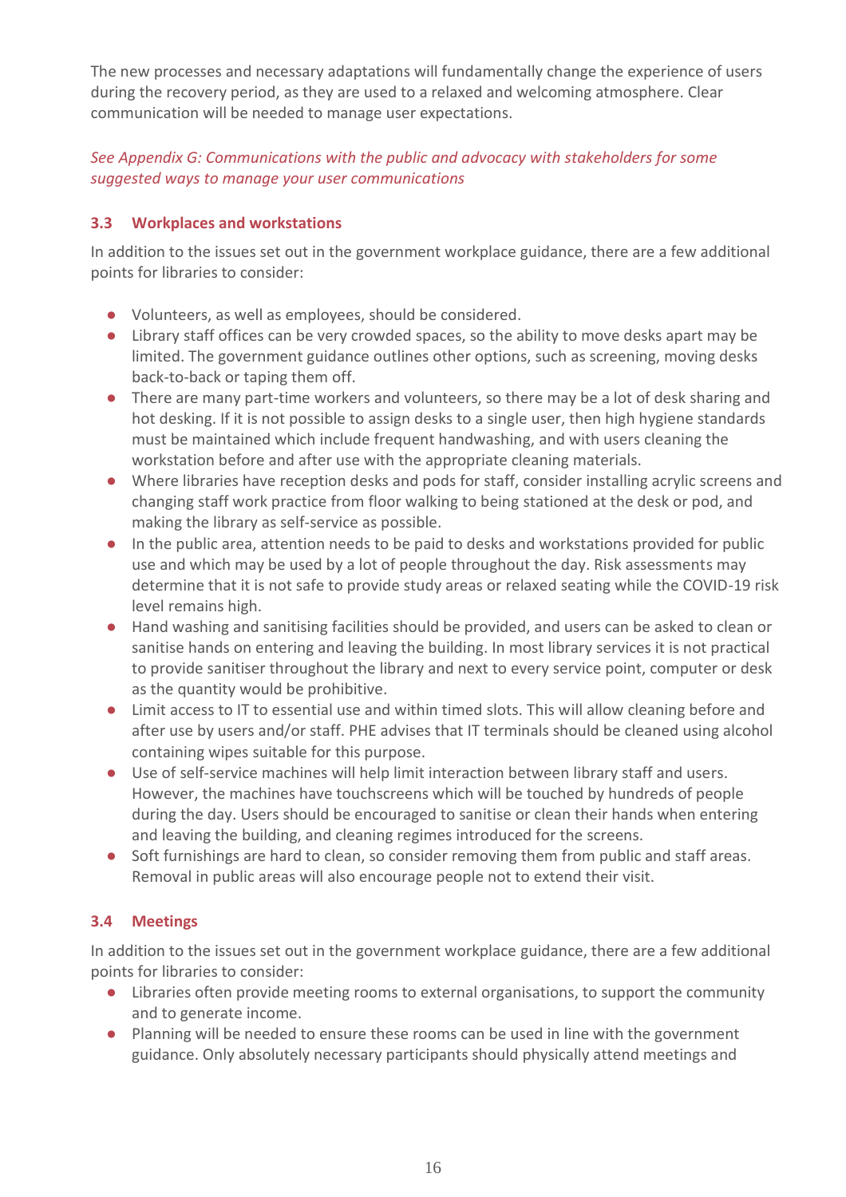The new processes and necessary adaptations will fundamentally change the experience of users during the recovery period, as they are used to a relaxed and welcoming atmosphere. Clear communication will be needed to manage user expectations.

*See Appendix G: Communications with the public and advocacy with stakeholders for some suggested ways to manage your user communications*

### 3.3 Workplaces and workstations

In addition to the issues set out in the government workplace guidance, there are a few additional points for libraries to consider:

- Volunteers, as well as employees, should be considered.
- Library staff offices can be very crowded spaces, so the ability to move desks apart may be limited. The government guidance outlines other options, such as screening, moving desks back-to-back or taping them off.
- There are many part-time workers and volunteers, so there may be a lot of desk sharing and hot desking. If it is not possible to assign desks to a single user, then high hygiene standards must be maintained which include frequent handwashing, and with users cleaning the workstation before and after use with the appropriate cleaning materials.
- Where libraries have reception desks and pods for staff, consider installing acrylic screens and changing staff work practice from floor walking to being stationed at the desk or pod, and making the library as self-service as possible.
- In the public area, attention needs to be paid to desks and workstations provided for public use and which may be used by a lot of people throughout the day. Risk assessments may determine that it is not safe to provide study areas or relaxed seating while the COVID-19 risk level remains high.
- Hand washing and sanitising facilities should be provided, and users can be asked to clean or sanitise hands on entering and leaving the building. In most library services it is not practical to provide sanitiser throughout the library and next to every service point, computer or desk as the quantity would be prohibitive.
- Limit access to IT to essential use and within timed slots. This will allow cleaning before and after use by users and/or staff. PHE advises that IT terminals should be cleaned using alcohol containing wipes suitable for this purpose.
- Use of self-service machines will help limit interaction between library staff and users. However, the machines have touchscreens which will be touched by hundreds of people during the day. Users should be encouraged to sanitise or clean their hands when entering and leaving the building, and cleaning regimes introduced for the screens.
- Soft furnishings are hard to clean, so consider removing them from public and staff areas. Removal in public areas will also encourage people not to extend their visit.

### 3.4 Meetings

In addition to the issues set out in the government workplace guidance, there are a few additional points for libraries to consider:

- Libraries often provide meeting rooms to external organisations, to support the community and to generate income.
- Planning will be needed to ensure these rooms can be used in line with the government guidance. Only absolutely necessary participants should physically attend meetings and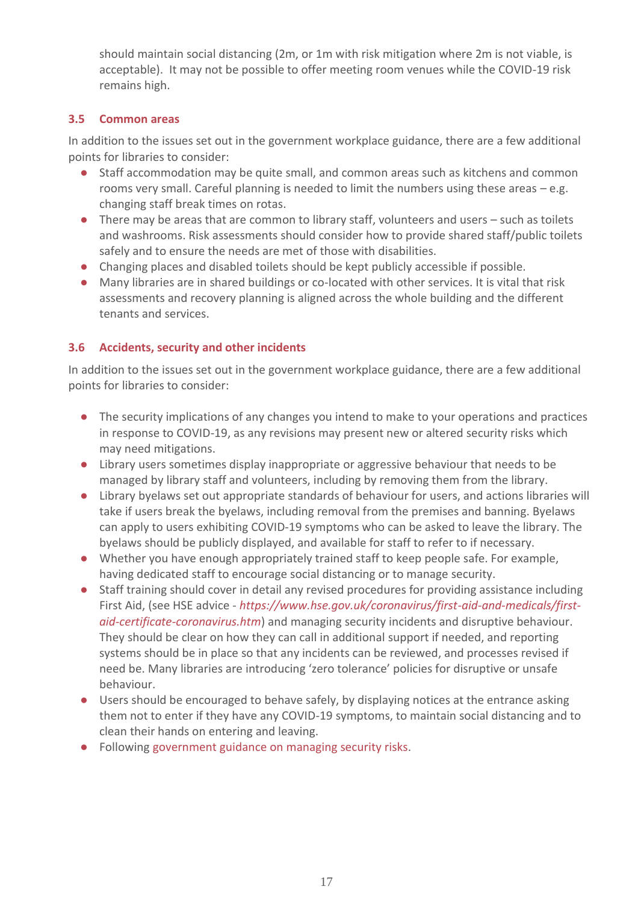should maintain social distancing (2m, or 1m with risk mitigation where 2m is not viable, is acceptable). It may not be possible to offer meeting room venues while the COVID-19 risk remains high.

### 3.5 Common areas

In addition to the issues set out in the government workplace guidance, there are a few additional points for libraries to consider:

- Staff accommodation may be quite small, and common areas such as kitchens and common rooms very small. Careful planning is needed to limit the numbers using these areas – e.g. changing staff break times on rotas.
- There may be areas that are common to library staff, volunteers and users – such as toilets and washrooms. Risk assessments should consider how to provide shared staff/public toilets safely and to ensure the needs are met of those with disabilities.
- Changing places and disabled toilets should be kept publicly accessible if possible.
- Many libraries are in shared buildings or co-located with other services. It is vital that risk assessments and recovery planning is aligned across the whole building and the different tenants and services.

### 3.6 Accidents, security and other incidents

In addition to the issues set out in the government workplace guidance, there are a few additional points for libraries to consider:

- The security implications of any changes you intend to make to your operations and practices in response to COVID-19, as any revisions may present new or altered security risks which may need mitigations.
- Library users sometimes display inappropriate or aggressive behaviour that needs to be managed by library staff and volunteers, including by removing them from the library.
- Library byelaws set out appropriate standards of behaviour for users, and actions libraries will take if users break the byelaws, including removal from the premises and banning. Byelaws can apply to users exhibiting COVID-19 symptoms who can be asked to leave the library. The byelaws should be publicly displayed, and available for staff to refer to if necessary.
- Whether you have enough appropriately trained staff to keep people safe. For example, having dedicated staff to encourage social distancing or to manage security.
- Staff training should cover in detail any revised procedures for providing assistance including First Aid, (see HSE advice - *https://www.hse.gov.uk/coronavirus/first-aid-and-medicals/first-aid-certificate-coronavirus.htm*) and managing security incidents and disruptive behaviour. They should be clear on how they can call in additional support if needed, and reporting systems should be in place so that any incidents can be reviewed, and processes revised if need be. Many libraries are introducing 'zero tolerance' policies for disruptive or unsafe behaviour.
- Users should be encouraged to behave safely, by displaying notices at the entrance asking them not to enter if they have any COVID-19 symptoms, to maintain social distancing and to clean their hands on entering and leaving.
- Following government guidance on managing security risks.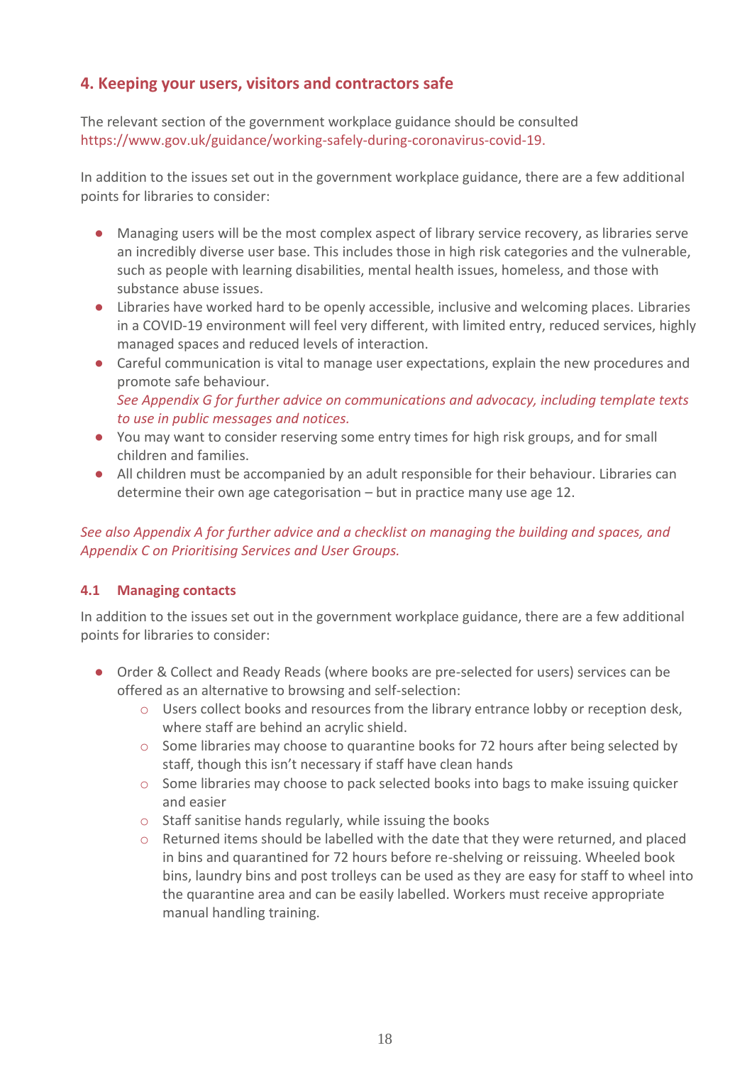## 4. Keeping your users, visitors and contractors safe

The relevant section of the government workplace guidance should be consulted https://www.gov.uk/guidance/working-safely-during-coronavirus-covid-19.

In addition to the issues set out in the government workplace guidance, there are a few additional points for libraries to consider:

- Managing users will be the most complex aspect of library service recovery, as libraries serve an incredibly diverse user base. This includes those in high risk categories and the vulnerable, such as people with learning disabilities, mental health issues, homeless, and those with substance abuse issues.
- Libraries have worked hard to be openly accessible, inclusive and welcoming places. Libraries in a COVID-19 environment will feel very different, with limited entry, reduced services, highly managed spaces and reduced levels of interaction.
- Careful communication is vital to manage user expectations, explain the new procedures and promote safe behaviour.
  *See Appendix G for further advice on communications and advocacy, including template texts to use in public messages and notices.*
- You may want to consider reserving some entry times for high risk groups, and for small children and families.
- All children must be accompanied by an adult responsible for their behaviour. Libraries can determine their own age categorisation – but in practice many use age 12.

*See also Appendix A for further advice and a checklist on managing the building and spaces, and Appendix C on Prioritising Services and User Groups.*

### 4.1 Managing contacts

In addition to the issues set out in the government workplace guidance, there are a few additional points for libraries to consider:

- Order & Collect and Ready Reads (where books are pre-selected for users) services can be offered as an alternative to browsing and self-selection:
  - Users collect books and resources from the library entrance lobby or reception desk, where staff are behind an acrylic shield.
  - Some libraries may choose to quarantine books for 72 hours after being selected by staff, though this isn't necessary if staff have clean hands
  - Some libraries may choose to pack selected books into bags to make issuing quicker and easier
  - Staff sanitise hands regularly, while issuing the books
  - Returned items should be labelled with the date that they were returned, and placed in bins and quarantined for 72 hours before re-shelving or reissuing. Wheeled book bins, laundry bins and post trolleys can be used as they are easy for staff to wheel into the quarantine area and can be easily labelled. Workers must receive appropriate manual handling training.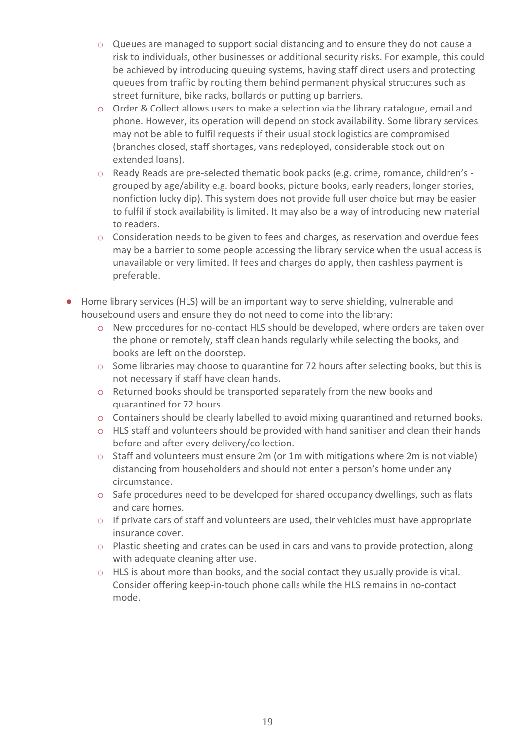- Queues are managed to support social distancing and to ensure they do not cause a risk to individuals, other businesses or additional security risks. For example, this could be achieved by introducing queuing systems, having staff direct users and protecting queues from traffic by routing them behind permanent physical structures such as street furniture, bike racks, bollards or putting up barriers.
  - Order & Collect allows users to make a selection via the library catalogue, email and phone. However, its operation will depend on stock availability. Some library services may not be able to fulfil requests if their usual stock logistics are compromised (branches closed, staff shortages, vans redeployed, considerable stock out on extended loans).
  - Ready Reads are pre-selected thematic book packs (e.g. crime, romance, children's - grouped by age/ability e.g. board books, picture books, early readers, longer stories, nonfiction lucky dip). This system does not provide full user choice but may be easier to fulfil if stock availability is limited. It may also be a way of introducing new material to readers.
  - Consideration needs to be given to fees and charges, as reservation and overdue fees may be a barrier to some people accessing the library service when the usual access is unavailable or very limited. If fees and charges do apply, then cashless payment is preferable.

- Home library services (HLS) will be an important way to serve shielding, vulnerable and housebound users and ensure they do not need to come into the library:
  - New procedures for no-contact HLS should be developed, where orders are taken over the phone or remotely, staff clean hands regularly while selecting the books, and books are left on the doorstep.
  - Some libraries may choose to quarantine for 72 hours after selecting books, but this is not necessary if staff have clean hands.
  - Returned books should be transported separately from the new books and quarantined for 72 hours.
  - Containers should be clearly labelled to avoid mixing quarantined and returned books.
  - HLS staff and volunteers should be provided with hand sanitiser and clean their hands before and after every delivery/collection.
  - Staff and volunteers must ensure 2m (or 1m with mitigations where 2m is not viable) distancing from householders and should not enter a person's home under any circumstance.
  - Safe procedures need to be developed for shared occupancy dwellings, such as flats and care homes.
  - If private cars of staff and volunteers are used, their vehicles must have appropriate insurance cover.
  - Plastic sheeting and crates can be used in cars and vans to provide protection, along with adequate cleaning after use.
  - HLS is about more than books, and the social contact they usually provide is vital. Consider offering keep-in-touch phone calls while the HLS remains in no-contact mode.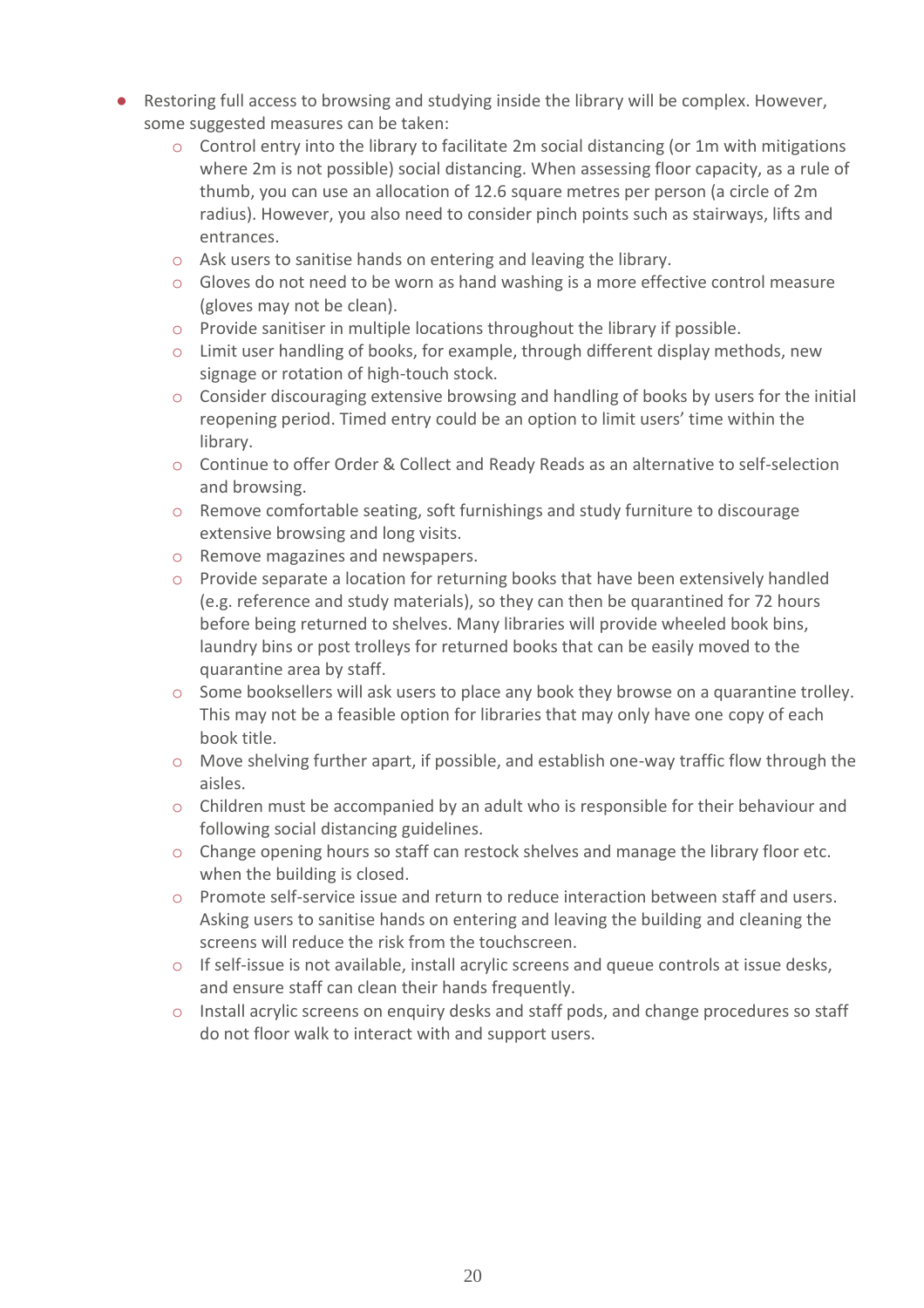- Restoring full access to browsing and studying inside the library will be complex. However, some suggested measures can be taken:
  - Control entry into the library to facilitate 2m social distancing (or 1m with mitigations where 2m is not possible) social distancing. When assessing floor capacity, as a rule of thumb, you can use an allocation of 12.6 square metres per person (a circle of 2m radius). However, you also need to consider pinch points such as stairways, lifts and entrances.
  - Ask users to sanitise hands on entering and leaving the library.
  - Gloves do not need to be worn as hand washing is a more effective control measure (gloves may not be clean).
  - Provide sanitiser in multiple locations throughout the library if possible.
  - Limit user handling of books, for example, through different display methods, new signage or rotation of high-touch stock.
  - Consider discouraging extensive browsing and handling of books by users for the initial reopening period. Timed entry could be an option to limit users' time within the library.
  - Continue to offer Order & Collect and Ready Reads as an alternative to self-selection and browsing.
  - Remove comfortable seating, soft furnishings and study furniture to discourage extensive browsing and long visits.
  - Remove magazines and newspapers.
  - Provide separate a location for returning books that have been extensively handled (e.g. reference and study materials), so they can then be quarantined for 72 hours before being returned to shelves. Many libraries will provide wheeled book bins, laundry bins or post trolleys for returned books that can be easily moved to the quarantine area by staff.
  - Some booksellers will ask users to place any book they browse on a quarantine trolley. This may not be a feasible option for libraries that may only have one copy of each book title.
  - Move shelving further apart, if possible, and establish one-way traffic flow through the aisles.
  - Children must be accompanied by an adult who is responsible for their behaviour and following social distancing guidelines.
  - Change opening hours so staff can restock shelves and manage the library floor etc. when the building is closed.
  - Promote self-service issue and return to reduce interaction between staff and users. Asking users to sanitise hands on entering and leaving the building and cleaning the screens will reduce the risk from the touchscreen.
  - If self-issue is not available, install acrylic screens and queue controls at issue desks, and ensure staff can clean their hands frequently.
  - Install acrylic screens on enquiry desks and staff pods, and change procedures so staff do not floor walk to interact with and support users.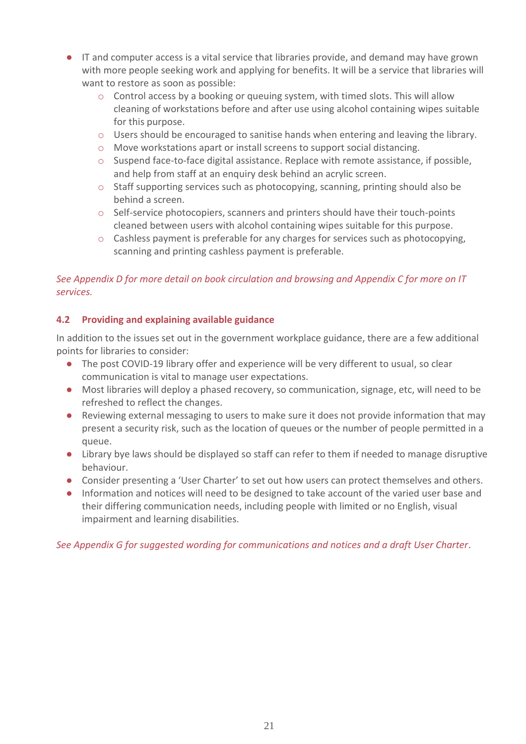- IT and computer access is a vital service that libraries provide, and demand may have grown with more people seeking work and applying for benefits. It will be a service that libraries will want to restore as soon as possible:
  - Control access by a booking or queuing system, with timed slots. This will allow cleaning of workstations before and after use using alcohol containing wipes suitable for this purpose.
  - Users should be encouraged to sanitise hands when entering and leaving the library.
  - Move workstations apart or install screens to support social distancing.
  - Suspend face-to-face digital assistance. Replace with remote assistance, if possible, and help from staff at an enquiry desk behind an acrylic screen.
  - Staff supporting services such as photocopying, scanning, printing should also be behind a screen.
  - Self-service photocopiers, scanners and printers should have their touch-points cleaned between users with alcohol containing wipes suitable for this purpose.
  - Cashless payment is preferable for any charges for services such as photocopying, scanning and printing cashless payment is preferable.

*See Appendix D for more detail on book circulation and browsing and Appendix C for more on IT services.*

### 4.2 Providing and explaining available guidance

In addition to the issues set out in the government workplace guidance, there are a few additional points for libraries to consider:

- The post COVID-19 library offer and experience will be very different to usual, so clear communication is vital to manage user expectations.
- Most libraries will deploy a phased recovery, so communication, signage, etc, will need to be refreshed to reflect the changes.
- Reviewing external messaging to users to make sure it does not provide information that may present a security risk, such as the location of queues or the number of people permitted in a queue.
- Library bye laws should be displayed so staff can refer to them if needed to manage disruptive behaviour.
- Consider presenting a 'User Charter' to set out how users can protect themselves and others.
- Information and notices will need to be designed to take account of the varied user base and their differing communication needs, including people with limited or no English, visual impairment and learning disabilities.

*See Appendix G for suggested wording for communications and notices and a draft User Charter*.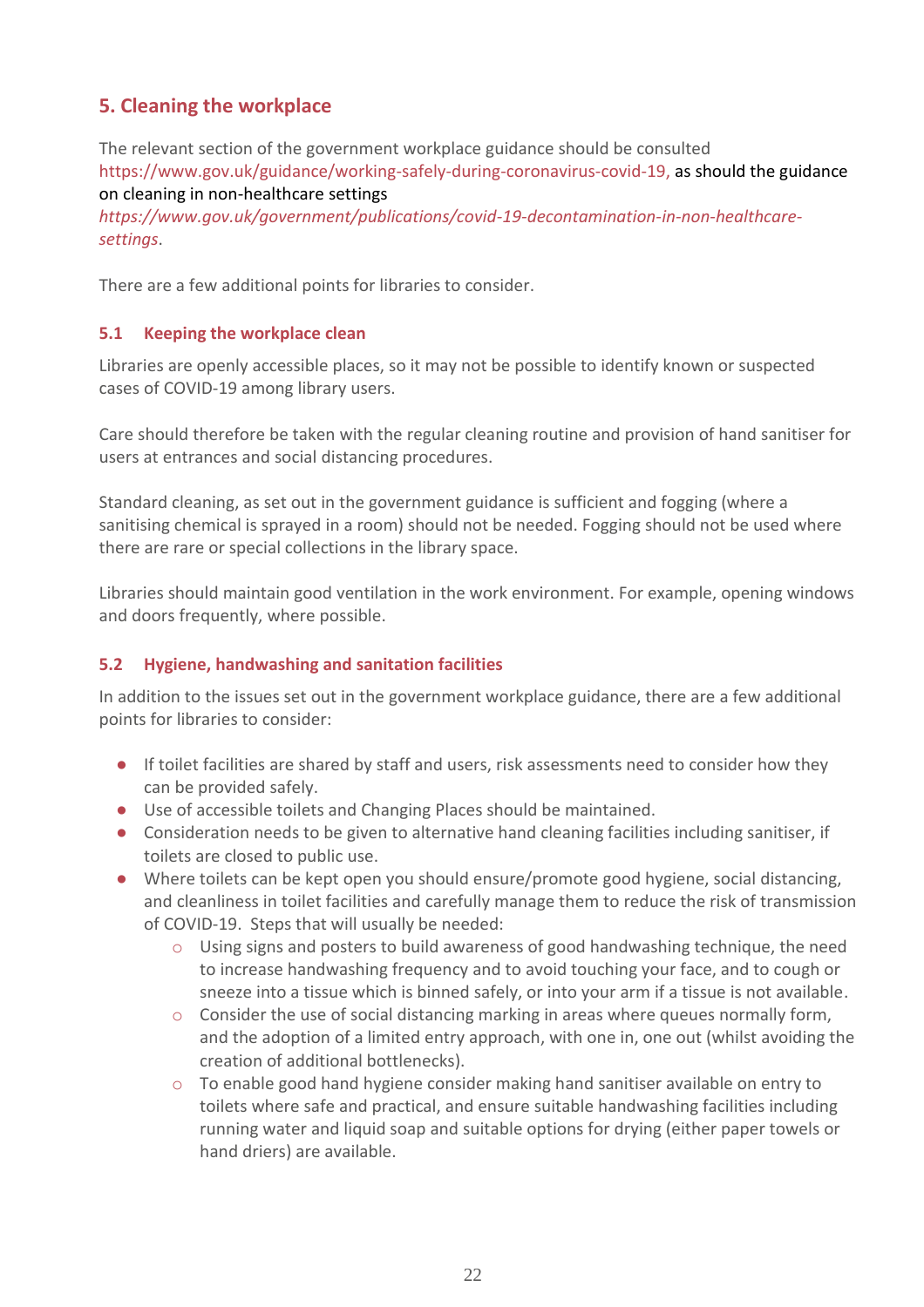## 5. Cleaning the workplace

The relevant section of the government workplace guidance should be consulted https://www.gov.uk/guidance/working-safely-during-coronavirus-covid-19, as should the guidance on cleaning in non-healthcare settings *https://www.gov.uk/government/publications/covid-19-decontamination-in-non-healthcare-settings*.

There are a few additional points for libraries to consider.

### 5.1 Keeping the workplace clean

Libraries are openly accessible places, so it may not be possible to identify known or suspected cases of COVID-19 among library users.

Care should therefore be taken with the regular cleaning routine and provision of hand sanitiser for users at entrances and social distancing procedures.

Standard cleaning, as set out in the government guidance is sufficient and fogging (where a sanitising chemical is sprayed in a room) should not be needed. Fogging should not be used where there are rare or special collections in the library space.

Libraries should maintain good ventilation in the work environment. For example, opening windows and doors frequently, where possible.

### 5.2 Hygiene, handwashing and sanitation facilities

In addition to the issues set out in the government workplace guidance, there are a few additional points for libraries to consider:

- If toilet facilities are shared by staff and users, risk assessments need to consider how they can be provided safely.
- Use of accessible toilets and Changing Places should be maintained.
- Consideration needs to be given to alternative hand cleaning facilities including sanitiser, if toilets are closed to public use.
- Where toilets can be kept open you should ensure/promote good hygiene, social distancing, and cleanliness in toilet facilities and carefully manage them to reduce the risk of transmission of COVID-19. Steps that will usually be needed:
    - Using signs and posters to build awareness of good handwashing technique, the need to increase handwashing frequency and to avoid touching your face, and to cough or sneeze into a tissue which is binned safely, or into your arm if a tissue is not available.
    - Consider the use of social distancing marking in areas where queues normally form, and the adoption of a limited entry approach, with one in, one out (whilst avoiding the creation of additional bottlenecks).
    - To enable good hand hygiene consider making hand sanitiser available on entry to toilets where safe and practical, and ensure suitable handwashing facilities including running water and liquid soap and suitable options for drying (either paper towels or hand driers) are available.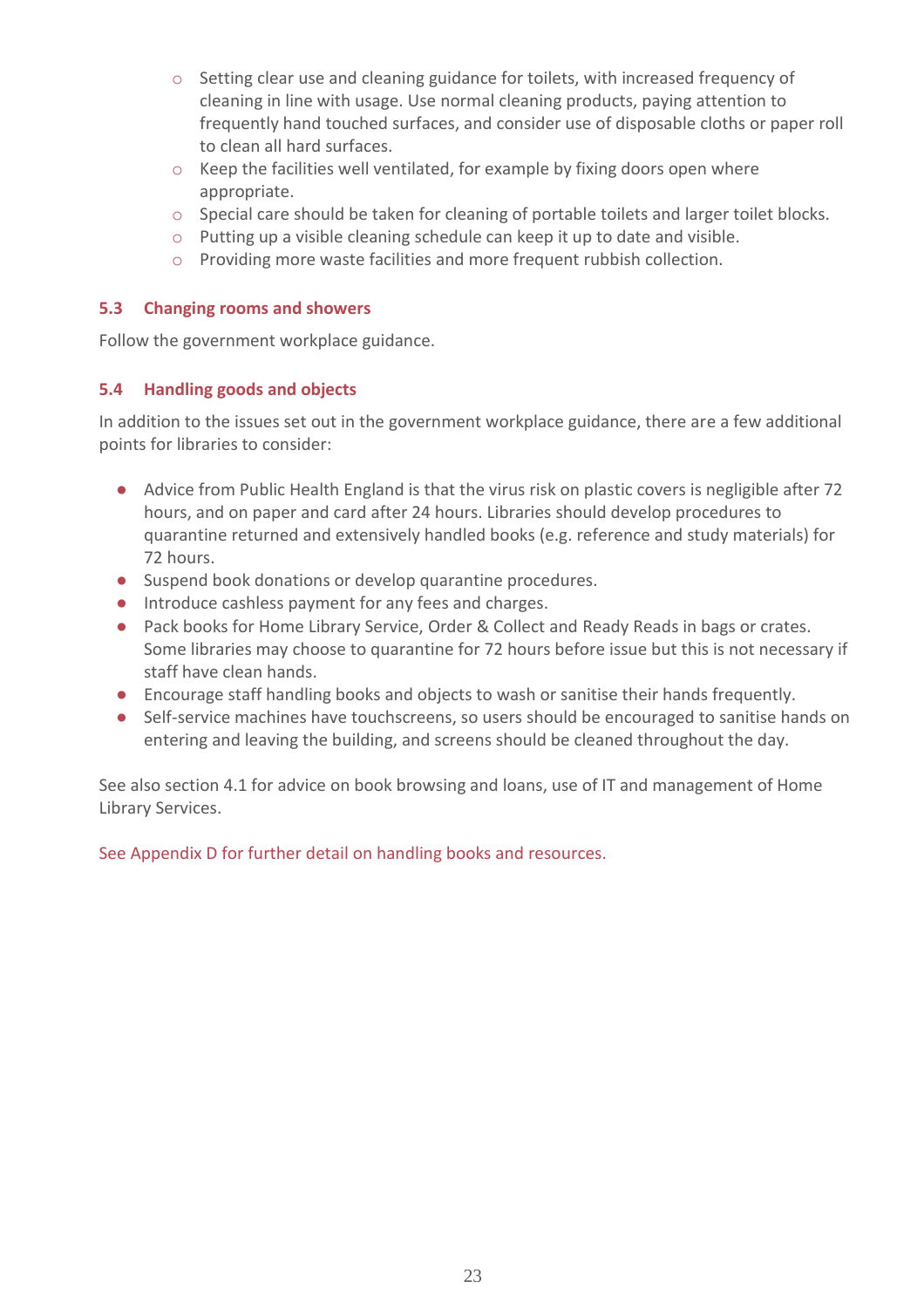- Setting clear use and cleaning guidance for toilets, with increased frequency of cleaning in line with usage. Use normal cleaning products, paying attention to frequently hand touched surfaces, and consider use of disposable cloths or paper roll to clean all hard surfaces.
  - Keep the facilities well ventilated, for example by fixing doors open where appropriate.
  - Special care should be taken for cleaning of portable toilets and larger toilet blocks.
  - Putting up a visible cleaning schedule can keep it up to date and visible.
  - Providing more waste facilities and more frequent rubbish collection.

### 5.3 Changing rooms and showers

Follow the government workplace guidance.

### 5.4 Handling goods and objects

In addition to the issues set out in the government workplace guidance, there are a few additional points for libraries to consider:

- Advice from Public Health England is that the virus risk on plastic covers is negligible after 72 hours, and on paper and card after 24 hours. Libraries should develop procedures to quarantine returned and extensively handled books (e.g. reference and study materials) for 72 hours.
- Suspend book donations or develop quarantine procedures.
- Introduce cashless payment for any fees and charges.
- Pack books for Home Library Service, Order & Collect and Ready Reads in bags or crates. Some libraries may choose to quarantine for 72 hours before issue but this is not necessary if staff have clean hands.
- Encourage staff handling books and objects to wash or sanitise their hands frequently.
- Self-service machines have touchscreens, so users should be encouraged to sanitise hands on entering and leaving the building, and screens should be cleaned throughout the day.

See also section 4.1 for advice on book browsing and loans, use of IT and management of Home Library Services.

See Appendix D for further detail on handling books and resources.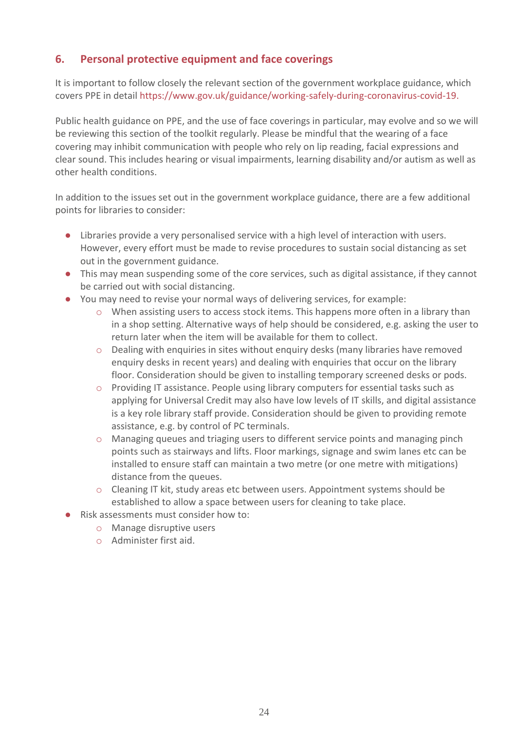## 6. Personal protective equipment and face coverings

It is important to follow closely the relevant section of the government workplace guidance, which covers PPE in detail https://www.gov.uk/guidance/working-safely-during-coronavirus-covid-19.

Public health guidance on PPE, and the use of face coverings in particular, may evolve and so we will be reviewing this section of the toolkit regularly. Please be mindful that the wearing of a face covering may inhibit communication with people who rely on lip reading, facial expressions and clear sound. This includes hearing or visual impairments, learning disability and/or autism as well as other health conditions.

In addition to the issues set out in the government workplace guidance, there are a few additional points for libraries to consider:

- Libraries provide a very personalised service with a high level of interaction with users. However, every effort must be made to revise procedures to sustain social distancing as set out in the government guidance.
- This may mean suspending some of the core services, such as digital assistance, if they cannot be carried out with social distancing.
- You may need to revise your normal ways of delivering services, for example:
    - When assisting users to access stock items. This happens more often in a library than in a shop setting. Alternative ways of help should be considered, e.g. asking the user to return later when the item will be available for them to collect.
    - Dealing with enquiries in sites without enquiry desks (many libraries have removed enquiry desks in recent years) and dealing with enquiries that occur on the library floor. Consideration should be given to installing temporary screened desks or pods.
    - Providing IT assistance. People using library computers for essential tasks such as applying for Universal Credit may also have low levels of IT skills, and digital assistance is a key role library staff provide. Consideration should be given to providing remote assistance, e.g. by control of PC terminals.
    - Managing queues and triaging users to different service points and managing pinch points such as stairways and lifts. Floor markings, signage and swim lanes etc can be installed to ensure staff can maintain a two metre (or one metre with mitigations) distance from the queues.
    - Cleaning IT kit, study areas etc between users. Appointment systems should be established to allow a space between users for cleaning to take place.
- Risk assessments must consider how to:
    - Manage disruptive users
    - Administer first aid.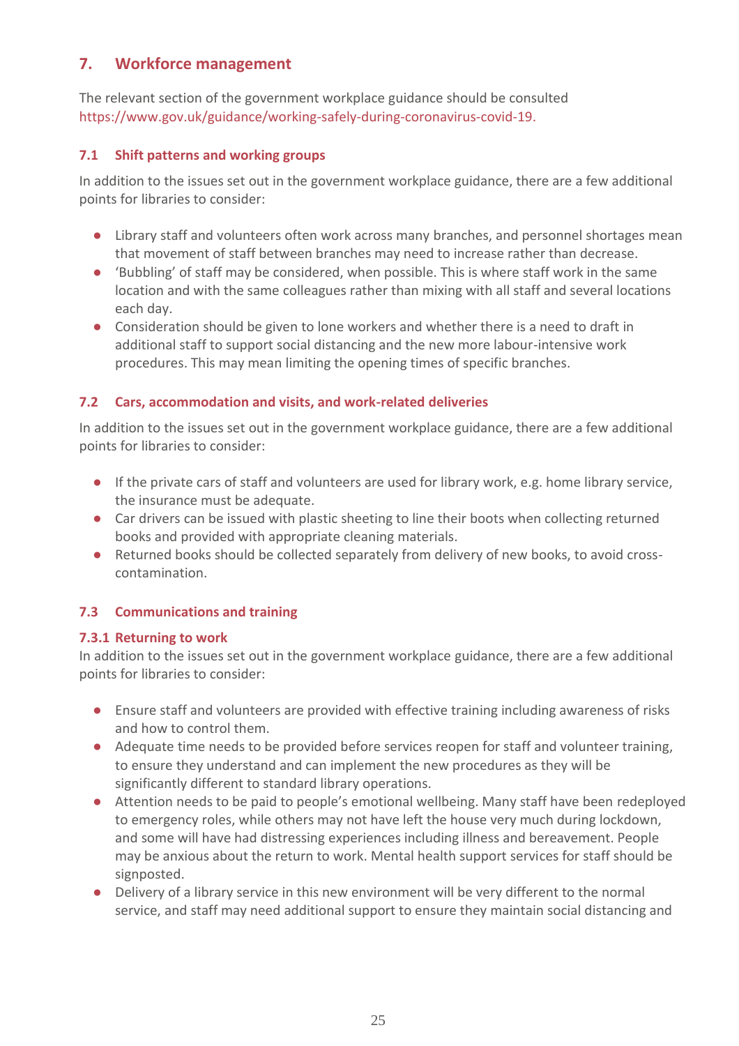## 7. Workforce management

The relevant section of the government workplace guidance should be consulted https://www.gov.uk/guidance/working-safely-during-coronavirus-covid-19.

### 7.1 Shift patterns and working groups

In addition to the issues set out in the government workplace guidance, there are a few additional points for libraries to consider:

- Library staff and volunteers often work across many branches, and personnel shortages mean that movement of staff between branches may need to increase rather than decrease.
- 'Bubbling' of staff may be considered, when possible. This is where staff work in the same location and with the same colleagues rather than mixing with all staff and several locations each day.
- Consideration should be given to lone workers and whether there is a need to draft in additional staff to support social distancing and the new more labour-intensive work procedures. This may mean limiting the opening times of specific branches.

### 7.2 Cars, accommodation and visits, and work-related deliveries

In addition to the issues set out in the government workplace guidance, there are a few additional points for libraries to consider:

- If the private cars of staff and volunteers are used for library work, e.g. home library service, the insurance must be adequate.
- Car drivers can be issued with plastic sheeting to line their boots when collecting returned books and provided with appropriate cleaning materials.
- Returned books should be collected separately from delivery of new books, to avoid cross-contamination.

### 7.3 Communications and training

#### 7.3.1 Returning to work

In addition to the issues set out in the government workplace guidance, there are a few additional points for libraries to consider:

- Ensure staff and volunteers are provided with effective training including awareness of risks and how to control them.
- Adequate time needs to be provided before services reopen for staff and volunteer training, to ensure they understand and can implement the new procedures as they will be significantly different to standard library operations.
- Attention needs to be paid to people's emotional wellbeing. Many staff have been redeployed to emergency roles, while others may not have left the house very much during lockdown, and some will have had distressing experiences including illness and bereavement. People may be anxious about the return to work. Mental health support services for staff should be signposted.
- Delivery of a library service in this new environment will be very different to the normal service, and staff may need additional support to ensure they maintain social distancing and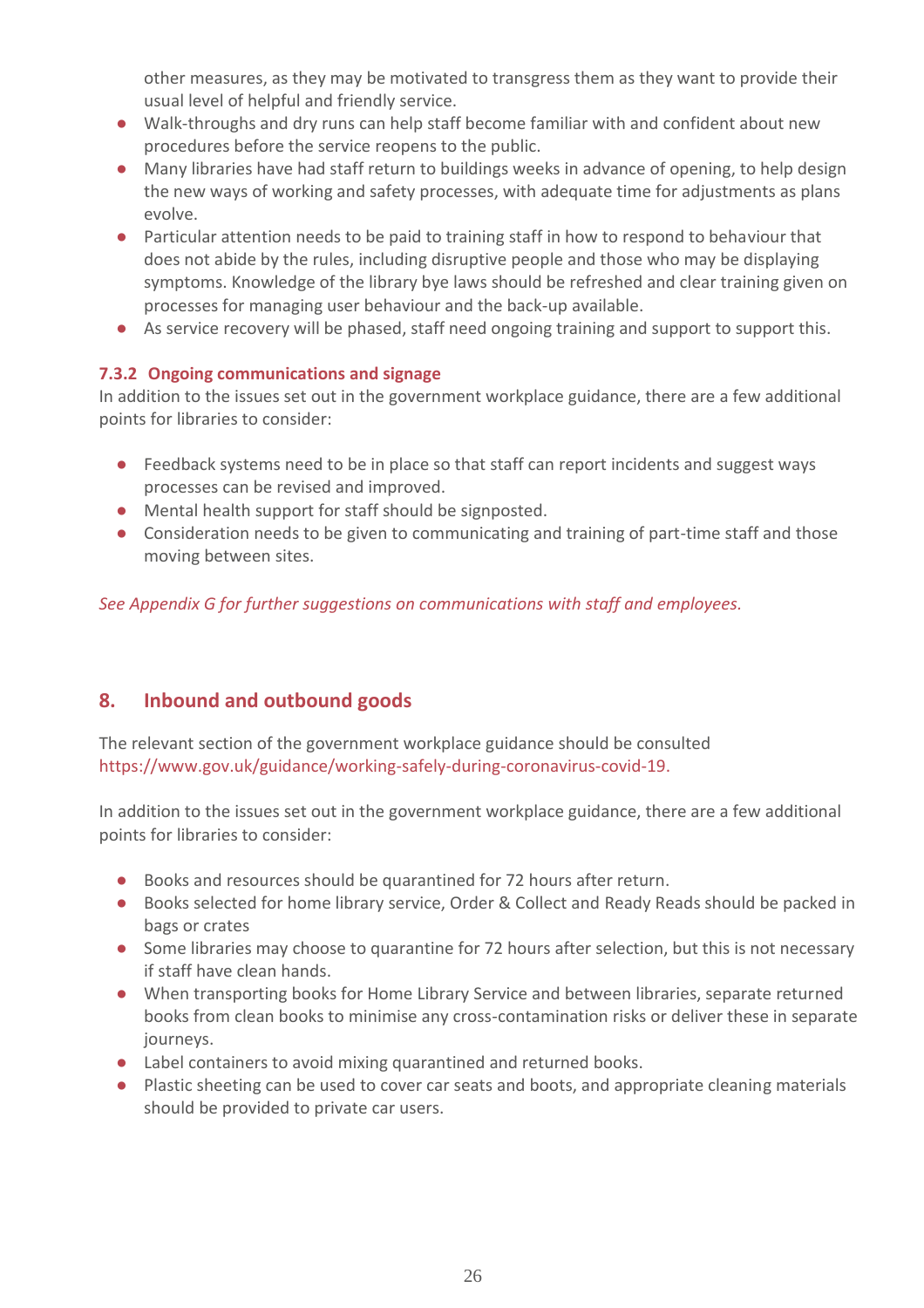other measures, as they may be motivated to transgress them as they want to provide their usual level of helpful and friendly service.

- Walk-throughs and dry runs can help staff become familiar with and confident about new procedures before the service reopens to the public.
- Many libraries have had staff return to buildings weeks in advance of opening, to help design the new ways of working and safety processes, with adequate time for adjustments as plans evolve.
- Particular attention needs to be paid to training staff in how to respond to behaviour that does not abide by the rules, including disruptive people and those who may be displaying symptoms. Knowledge of the library bye laws should be refreshed and clear training given on processes for managing user behaviour and the back-up available.
- As service recovery will be phased, staff need ongoing training and support to support this.

### 7.3.2 Ongoing communications and signage

In addition to the issues set out in the government workplace guidance, there are a few additional points for libraries to consider:

- Feedback systems need to be in place so that staff can report incidents and suggest ways processes can be revised and improved.
- Mental health support for staff should be signposted.
- Consideration needs to be given to communicating and training of part-time staff and those moving between sites.

*See Appendix G for further suggestions on communications with staff and employees.*

## 8. Inbound and outbound goods

The relevant section of the government workplace guidance should be consulted https://www.gov.uk/guidance/working-safely-during-coronavirus-covid-19.

In addition to the issues set out in the government workplace guidance, there are a few additional points for libraries to consider:

- Books and resources should be quarantined for 72 hours after return.
- Books selected for home library service, Order & Collect and Ready Reads should be packed in bags or crates
- Some libraries may choose to quarantine for 72 hours after selection, but this is not necessary if staff have clean hands.
- When transporting books for Home Library Service and between libraries, separate returned books from clean books to minimise any cross-contamination risks or deliver these in separate journeys.
- Label containers to avoid mixing quarantined and returned books.
- Plastic sheeting can be used to cover car seats and boots, and appropriate cleaning materials should be provided to private car users.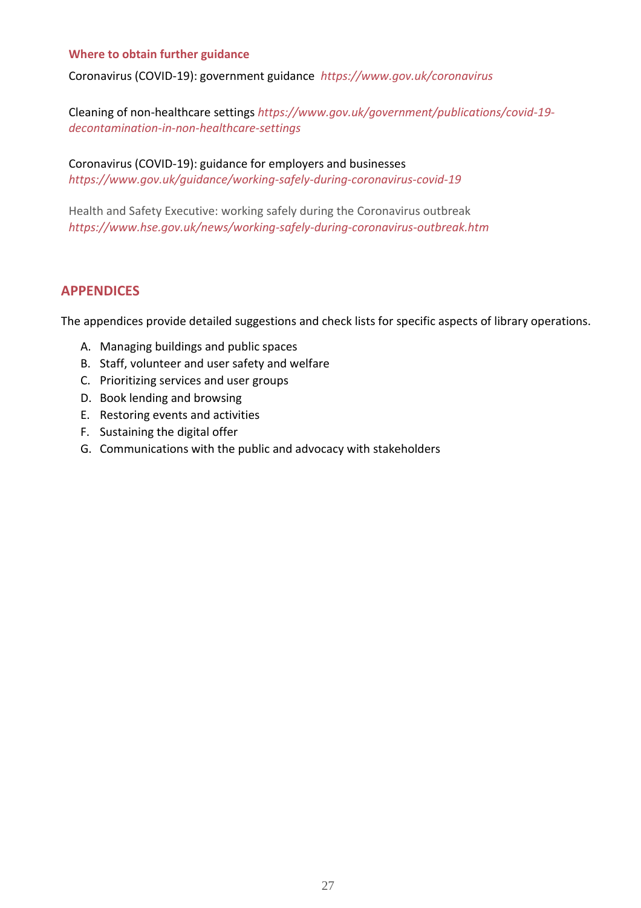### Where to obtain further guidance

Coronavirus (COVID-19): government guidance *https://www.gov.uk/coronavirus*

Cleaning of non-healthcare settings *https://www.gov.uk/government/publications/covid-19-decontamination-in-non-healthcare-settings*

Coronavirus (COVID-19): guidance for employers and businesses
*https://www.gov.uk/guidance/working-safely-during-coronavirus-covid-19*

Health and Safety Executive: working safely during the Coronavirus outbreak
*https://www.hse.gov.uk/news/working-safely-during-coronavirus-outbreak.htm*

## APPENDICES

The appendices provide detailed suggestions and check lists for specific aspects of library operations.

A. Managing buildings and public spaces
B. Staff, volunteer and user safety and welfare
C. Prioritizing services and user groups
D. Book lending and browsing
E. Restoring events and activities
F. Sustaining the digital offer
G. Communications with the public and advocacy with stakeholders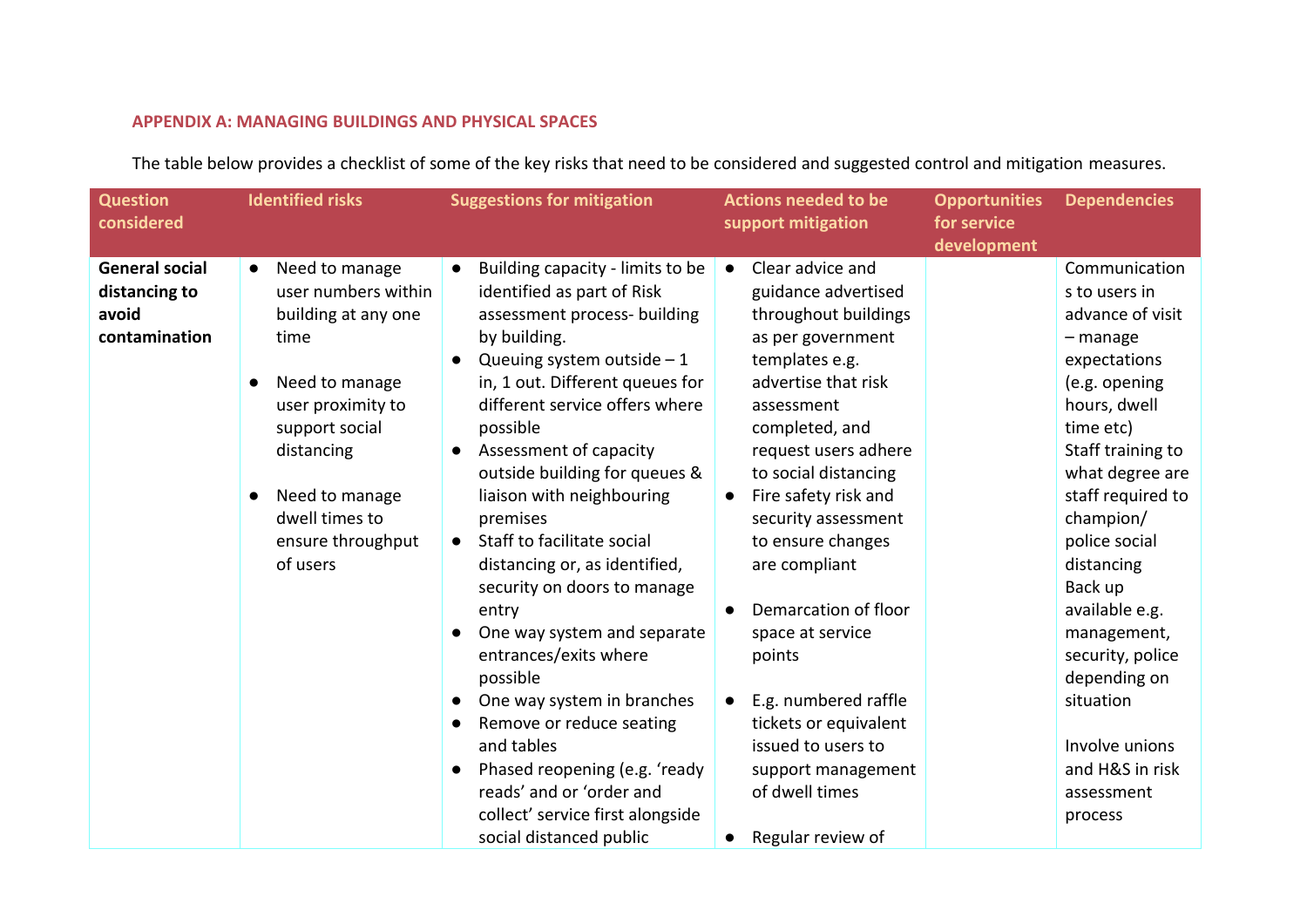## APPENDIX A: MANAGING BUILDINGS AND PHYSICAL SPACES

The table below provides a checklist of some of the key risks that need to be considered and suggested control and mitigation measures.

| Question considered | Identified risks | Suggestions for mitigation | Actions needed to be support mitigation | Opportunities for service development | Dependencies |
|---|---|---|---|---|---|
| **General social distancing to avoid contamination** | ● Need to manage user numbers within building at any one time<br>● Need to manage user proximity to support social distancing<br>● Need to manage dwell times to ensure throughput of users | ● Building capacity - limits to be identified as part of Risk assessment process- building by building.<br>● Queuing system outside – 1 in, 1 out. Different queues for different service offers where possible<br>● Assessment of capacity outside building for queues & liaison with neighbouring premises<br>● Staff to facilitate social distancing or, as identified, security on doors to manage entry<br>● One way system and separate entrances/exits where possible<br>● One way system in branches<br>● Remove or reduce seating and tables<br>● Phased reopening (e.g. 'ready reads' and or 'order and collect' service first alongside social distanced public | ● Clear advice and guidance advertised throughout buildings as per government templates e.g. advertise that risk assessment completed, and request users adhere to social distancing<br>● Fire safety risk and security assessment to ensure changes are compliant<br>● Demarcation of floor space at service points<br>● E.g. numbered raffle tickets or equivalent issued to users to support management of dwell times<br>● Regular review of | | Communications to users in advance of visit – manage expectations (e.g. opening hours, dwell time etc)<br>Staff training to what degree are staff required to champion/ police social distancing<br>Back up available e.g. management, security, police depending on situation<br><br>Involve unions and H&S in risk assessment process |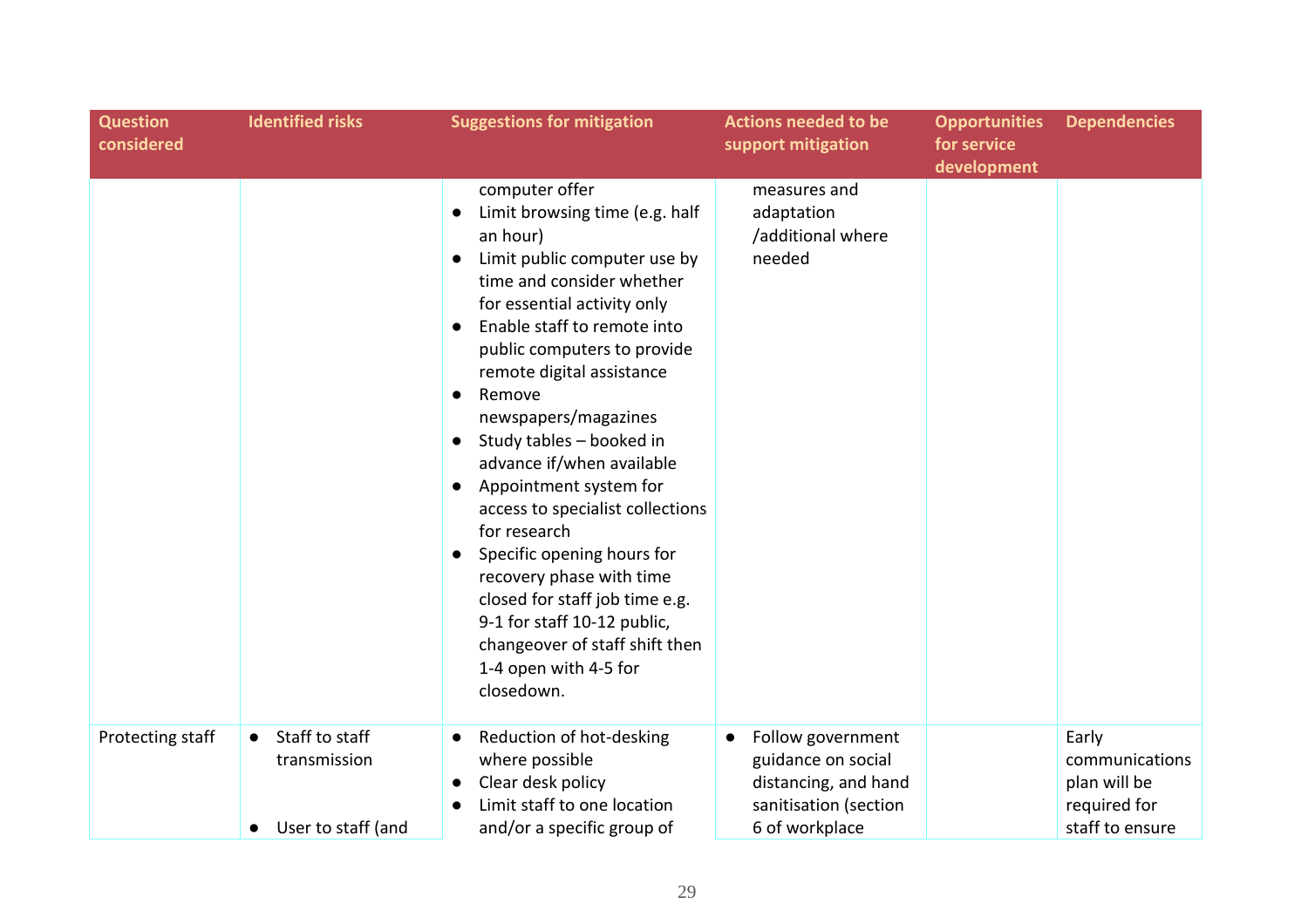| Question considered | Identified risks | Suggestions for mitigation | Actions needed to be support mitigation | Opportunities for service development | Dependencies |
|---|---|---|---|---|---|
| | | computer offer<br>● Limit browsing time (e.g. half an hour)<br>● Limit public computer use by time and consider whether for essential activity only<br>● Enable staff to remote into public computers to provide remote digital assistance<br>● Remove newspapers/magazines<br>● Study tables – booked in advance if/when available<br>● Appointment system for access to specialist collections for research<br>● Specific opening hours for recovery phase with time closed for staff job time e.g. 9-1 for staff 10-12 public, changeover of staff shift then 1-4 open with 4-5 for closedown. | measures and adaptation /additional where needed | | |
| Protecting staff | ● Staff to staff transmission<br><br>● User to staff (and | ● Reduction of hot-desking where possible<br>● Clear desk policy<br>● Limit staff to one location and/or a specific group of | ● Follow government guidance on social distancing, and hand sanitisation (section 6 of workplace | | Early communications plan will be required for staff to ensure |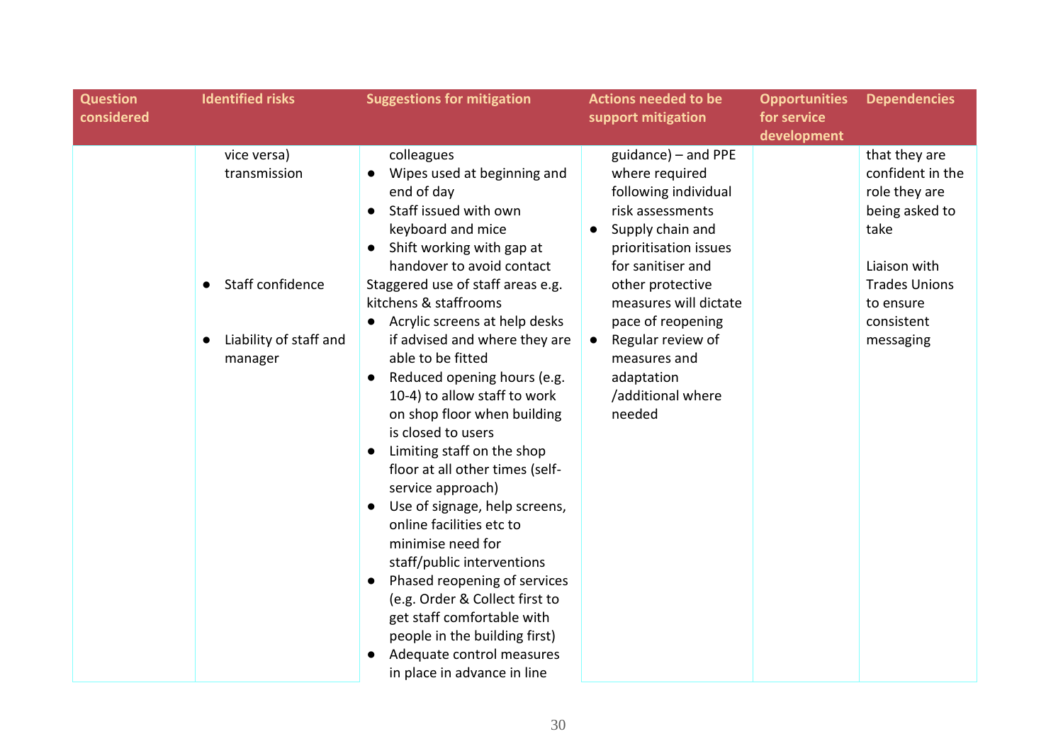| Question considered | Identified risks | Suggestions for mitigation | Actions needed to be support mitigation | Opportunities for service development | Dependencies |
|---|---|---|---|---|---|
| | vice versa) transmission<br><br>● Staff confidence<br><br>● Liability of staff and manager | colleagues<br>● Wipes used at beginning and end of day<br>● Staff issued with own keyboard and mice<br>● Shift working with gap at handover to avoid contact<br>Staggered use of staff areas e.g. kitchens & staffrooms<br>● Acrylic screens at help desks if advised and where they are able to be fitted<br>● Reduced opening hours (e.g. 10-4) to allow staff to work on shop floor when building is closed to users<br>● Limiting staff on the shop floor at all other times (self-service approach)<br>● Use of signage, help screens, online facilities etc to minimise need for staff/public interventions<br>● Phased reopening of services (e.g. Order & Collect first to get staff comfortable with people in the building first)<br>● Adequate control measures in place in advance in line | guidance) – and PPE where required following individual risk assessments<br>● Supply chain and prioritisation issues for sanitiser and other protective measures will dictate pace of reopening<br>● Regular review of measures and adaptation /additional where needed | | that they are confident in the role they are being asked to take<br><br>Liaison with Trades Unions to ensure consistent messaging |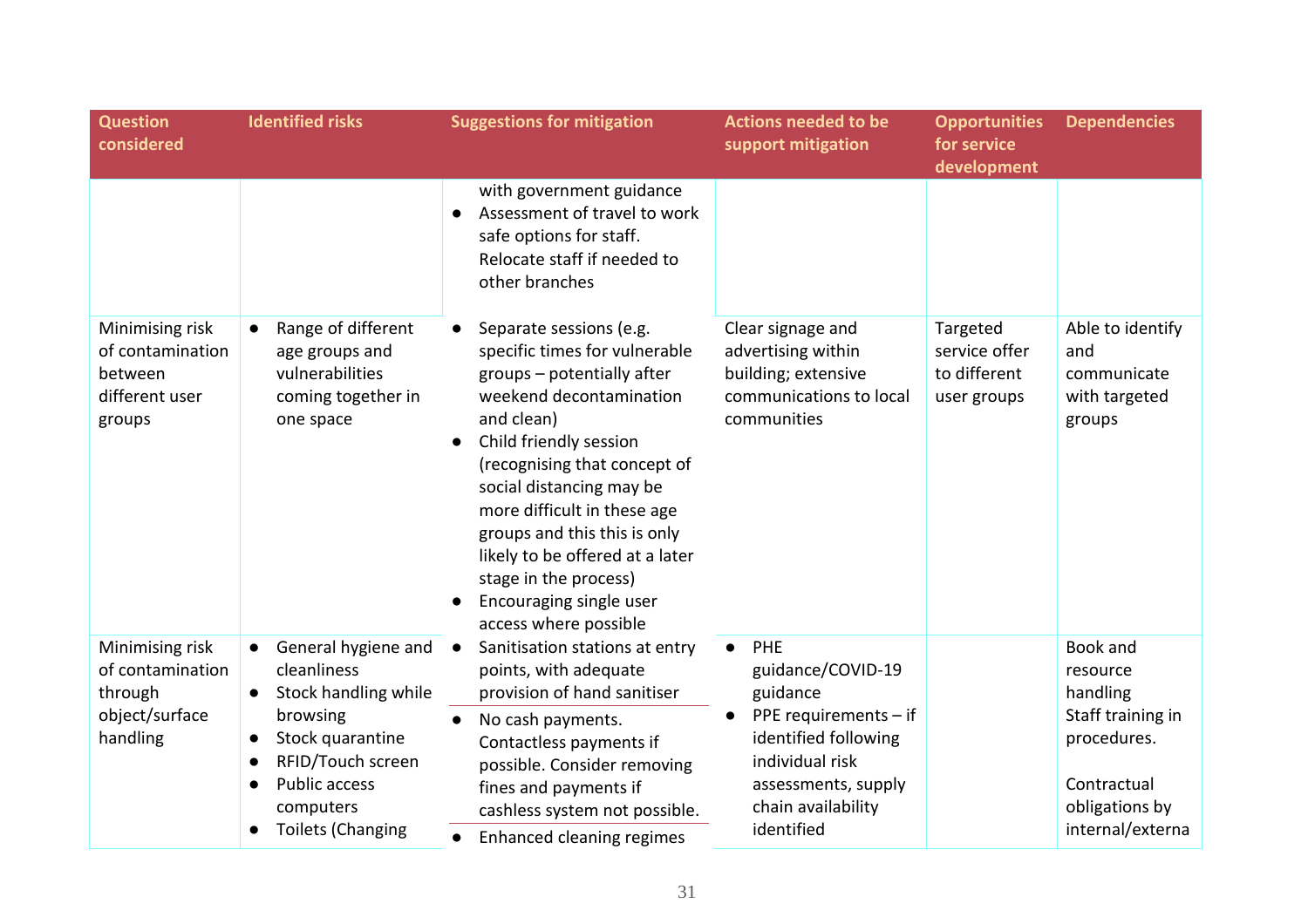| Question considered | Identified risks | Suggestions for mitigation | Actions needed to be support mitigation | Opportunities for service development | Dependencies |
|---|---|---|---|---|---|
| | | with government guidance<br>● Assessment of travel to work safe options for staff. Relocate staff if needed to other branches | | | |
| Minimising risk of contamination between different user groups | ● Range of different age groups and vulnerabilities coming together in one space | ● Separate sessions (e.g. specific times for vulnerable groups – potentially after weekend decontamination and clean)<br>● Child friendly session (recognising that concept of social distancing may be more difficult in these age groups and this this is only likely to be offered at a later stage in the process)<br>● Encouraging single user access where possible | Clear signage and advertising within building; extensive communications to local communities | Targeted service offer to different user groups | Able to identify and communicate with targeted groups |
| Minimising risk of contamination through object/surface handling | ● General hygiene and cleanliness<br>● Stock handling while browsing<br>● Stock quarantine<br>● RFID/Touch screen<br>● Public access computers<br>● Toilets (Changing | ● Sanitisation stations at entry points, with adequate provision of hand sanitiser<br>● No cash payments. Contactless payments if possible. Consider removing fines and payments if cashless system not possible.<br>● Enhanced cleaning regimes | ● PHE guidance/COVID-19 guidance<br>● PPE requirements – if identified following individual risk assessments, supply chain availability identified | | Book and resource handling<br>Staff training in procedures.<br><br>Contractual obligations by internal/externa |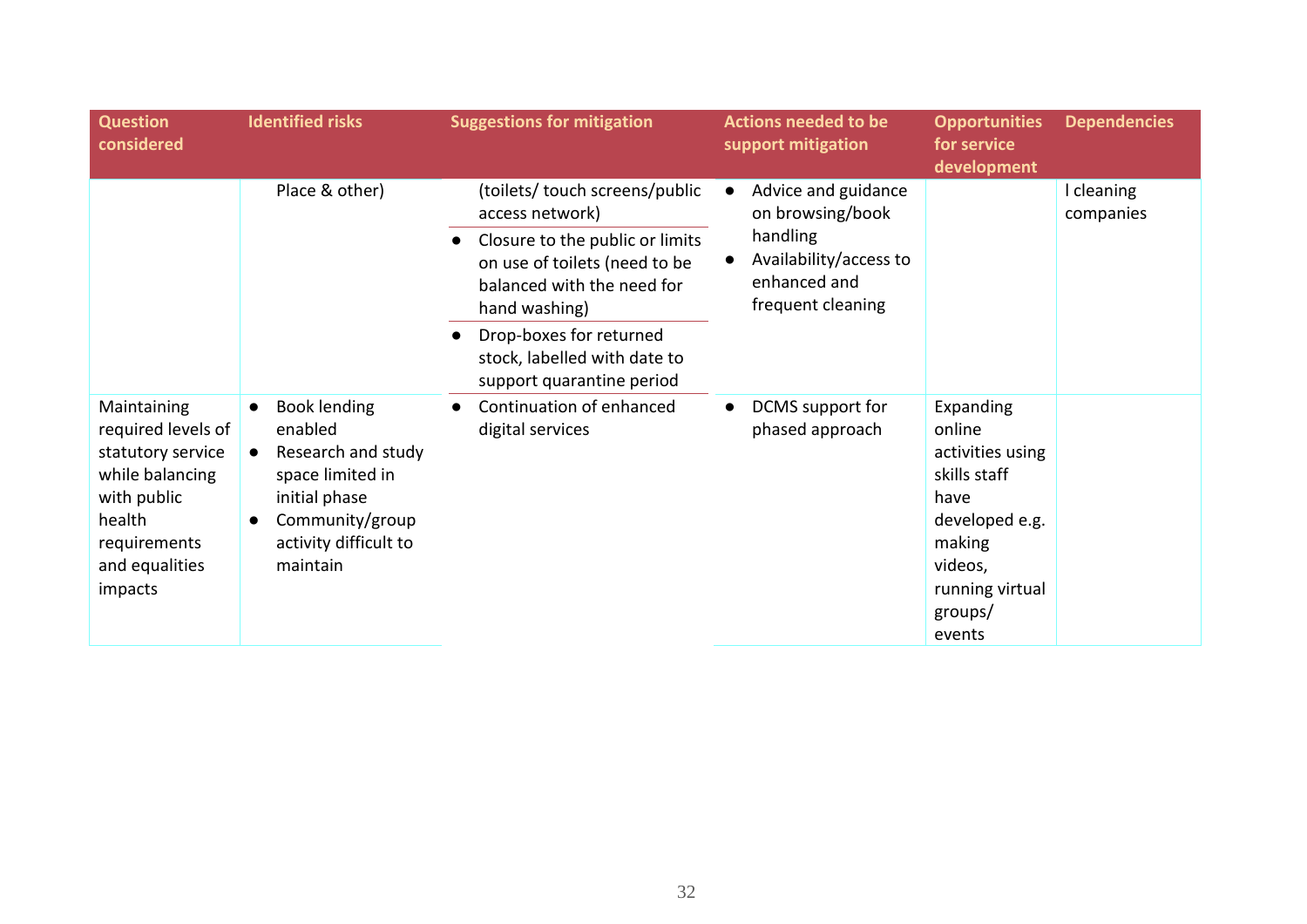| Question considered | Identified risks | Suggestions for mitigation | Actions needed to be support mitigation | Opportunities for service development | Dependencies |
|---|---|---|---|---|---|
| | Place & other) | (toilets/ touch screens/public access network)<br>● Closure to the public or limits on use of toilets (need to be balanced with the need for hand washing)<br>● Drop-boxes for returned stock, labelled with date to support quarantine period | ● Advice and guidance on browsing/book handling<br>● Availability/access to enhanced and frequent cleaning | | l cleaning companies |
| Maintaining required levels of statutory service while balancing with public health requirements and equalities impacts | ● Book lending enabled<br>● Research and study space limited in initial phase<br>● Community/group activity difficult to maintain | ● Continuation of enhanced digital services | ● DCMS support for phased approach | Expanding online activities using skills staff have developed e.g. making videos, running virtual groups/ events | |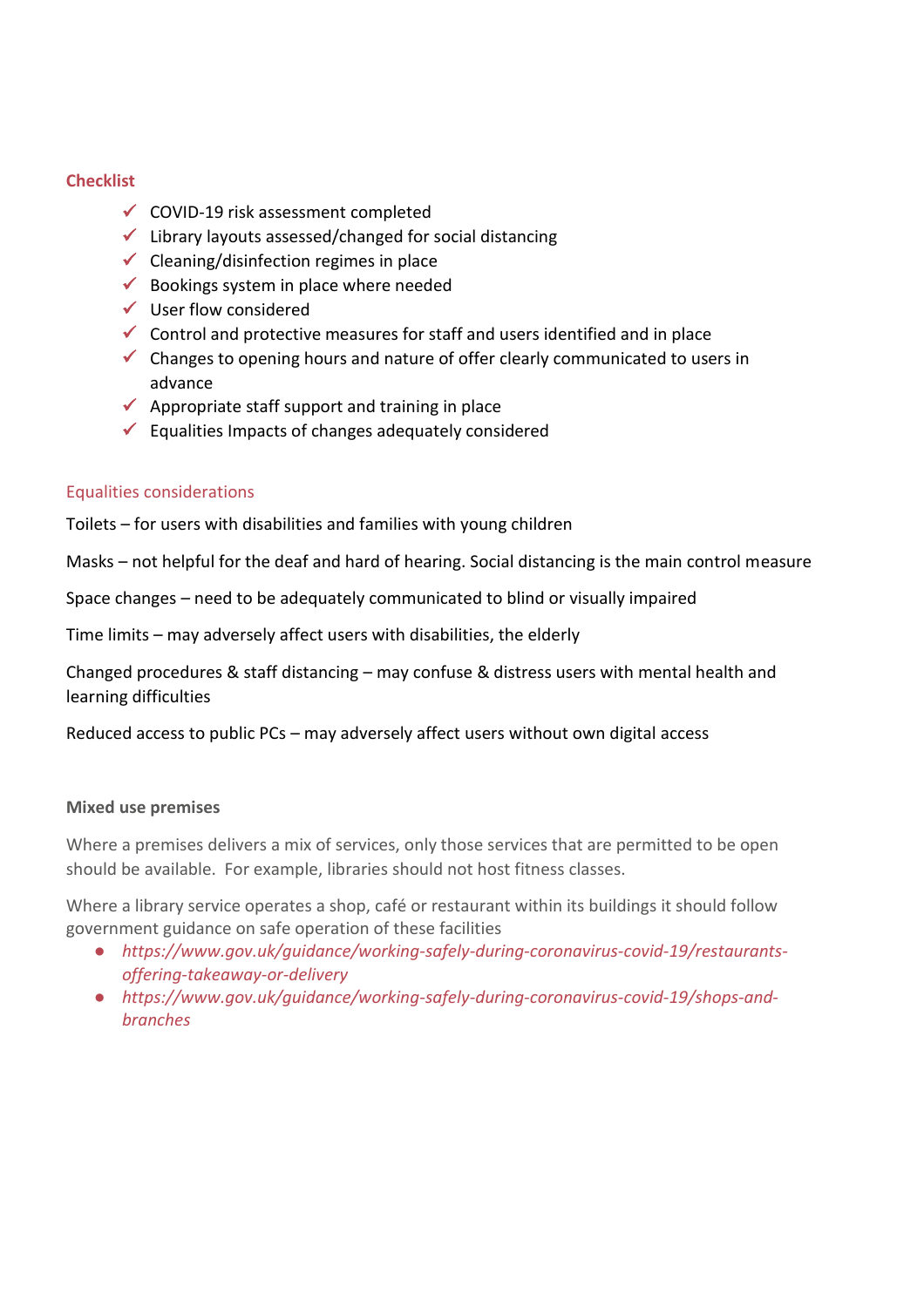### Checklist

- ✓ COVID-19 risk assessment completed
- ✓ Library layouts assessed/changed for social distancing
- ✓ Cleaning/disinfection regimes in place
- ✓ Bookings system in place where needed
- ✓ User flow considered
- ✓ Control and protective measures for staff and users identified and in place
- ✓ Changes to opening hours and nature of offer clearly communicated to users in advance
- ✓ Appropriate staff support and training in place
- ✓ Equalities Impacts of changes adequately considered

### Equalities considerations

Toilets – for users with disabilities and families with young children

Masks – not helpful for the deaf and hard of hearing. Social distancing is the main control measure

Space changes – need to be adequately communicated to blind or visually impaired

Time limits – may adversely affect users with disabilities, the elderly

Changed procedures & staff distancing – may confuse & distress users with mental health and learning difficulties

Reduced access to public PCs – may adversely affect users without own digital access

### Mixed use premises

Where a premises delivers a mix of services, only those services that are permitted to be open should be available. For example, libraries should not host fitness classes.

Where a library service operates a shop, café or restaurant within its buildings it should follow government guidance on safe operation of these facilities

- *https://www.gov.uk/guidance/working-safely-during-coronavirus-covid-19/restaurants-offering-takeaway-or-delivery*
- *https://www.gov.uk/guidance/working-safely-during-coronavirus-covid-19/shops-and-branches*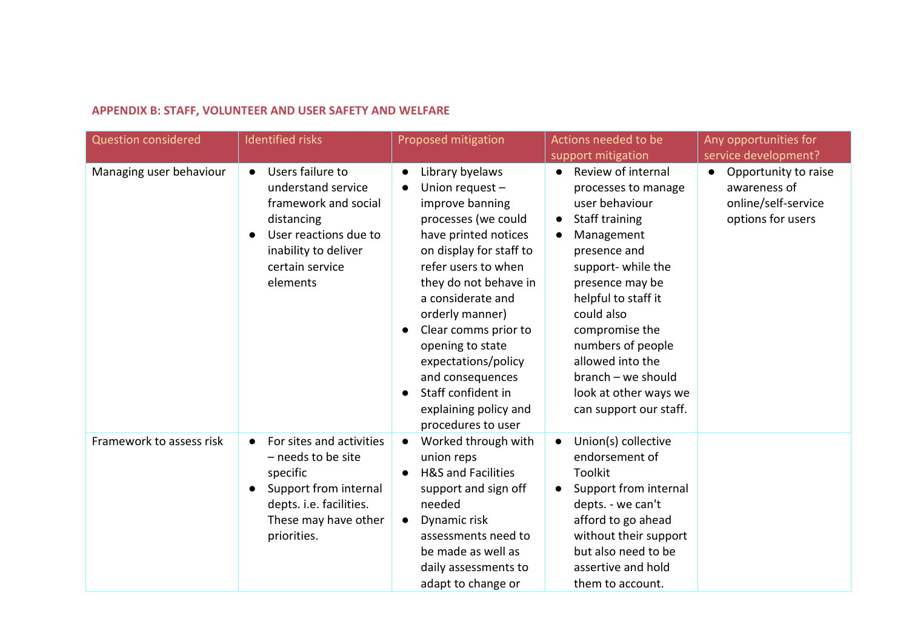**APPENDIX B: STAFF, VOLUNTEER AND USER SAFETY AND WELFARE**

| Question considered | Identified risks | Proposed mitigation | Actions needed to be support mitigation | Any opportunities for service development? |
|---|---|---|---|---|
| Managing user behaviour | ● Users failure to understand service framework and social distancing<br>● User reactions due to inability to deliver certain service elements | ● Library byelaws<br>● Union request – improve banning processes (we could have printed notices on display for staff to refer users to when they do not behave in a considerate and orderly manner)<br>● Clear comms prior to opening to state expectations/policy and consequences<br>● Staff confident in explaining policy and procedures to user | ● Review of internal processes to manage user behaviour<br>● Staff training<br>● Management presence and support- while the presence may be helpful to staff it could also compromise the numbers of people allowed into the branch – we should look at other ways we can support our staff. | ● Opportunity to raise awareness of online/self-service options for users |
| Framework to assess risk | ● For sites and activities – needs to be site specific<br>● Support from internal depts. i.e. facilities. These may have other priorities. | ● Worked through with union reps<br>● H&S and Facilities support and sign off needed<br>● Dynamic risk assessments need to be made as well as daily assessments to adapt to change or | ● Union(s) collective endorsement of Toolkit<br>● Support from internal depts. - we can't afford to go ahead without their support but also need to be assertive and hold them to account. | |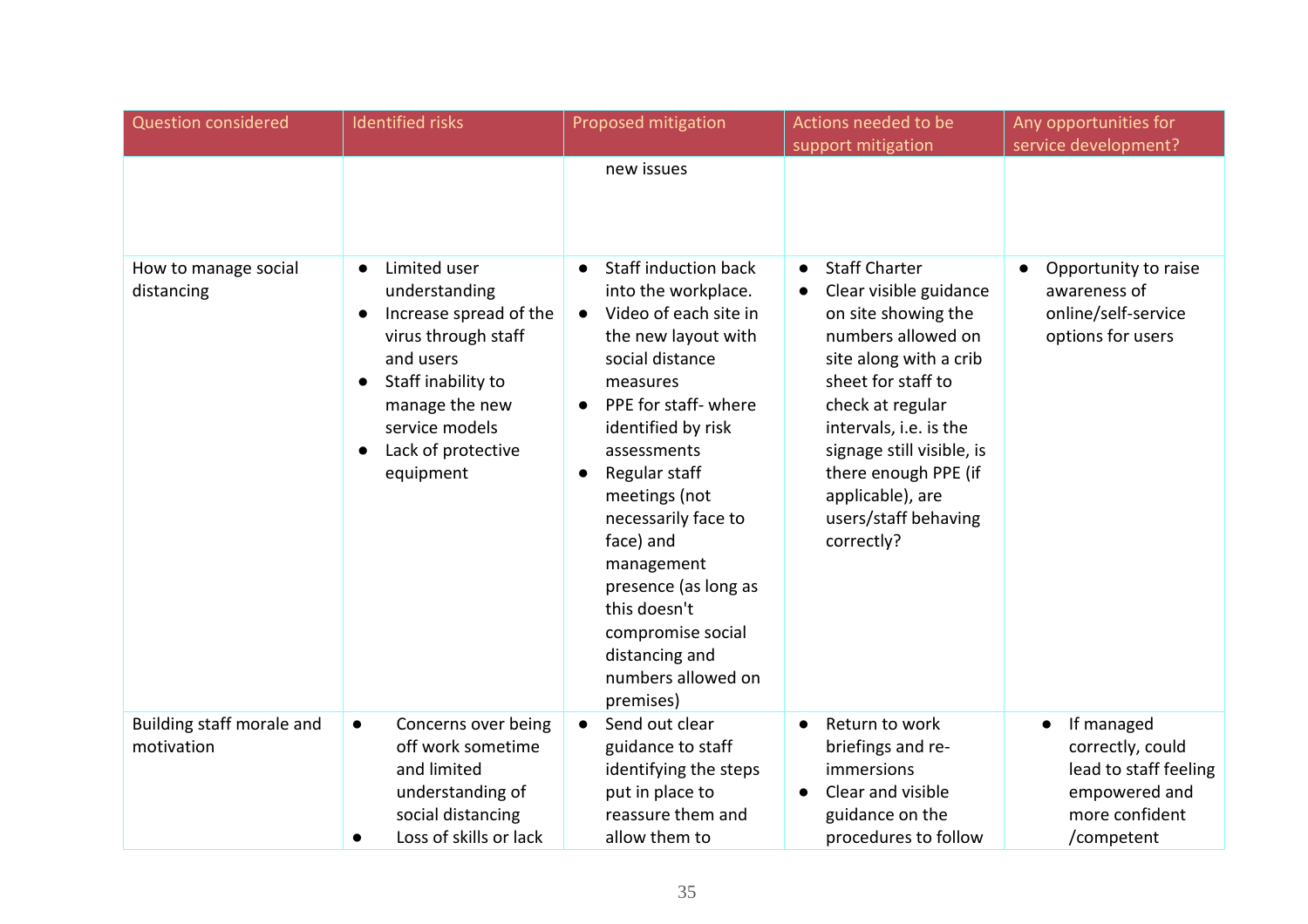| Question considered | Identified risks | Proposed mitigation | Actions needed to be support mitigation | Any opportunities for service development? |
|---|---|---|---|---|
| | | new issues | | |
| How to manage social distancing | • Limited user understanding<br>• Increase spread of the virus through staff and users<br>• Staff inability to manage the new service models<br>• Lack of protective equipment | • Staff induction back into the workplace.<br>• Video of each site in the new layout with social distance measures<br>• PPE for staff- where identified by risk assessments<br>• Regular staff meetings (not necessarily face to face) and management presence (as long as this doesn't compromise social distancing and numbers allowed on premises) | • Staff Charter<br>• Clear visible guidance on site showing the numbers allowed on site along with a crib sheet for staff to check at regular intervals, i.e. is the signage still visible, is there enough PPE (if applicable), are users/staff behaving correctly? | • Opportunity to raise awareness of online/self-service options for users |
| Building staff morale and motivation | • Concerns over being off work sometime and limited understanding of social distancing<br>• Loss of skills or lack | • Send out clear guidance to staff identifying the steps put in place to reassure them and allow them to | • Return to work briefings and re-immersions<br>• Clear and visible guidance on the procedures to follow | • If managed correctly, could lead to staff feeling empowered and more confident /competent |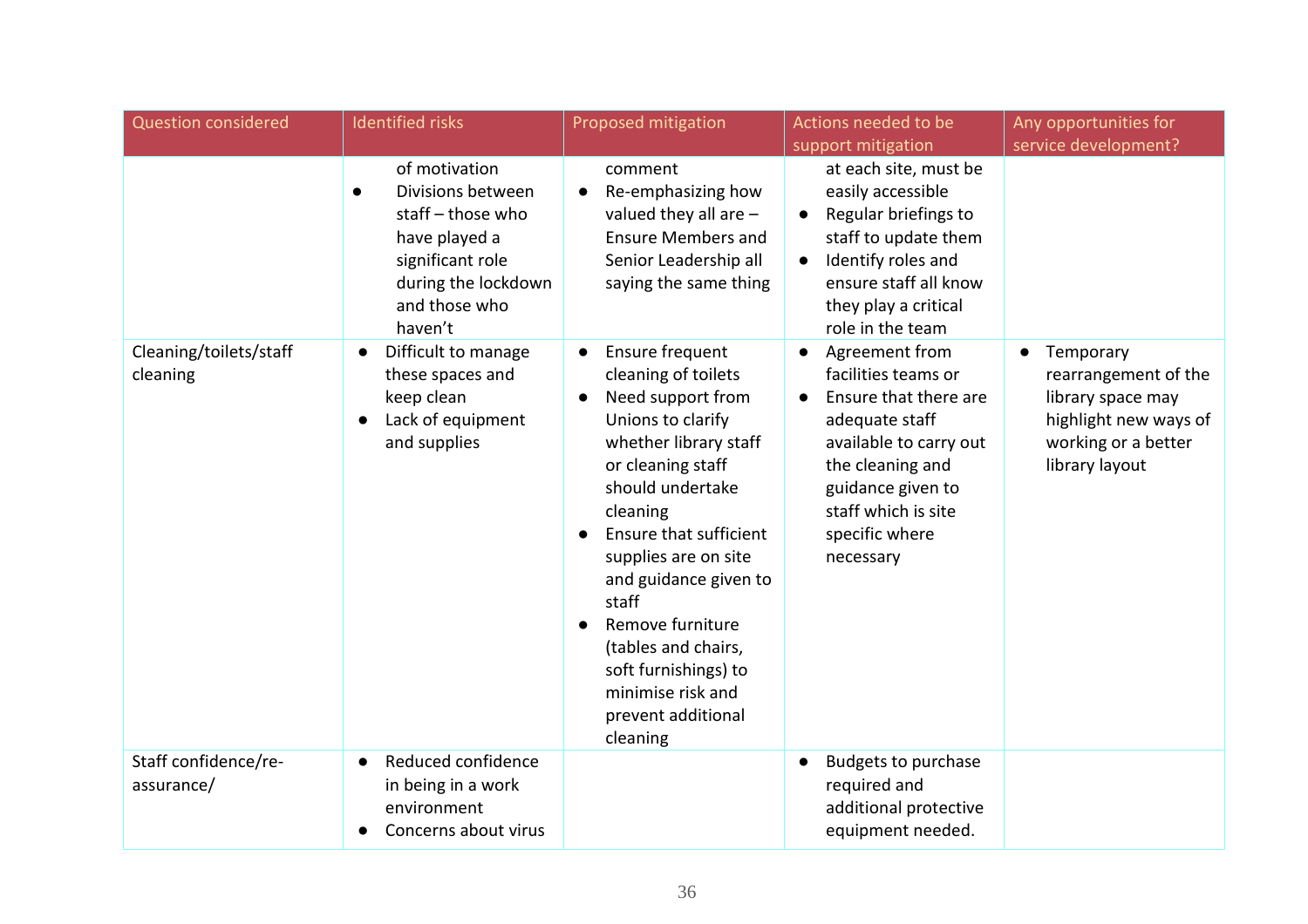| Question considered | Identified risks | Proposed mitigation | Actions needed to be support mitigation | Any opportunities for service development? |
| --- | --- | --- | --- | --- |
| | of motivation<br>● Divisions between staff – those who have played a significant role during the lockdown and those who haven't | comment<br>● Re-emphasizing how valued they all are – Ensure Members and Senior Leadership all saying the same thing | at each site, must be easily accessible<br>● Regular briefings to staff to update them<br>● Identify roles and ensure staff all know they play a critical role in the team | |
| Cleaning/toilets/staff cleaning | ● Difficult to manage these spaces and keep clean<br>● Lack of equipment and supplies | ● Ensure frequent cleaning of toilets<br>● Need support from Unions to clarify whether library staff or cleaning staff should undertake cleaning<br>● Ensure that sufficient supplies are on site and guidance given to staff<br>● Remove furniture (tables and chairs, soft furnishings) to minimise risk and prevent additional cleaning | ● Agreement from facilities teams or<br>● Ensure that there are adequate staff available to carry out the cleaning and guidance given to staff which is site specific where necessary | ● Temporary rearrangement of the library space may highlight new ways of working or a better library layout |
| Staff confidence/re-assurance/ | ● Reduced confidence in being in a work environment<br>● Concerns about virus | | ● Budgets to purchase required and additional protective equipment needed. | |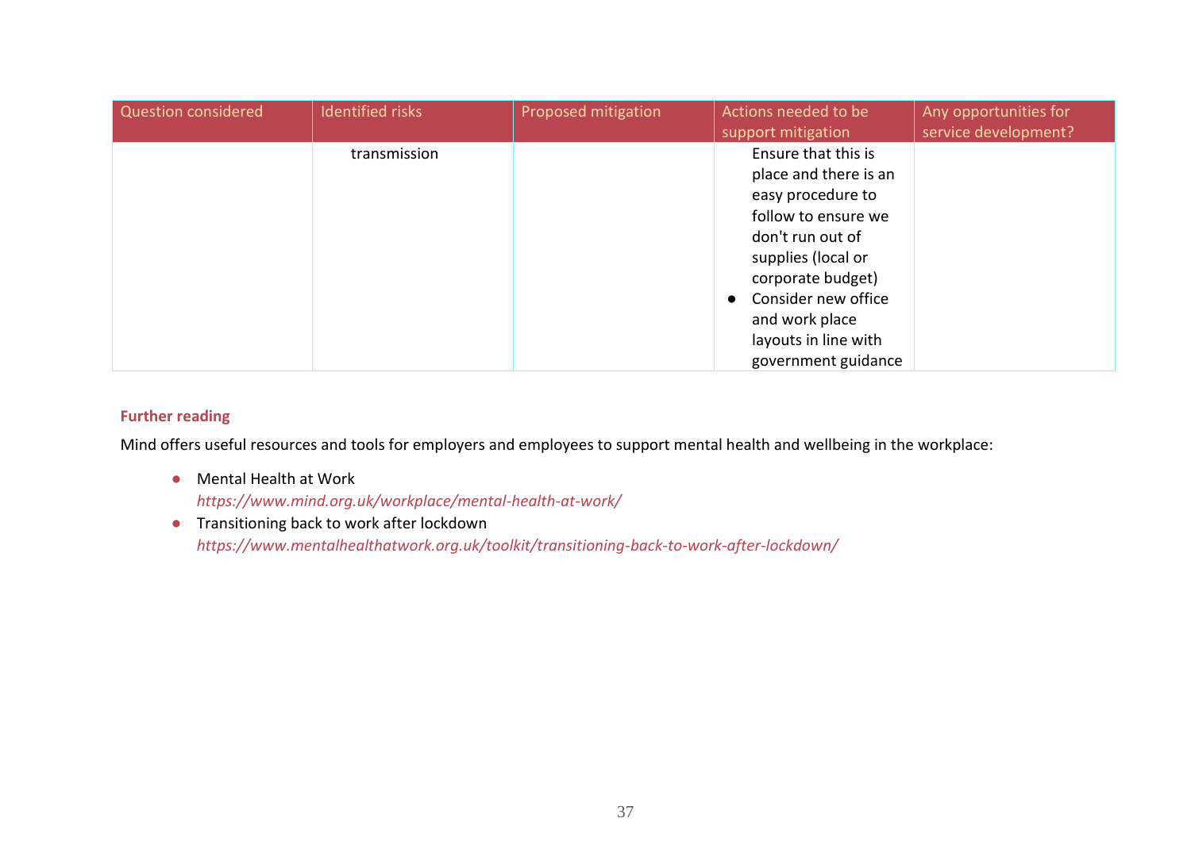| Question considered | Identified risks | Proposed mitigation | Actions needed to be support mitigation | Any opportunities for service development? |
|---|---|---|---|---|
| | transmission | | Ensure that this is place and there is an easy procedure to follow to ensure we don't run out of supplies (local or corporate budget)<br>● Consider new office and work place layouts in line with government guidance | |

**Further reading**

Mind offers useful resources and tools for employers and employees to support mental health and wellbeing in the workplace:

- Mental Health at Work
  *https://www.mind.org.uk/workplace/mental-health-at-work/*
- Transitioning back to work after lockdown
  *https://www.mentalhealthatwork.org.uk/toolkit/transitioning-back-to-work-after-lockdown/*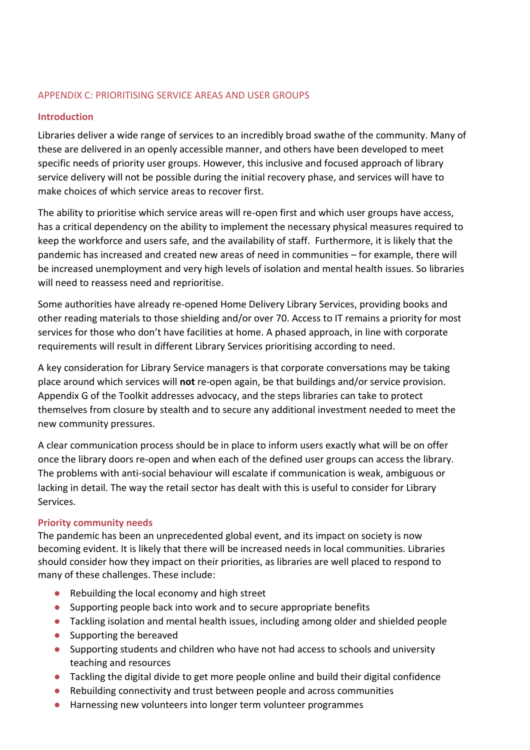## APPENDIX C: PRIORITISING SERVICE AREAS AND USER GROUPS

### Introduction

Libraries deliver a wide range of services to an incredibly broad swathe of the community. Many of these are delivered in an openly accessible manner, and others have been developed to meet specific needs of priority user groups. However, this inclusive and focused approach of library service delivery will not be possible during the initial recovery phase, and services will have to make choices of which service areas to recover first.

The ability to prioritise which service areas will re-open first and which user groups have access, has a critical dependency on the ability to implement the necessary physical measures required to keep the workforce and users safe, and the availability of staff. Furthermore, it is likely that the pandemic has increased and created new areas of need in communities – for example, there will be increased unemployment and very high levels of isolation and mental health issues. So libraries will need to reassess need and reprioritise.

Some authorities have already re-opened Home Delivery Library Services, providing books and other reading materials to those shielding and/or over 70. Access to IT remains a priority for most services for those who don't have facilities at home. A phased approach, in line with corporate requirements will result in different Library Services prioritising according to need.

A key consideration for Library Service managers is that corporate conversations may be taking place around which services will **not** re-open again, be that buildings and/or service provision. Appendix G of the Toolkit addresses advocacy, and the steps libraries can take to protect themselves from closure by stealth and to secure any additional investment needed to meet the new community pressures.

A clear communication process should be in place to inform users exactly what will be on offer once the library doors re-open and when each of the defined user groups can access the library. The problems with anti-social behaviour will escalate if communication is weak, ambiguous or lacking in detail. The way the retail sector has dealt with this is useful to consider for Library Services.

### Priority community needs

The pandemic has been an unprecedented global event, and its impact on society is now becoming evident. It is likely that there will be increased needs in local communities. Libraries should consider how they impact on their priorities, as libraries are well placed to respond to many of these challenges. These include:

- Rebuilding the local economy and high street
- Supporting people back into work and to secure appropriate benefits
- Tackling isolation and mental health issues, including among older and shielded people
- Supporting the bereaved
- Supporting students and children who have not had access to schools and university teaching and resources
- Tackling the digital divide to get more people online and build their digital confidence
- Rebuilding connectivity and trust between people and across communities
- Harnessing new volunteers into longer term volunteer programmes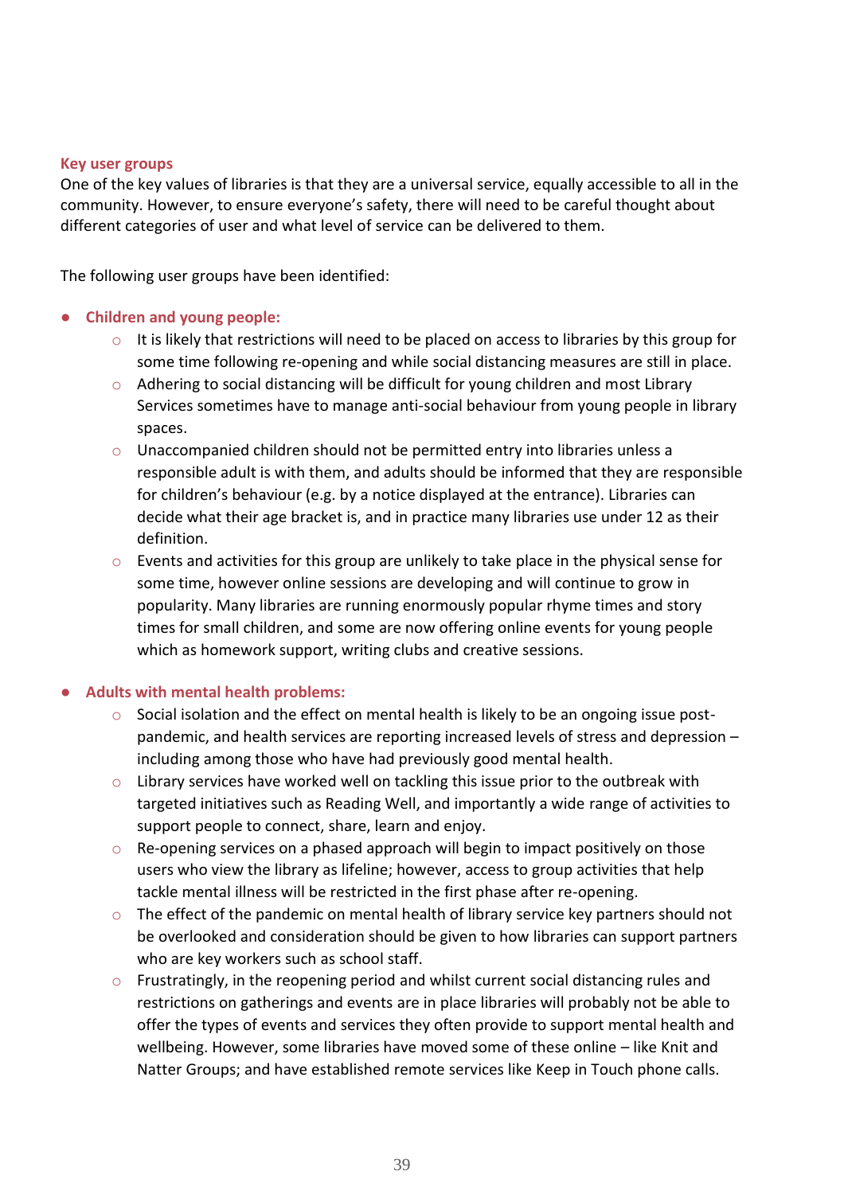### Key user groups

One of the key values of libraries is that they are a universal service, equally accessible to all in the community. However, to ensure everyone's safety, there will need to be careful thought about different categories of user and what level of service can be delivered to them.

The following user groups have been identified:

- **Children and young people:**
    - It is likely that restrictions will need to be placed on access to libraries by this group for some time following re-opening and while social distancing measures are still in place.
    - Adhering to social distancing will be difficult for young children and most Library Services sometimes have to manage anti-social behaviour from young people in library spaces.
    - Unaccompanied children should not be permitted entry into libraries unless a responsible adult is with them, and adults should be informed that they are responsible for children's behaviour (e.g. by a notice displayed at the entrance). Libraries can decide what their age bracket is, and in practice many libraries use under 12 as their definition.
    - Events and activities for this group are unlikely to take place in the physical sense for some time, however online sessions are developing and will continue to grow in popularity. Many libraries are running enormously popular rhyme times and story times for small children, and some are now offering online events for young people which as homework support, writing clubs and creative sessions.

- **Adults with mental health problems:**
    - Social isolation and the effect on mental health is likely to be an ongoing issue post-pandemic, and health services are reporting increased levels of stress and depression – including among those who have had previously good mental health.
    - Library services have worked well on tackling this issue prior to the outbreak with targeted initiatives such as Reading Well, and importantly a wide range of activities to support people to connect, share, learn and enjoy.
    - Re-opening services on a phased approach will begin to impact positively on those users who view the library as lifeline; however, access to group activities that help tackle mental illness will be restricted in the first phase after re-opening.
    - The effect of the pandemic on mental health of library service key partners should not be overlooked and consideration should be given to how libraries can support partners who are key workers such as school staff.
    - Frustratingly, in the reopening period and whilst current social distancing rules and restrictions on gatherings and events are in place libraries will probably not be able to offer the types of events and services they often provide to support mental health and wellbeing. However, some libraries have moved some of these online – like Knit and Natter Groups; and have established remote services like Keep in Touch phone calls.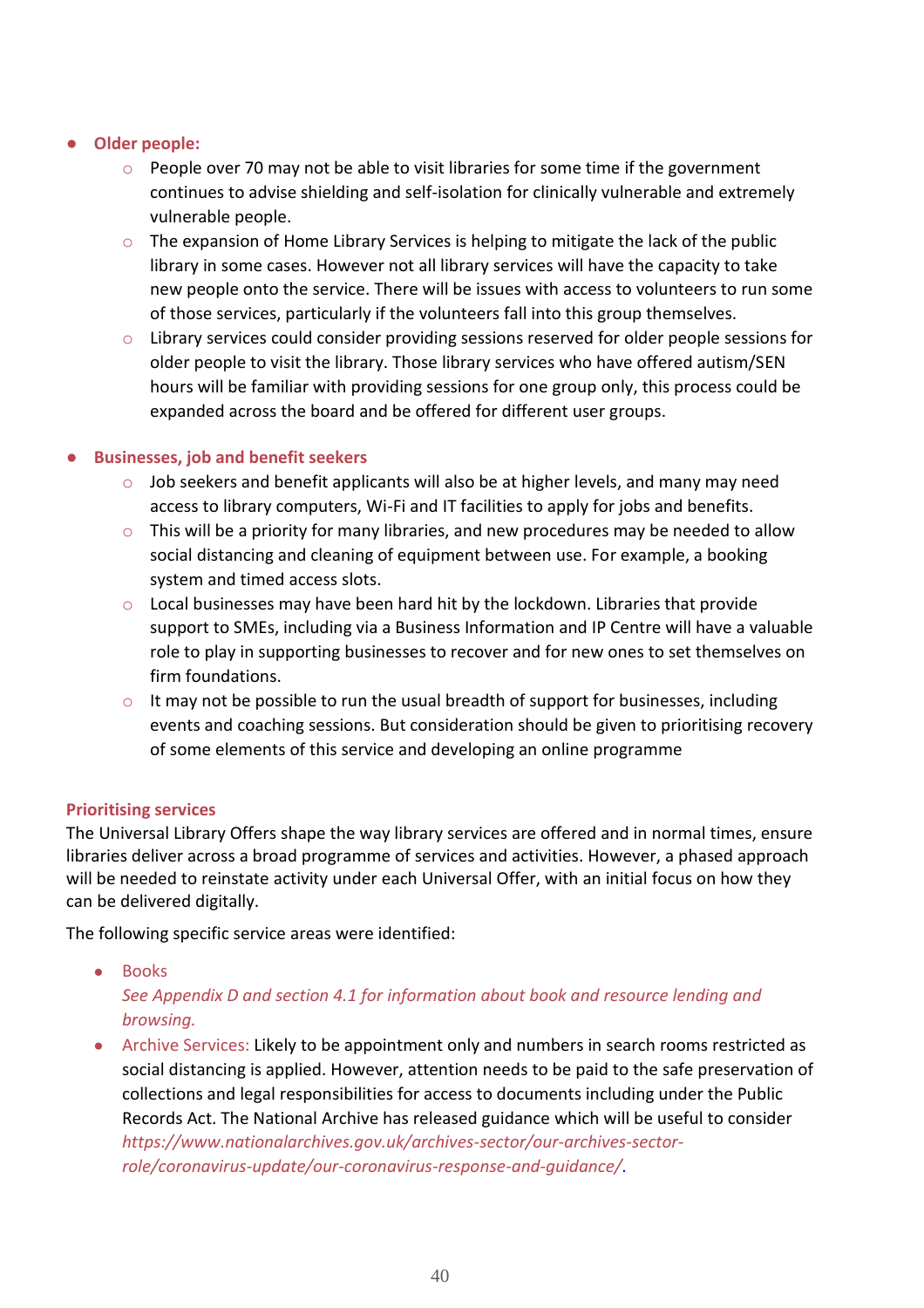- **Older people:**
    - People over 70 may not be able to visit libraries for some time if the government continues to advise shielding and self-isolation for clinically vulnerable and extremely vulnerable people.
    - The expansion of Home Library Services is helping to mitigate the lack of the public library in some cases. However not all library services will have the capacity to take new people onto the service. There will be issues with access to volunteers to run some of those services, particularly if the volunteers fall into this group themselves.
    - Library services could consider providing sessions reserved for older people sessions for older people to visit the library. Those library services who have offered autism/SEN hours will be familiar with providing sessions for one group only, this process could be expanded across the board and be offered for different user groups.

- **Businesses, job and benefit seekers**
    - Job seekers and benefit applicants will also be at higher levels, and many may need access to library computers, Wi-Fi and IT facilities to apply for jobs and benefits.
    - This will be a priority for many libraries, and new procedures may be needed to allow social distancing and cleaning of equipment between use. For example, a booking system and timed access slots.
    - Local businesses may have been hard hit by the lockdown. Libraries that provide support to SMEs, including via a Business Information and IP Centre will have a valuable role to play in supporting businesses to recover and for new ones to set themselves on firm foundations.
    - It may not be possible to run the usual breadth of support for businesses, including events and coaching sessions. But consideration should be given to prioritising recovery of some elements of this service and developing an online programme

### Prioritising services

The Universal Library Offers shape the way library services are offered and in normal times, ensure libraries deliver across a broad programme of services and activities. However, a phased approach will be needed to reinstate activity under each Universal Offer, with an initial focus on how they can be delivered digitally.

The following specific service areas were identified:

- Books
  *See Appendix D and section 4.1 for information about book and resource lending and browsing.*
- Archive Services: Likely to be appointment only and numbers in search rooms restricted as social distancing is applied. However, attention needs to be paid to the safe preservation of collections and legal responsibilities for access to documents including under the Public Records Act. The National Archive has released guidance which will be useful to consider *https://www.nationalarchives.gov.uk/archives-sector/our-archives-sector-role/coronavirus-update/our-coronavirus-response-and-guidance/*.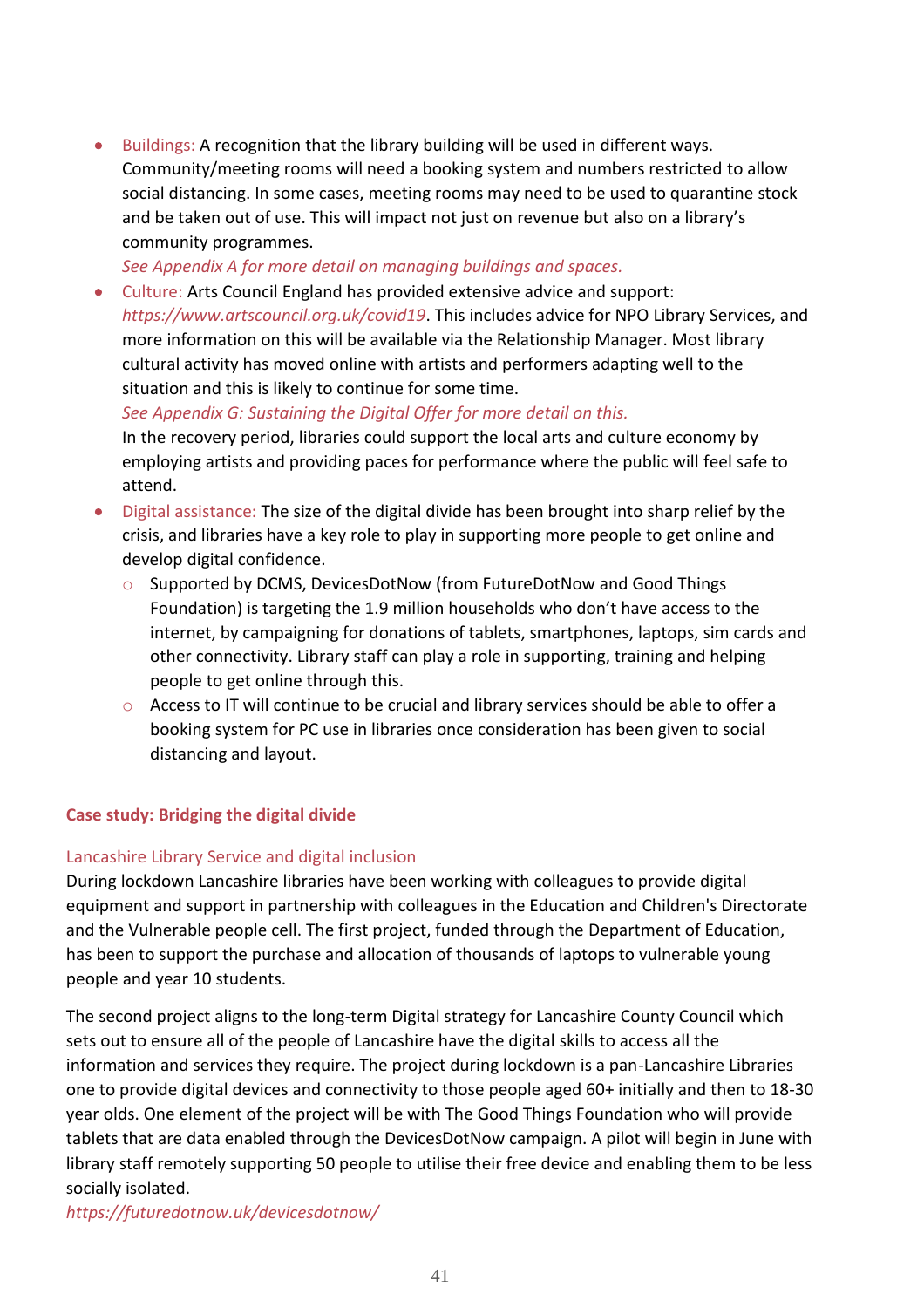- Buildings: A recognition that the library building will be used in different ways. Community/meeting rooms will need a booking system and numbers restricted to allow social distancing. In some cases, meeting rooms may need to be used to quarantine stock and be taken out of use. This will impact not just on revenue but also on a library's community programmes.
  *See Appendix A for more detail on managing buildings and spaces.*
- Culture: Arts Council England has provided extensive advice and support: *https://www.artscouncil.org.uk/covid19*. This includes advice for NPO Library Services, and more information on this will be available via the Relationship Manager. Most library cultural activity has moved online with artists and performers adapting well to the situation and this is likely to continue for some time.
  *See Appendix G: Sustaining the Digital Offer for more detail on this.*
  In the recovery period, libraries could support the local arts and culture economy by employing artists and providing paces for performance where the public will feel safe to attend.
- Digital assistance: The size of the digital divide has been brought into sharp relief by the crisis, and libraries have a key role to play in supporting more people to get online and develop digital confidence.
  - Supported by DCMS, DevicesDotNow (from FutureDotNow and Good Things Foundation) is targeting the 1.9 million households who don't have access to the internet, by campaigning for donations of tablets, smartphones, laptops, sim cards and other connectivity. Library staff can play a role in supporting, training and helping people to get online through this.
  - Access to IT will continue to be crucial and library services should be able to offer a booking system for PC use in libraries once consideration has been given to social distancing and layout.

**Case study: Bridging the digital divide**

Lancashire Library Service and digital inclusion

During lockdown Lancashire libraries have been working with colleagues to provide digital equipment and support in partnership with colleagues in the Education and Children's Directorate and the Vulnerable people cell. The first project, funded through the Department of Education, has been to support the purchase and allocation of thousands of laptops to vulnerable young people and year 10 students.

The second project aligns to the long-term Digital strategy for Lancashire County Council which sets out to ensure all of the people of Lancashire have the digital skills to access all the information and services they require. The project during lockdown is a pan-Lancashire Libraries one to provide digital devices and connectivity to those people aged 60+ initially and then to 18-30 year olds. One element of the project will be with The Good Things Foundation who will provide tablets that are data enabled through the DevicesDotNow campaign. A pilot will begin in June with library staff remotely supporting 50 people to utilise their free device and enabling them to be less socially isolated.

*https://futuredotnow.uk/devicesdotnow/*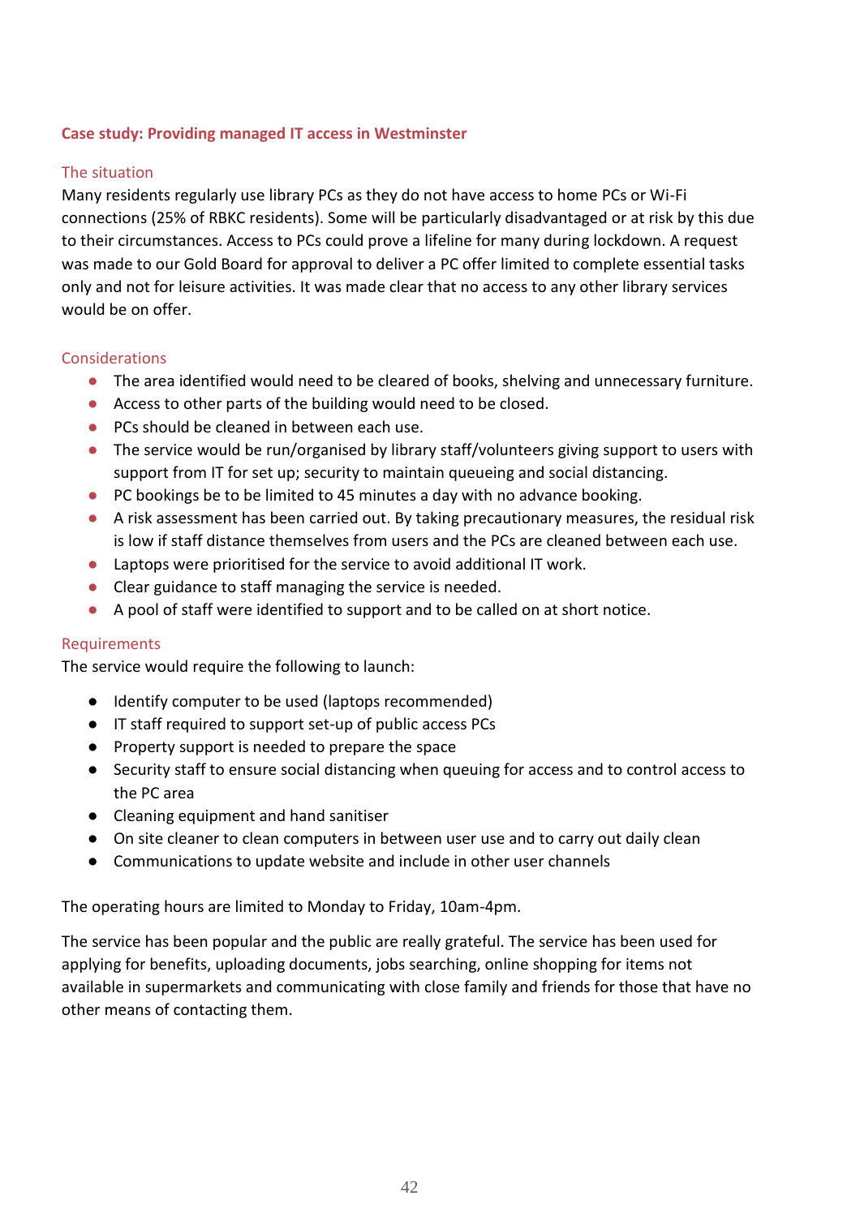### Case study: Providing managed IT access in Westminster

#### The situation

Many residents regularly use library PCs as they do not have access to home PCs or Wi-Fi connections (25% of RBKC residents). Some will be particularly disadvantaged or at risk by this due to their circumstances. Access to PCs could prove a lifeline for many during lockdown. A request was made to our Gold Board for approval to deliver a PC offer limited to complete essential tasks only and not for leisure activities. It was made clear that no access to any other library services would be on offer.

#### Considerations

- The area identified would need to be cleared of books, shelving and unnecessary furniture.
- Access to other parts of the building would need to be closed.
- PCs should be cleaned in between each use.
- The service would be run/organised by library staff/volunteers giving support to users with support from IT for set up; security to maintain queueing and social distancing.
- PC bookings be to be limited to 45 minutes a day with no advance booking.
- A risk assessment has been carried out. By taking precautionary measures, the residual risk is low if staff distance themselves from users and the PCs are cleaned between each use.
- Laptops were prioritised for the service to avoid additional IT work.
- Clear guidance to staff managing the service is needed.
- A pool of staff were identified to support and to be called on at short notice.

#### Requirements

The service would require the following to launch:

- Identify computer to be used (laptops recommended)
- IT staff required to support set-up of public access PCs
- Property support is needed to prepare the space
- Security staff to ensure social distancing when queuing for access and to control access to the PC area
- Cleaning equipment and hand sanitiser
- On site cleaner to clean computers in between user use and to carry out daily clean
- Communications to update website and include in other user channels

The operating hours are limited to Monday to Friday, 10am-4pm.

The service has been popular and the public are really grateful. The service has been used for applying for benefits, uploading documents, jobs searching, online shopping for items not available in supermarkets and communicating with close family and friends for those that have no other means of contacting them.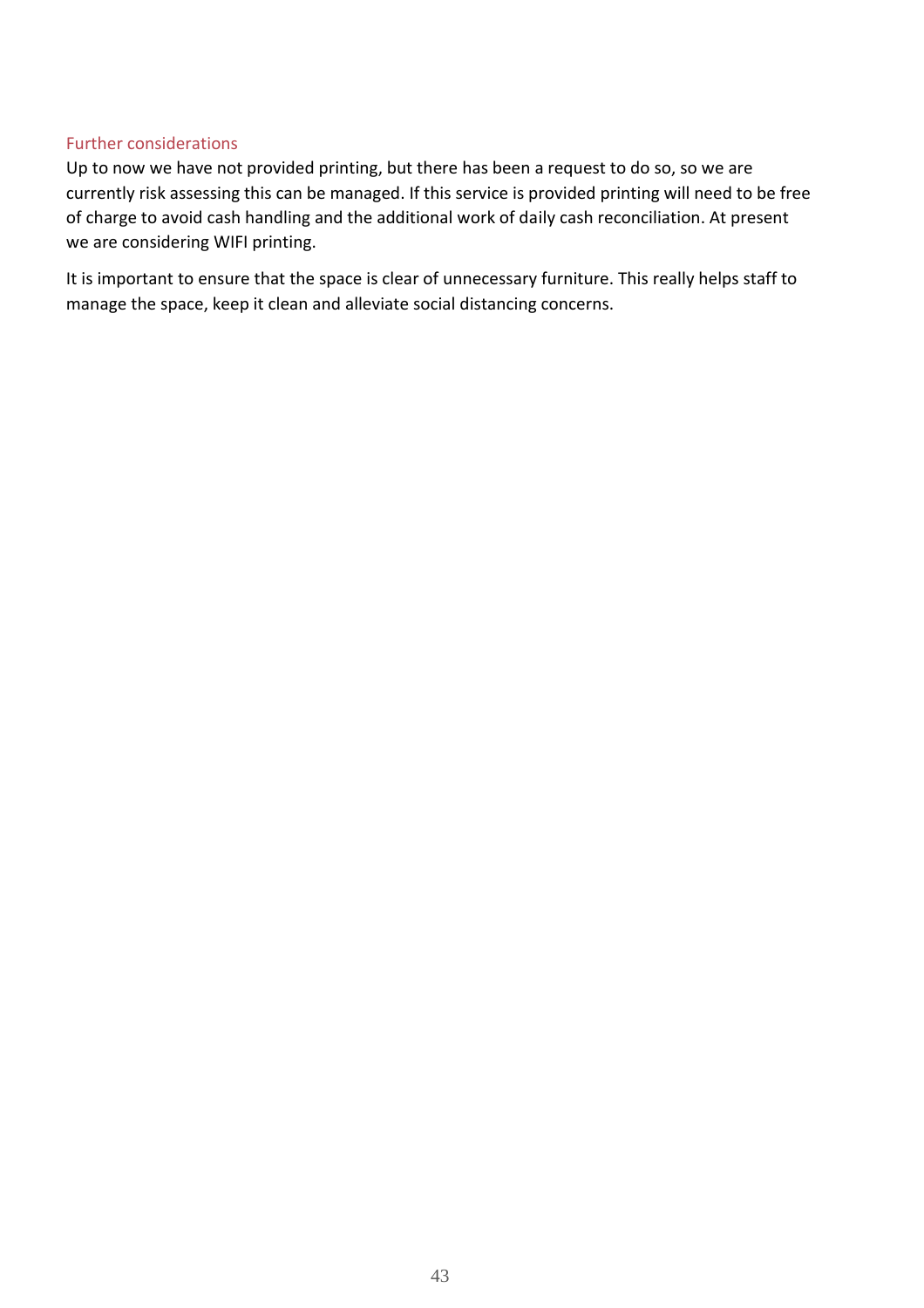### Further considerations

Up to now we have not provided printing, but there has been a request to do so, so we are currently risk assessing this can be managed. If this service is provided printing will need to be free of charge to avoid cash handling and the additional work of daily cash reconciliation. At present we are considering WIFI printing.

It is important to ensure that the space is clear of unnecessary furniture. This really helps staff to manage the space, keep it clean and alleviate social distancing concerns.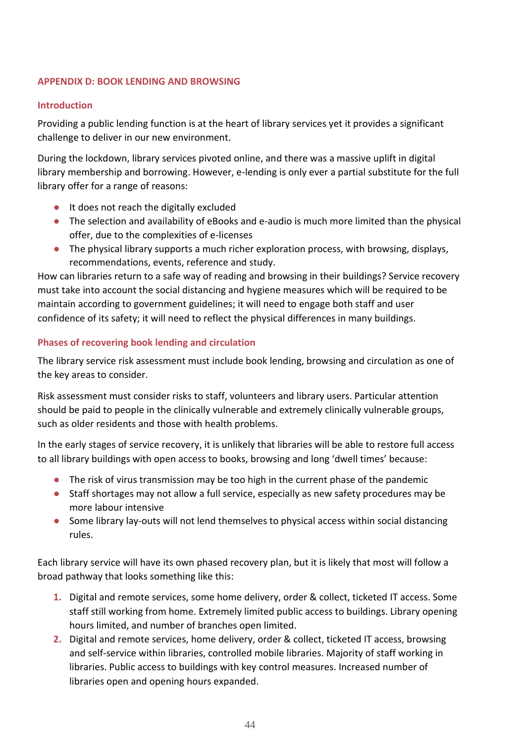## APPENDIX D: BOOK LENDING AND BROWSING

### Introduction

Providing a public lending function is at the heart of library services yet it provides a significant challenge to deliver in our new environment.

During the lockdown, library services pivoted online, and there was a massive uplift in digital library membership and borrowing. However, e-lending is only ever a partial substitute for the full library offer for a range of reasons:

- It does not reach the digitally excluded
- The selection and availability of eBooks and e-audio is much more limited than the physical offer, due to the complexities of e-licenses
- The physical library supports a much richer exploration process, with browsing, displays, recommendations, events, reference and study.

How can libraries return to a safe way of reading and browsing in their buildings? Service recovery must take into account the social distancing and hygiene measures which will be required to be maintain according to government guidelines; it will need to engage both staff and user confidence of its safety; it will need to reflect the physical differences in many buildings.

### Phases of recovering book lending and circulation

The library service risk assessment must include book lending, browsing and circulation as one of the key areas to consider.

Risk assessment must consider risks to staff, volunteers and library users. Particular attention should be paid to people in the clinically vulnerable and extremely clinically vulnerable groups, such as older residents and those with health problems.

In the early stages of service recovery, it is unlikely that libraries will be able to restore full access to all library buildings with open access to books, browsing and long 'dwell times' because:

- The risk of virus transmission may be too high in the current phase of the pandemic
- Staff shortages may not allow a full service, especially as new safety procedures may be more labour intensive
- Some library lay-outs will not lend themselves to physical access within social distancing rules.

Each library service will have its own phased recovery plan, but it is likely that most will follow a broad pathway that looks something like this:

1. Digital and remote services, some home delivery, order & collect, ticketed IT access. Some staff still working from home. Extremely limited public access to buildings. Library opening hours limited, and number of branches open limited.
2. Digital and remote services, home delivery, order & collect, ticketed IT access, browsing and self-service within libraries, controlled mobile libraries. Majority of staff working in libraries. Public access to buildings with key control measures. Increased number of libraries open and opening hours expanded.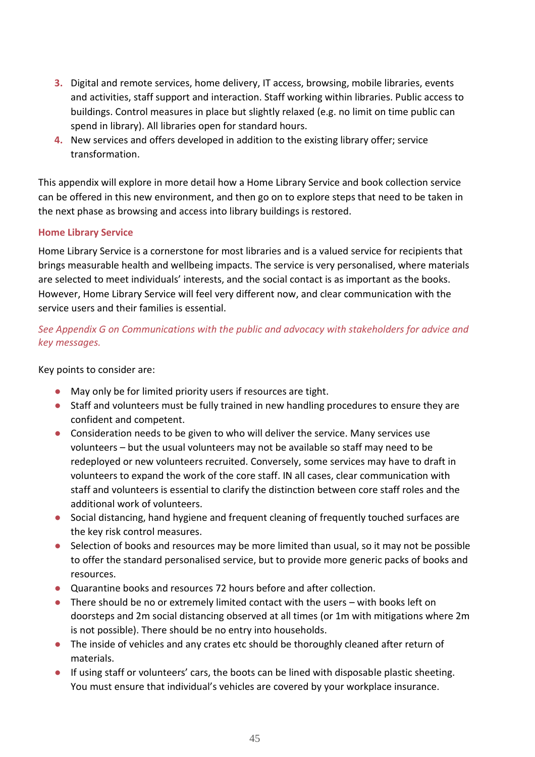3. Digital and remote services, home delivery, IT access, browsing, mobile libraries, events and activities, staff support and interaction. Staff working within libraries. Public access to buildings. Control measures in place but slightly relaxed (e.g. no limit on time public can spend in library). All libraries open for standard hours.
4. New services and offers developed in addition to the existing library offer; service transformation.

This appendix will explore in more detail how a Home Library Service and book collection service can be offered in this new environment, and then go on to explore steps that need to be taken in the next phase as browsing and access into library buildings is restored.

### Home Library Service

Home Library Service is a cornerstone for most libraries and is a valued service for recipients that brings measurable health and wellbeing impacts. The service is very personalised, where materials are selected to meet individuals' interests, and the social contact is as important as the books. However, Home Library Service will feel very different now, and clear communication with the service users and their families is essential.

*See Appendix G on Communications with the public and advocacy with stakeholders for advice and key messages.*

Key points to consider are:

- May only be for limited priority users if resources are tight.
- Staff and volunteers must be fully trained in new handling procedures to ensure they are confident and competent.
- Consideration needs to be given to who will deliver the service. Many services use volunteers – but the usual volunteers may not be available so staff may need to be redeployed or new volunteers recruited. Conversely, some services may have to draft in volunteers to expand the work of the core staff. IN all cases, clear communication with staff and volunteers is essential to clarify the distinction between core staff roles and the additional work of volunteers.
- Social distancing, hand hygiene and frequent cleaning of frequently touched surfaces are the key risk control measures.
- Selection of books and resources may be more limited than usual, so it may not be possible to offer the standard personalised service, but to provide more generic packs of books and resources.
- Quarantine books and resources 72 hours before and after collection.
- There should be no or extremely limited contact with the users – with books left on doorsteps and 2m social distancing observed at all times (or 1m with mitigations where 2m is not possible). There should be no entry into households.
- The inside of vehicles and any crates etc should be thoroughly cleaned after return of materials.
- If using staff or volunteers' cars, the boots can be lined with disposable plastic sheeting. You must ensure that individual's vehicles are covered by your workplace insurance.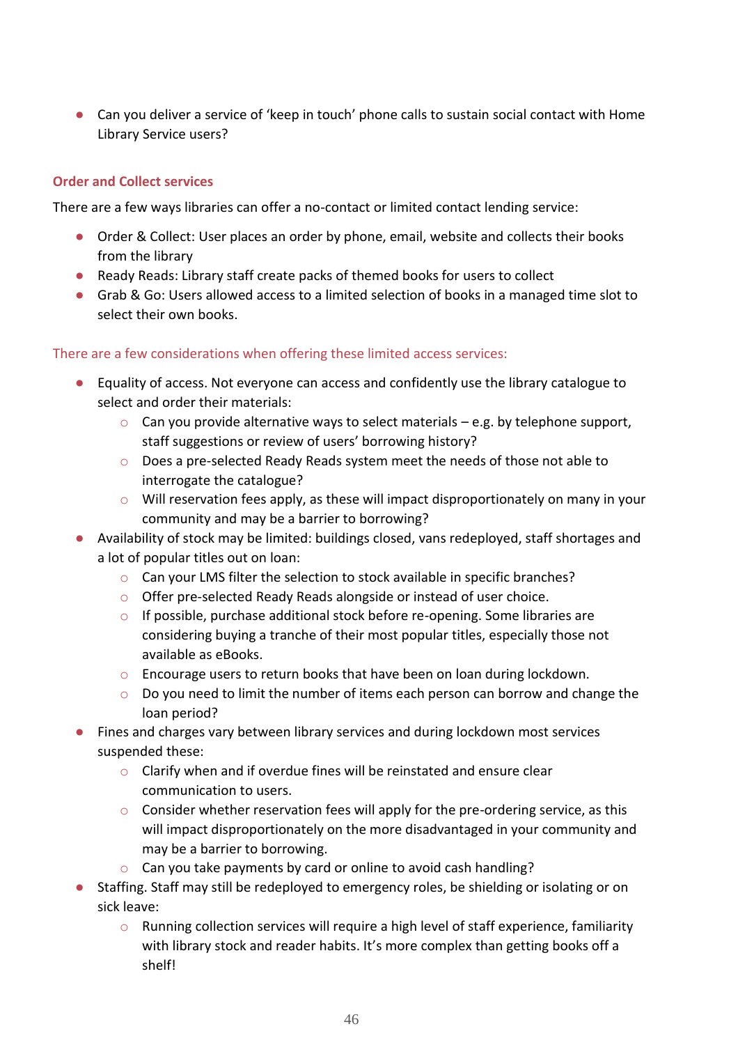- Can you deliver a service of 'keep in touch' phone calls to sustain social contact with Home Library Service users?

### Order and Collect services

There are a few ways libraries can offer a no-contact or limited contact lending service:

- Order & Collect: User places an order by phone, email, website and collects their books from the library
- Ready Reads: Library staff create packs of themed books for users to collect
- Grab & Go: Users allowed access to a limited selection of books in a managed time slot to select their own books.

There are a few considerations when offering these limited access services:

- Equality of access. Not everyone can access and confidently use the library catalogue to select and order their materials:
    - Can you provide alternative ways to select materials – e.g. by telephone support, staff suggestions or review of users' borrowing history?
    - Does a pre-selected Ready Reads system meet the needs of those not able to interrogate the catalogue?
    - Will reservation fees apply, as these will impact disproportionately on many in your community and may be a barrier to borrowing?
- Availability of stock may be limited: buildings closed, vans redeployed, staff shortages and a lot of popular titles out on loan:
    - Can your LMS filter the selection to stock available in specific branches?
    - Offer pre-selected Ready Reads alongside or instead of user choice.
    - If possible, purchase additional stock before re-opening. Some libraries are considering buying a tranche of their most popular titles, especially those not available as eBooks.
    - Encourage users to return books that have been on loan during lockdown.
    - Do you need to limit the number of items each person can borrow and change the loan period?
- Fines and charges vary between library services and during lockdown most services suspended these:
    - Clarify when and if overdue fines will be reinstated and ensure clear communication to users.
    - Consider whether reservation fees will apply for the pre-ordering service, as this will impact disproportionately on the more disadvantaged in your community and may be a barrier to borrowing.
    - Can you take payments by card or online to avoid cash handling?
- Staffing. Staff may still be redeployed to emergency roles, be shielding or isolating or on sick leave:
    - Running collection services will require a high level of staff experience, familiarity with library stock and reader habits. It's more complex than getting books off a shelf!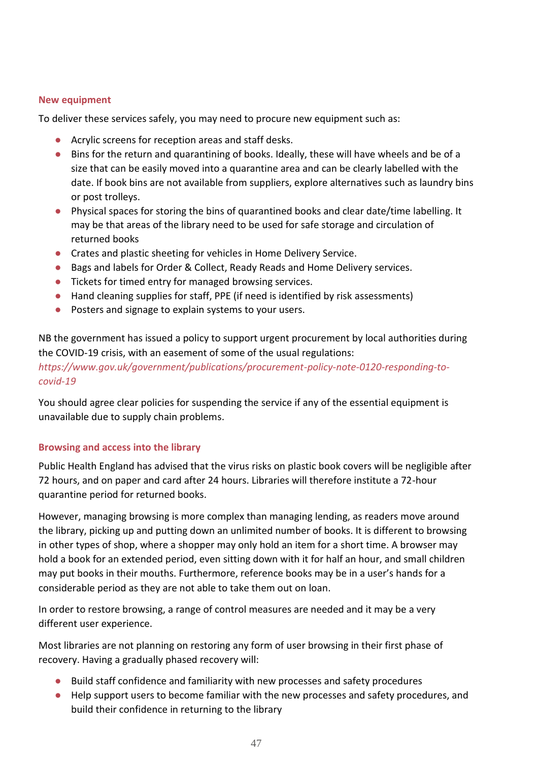### New equipment

To deliver these services safely, you may need to procure new equipment such as:

- Acrylic screens for reception areas and staff desks.
- Bins for the return and quarantining of books. Ideally, these will have wheels and be of a size that can be easily moved into a quarantine area and can be clearly labelled with the date. If book bins are not available from suppliers, explore alternatives such as laundry bins or post trolleys.
- Physical spaces for storing the bins of quarantined books and clear date/time labelling. It may be that areas of the library need to be used for safe storage and circulation of returned books
- Crates and plastic sheeting for vehicles in Home Delivery Service.
- Bags and labels for Order & Collect, Ready Reads and Home Delivery services.
- Tickets for timed entry for managed browsing services.
- Hand cleaning supplies for staff, PPE (if need is identified by risk assessments)
- Posters and signage to explain systems to your users.

NB the government has issued a policy to support urgent procurement by local authorities during the COVID-19 crisis, with an easement of some of the usual regulations: *https://www.gov.uk/government/publications/procurement-policy-note-0120-responding-to-covid-19*

You should agree clear policies for suspending the service if any of the essential equipment is unavailable due to supply chain problems.

### Browsing and access into the library

Public Health England has advised that the virus risks on plastic book covers will be negligible after 72 hours, and on paper and card after 24 hours. Libraries will therefore institute a 72-hour quarantine period for returned books.

However, managing browsing is more complex than managing lending, as readers move around the library, picking up and putting down an unlimited number of books. It is different to browsing in other types of shop, where a shopper may only hold an item for a short time. A browser may hold a book for an extended period, even sitting down with it for half an hour, and small children may put books in their mouths. Furthermore, reference books may be in a user's hands for a considerable period as they are not able to take them out on loan.

In order to restore browsing, a range of control measures are needed and it may be a very different user experience.

Most libraries are not planning on restoring any form of user browsing in their first phase of recovery. Having a gradually phased recovery will:

- Build staff confidence and familiarity with new processes and safety procedures
- Help support users to become familiar with the new processes and safety procedures, and build their confidence in returning to the library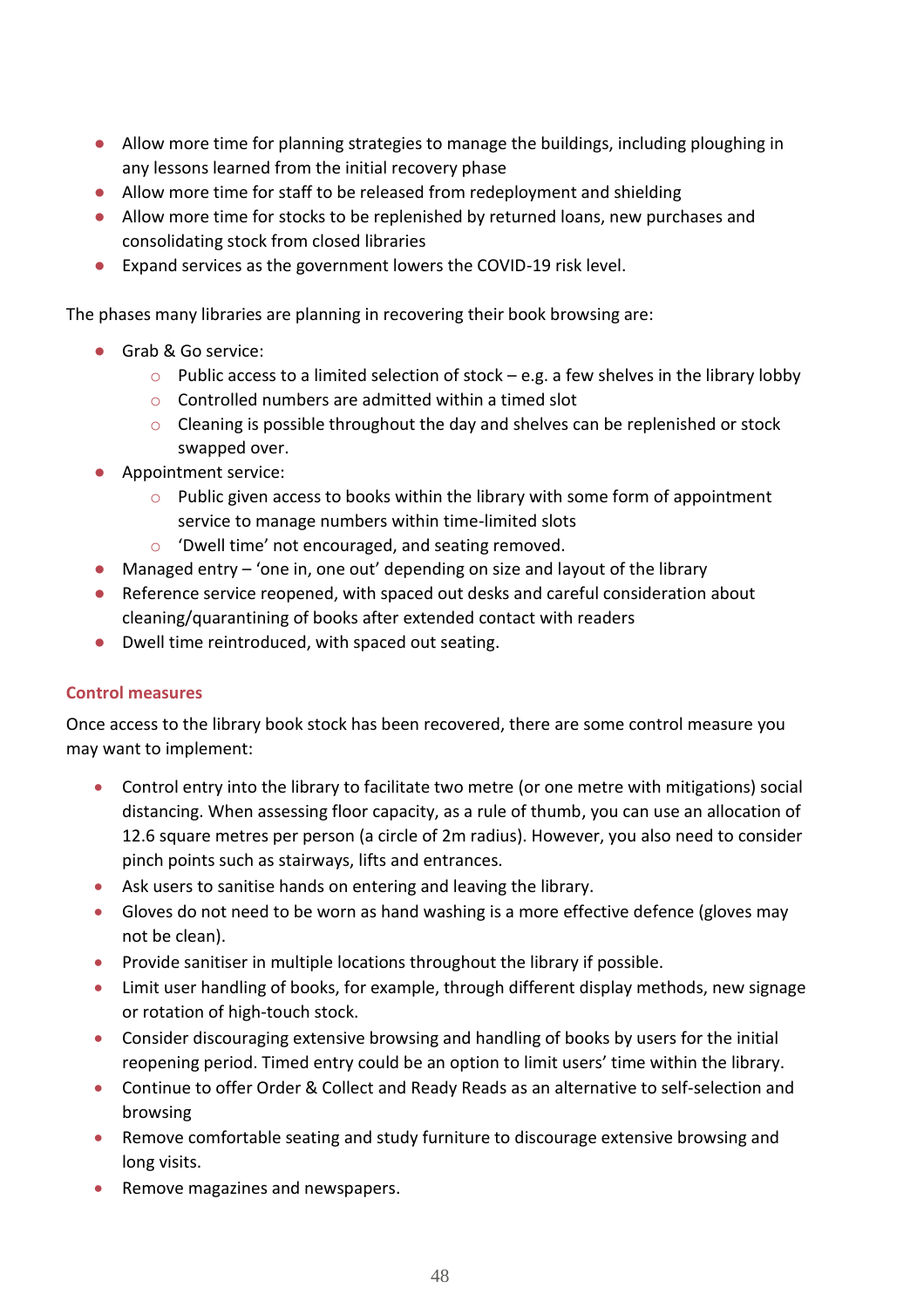- Allow more time for planning strategies to manage the buildings, including ploughing in any lessons learned from the initial recovery phase
- Allow more time for staff to be released from redeployment and shielding
- Allow more time for stocks to be replenished by returned loans, new purchases and consolidating stock from closed libraries
- Expand services as the government lowers the COVID-19 risk level.

The phases many libraries are planning in recovering their book browsing are:

- Grab & Go service:
  - Public access to a limited selection of stock – e.g. a few shelves in the library lobby
  - Controlled numbers are admitted within a timed slot
  - Cleaning is possible throughout the day and shelves can be replenished or stock swapped over.
- Appointment service:
  - Public given access to books within the library with some form of appointment service to manage numbers within time-limited slots
  - 'Dwell time' not encouraged, and seating removed.
- Managed entry – 'one in, one out' depending on size and layout of the library
- Reference service reopened, with spaced out desks and careful consideration about cleaning/quarantining of books after extended contact with readers
- Dwell time reintroduced, with spaced out seating.

### Control measures

Once access to the library book stock has been recovered, there are some control measure you may want to implement:

- Control entry into the library to facilitate two metre (or one metre with mitigations) social distancing. When assessing floor capacity, as a rule of thumb, you can use an allocation of 12.6 square metres per person (a circle of 2m radius). However, you also need to consider pinch points such as stairways, lifts and entrances.
- Ask users to sanitise hands on entering and leaving the library.
- Gloves do not need to be worn as hand washing is a more effective defence (gloves may not be clean).
- Provide sanitiser in multiple locations throughout the library if possible.
- Limit user handling of books, for example, through different display methods, new signage or rotation of high-touch stock.
- Consider discouraging extensive browsing and handling of books by users for the initial reopening period. Timed entry could be an option to limit users' time within the library.
- Continue to offer Order & Collect and Ready Reads as an alternative to self-selection and browsing
- Remove comfortable seating and study furniture to discourage extensive browsing and long visits.
- Remove magazines and newspapers.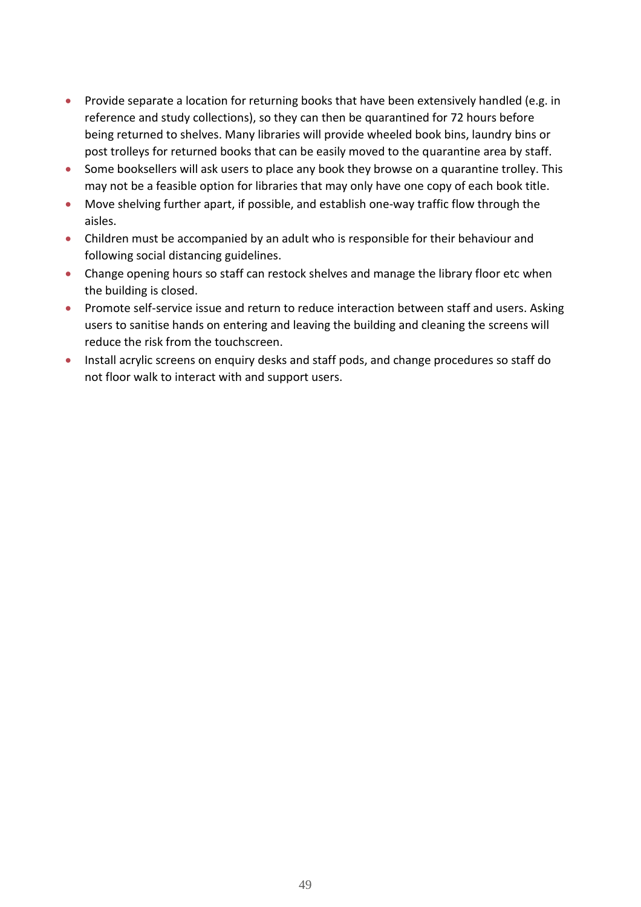- Provide separate a location for returning books that have been extensively handled (e.g. in reference and study collections), so they can then be quarantined for 72 hours before being returned to shelves. Many libraries will provide wheeled book bins, laundry bins or post trolleys for returned books that can be easily moved to the quarantine area by staff.
- Some booksellers will ask users to place any book they browse on a quarantine trolley. This may not be a feasible option for libraries that may only have one copy of each book title.
- Move shelving further apart, if possible, and establish one-way traffic flow through the aisles.
- Children must be accompanied by an adult who is responsible for their behaviour and following social distancing guidelines.
- Change opening hours so staff can restock shelves and manage the library floor etc when the building is closed.
- Promote self-service issue and return to reduce interaction between staff and users. Asking users to sanitise hands on entering and leaving the building and cleaning the screens will reduce the risk from the touchscreen.
- Install acrylic screens on enquiry desks and staff pods, and change procedures so staff do not floor walk to interact with and support users.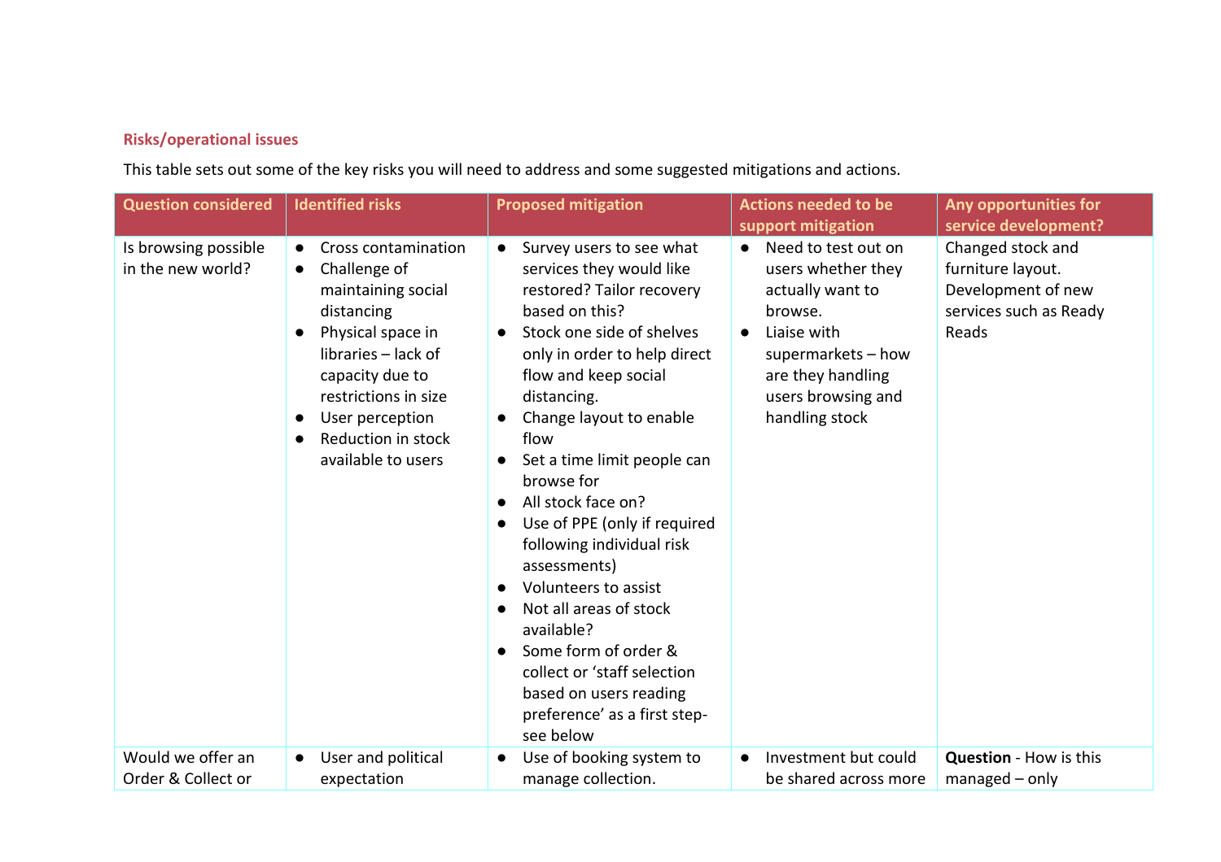**Risks/operational issues**

This table sets out some of the key risks you will need to address and some suggested mitigations and actions.

| Question considered | Identified risks | Proposed mitigation | Actions needed to be support mitigation | Any opportunities for service development? |
|---|---|---|---|---|
| Is browsing possible in the new world? | ● Cross contamination<br>● Challenge of maintaining social distancing<br>● Physical space in libraries – lack of capacity due to restrictions in size<br>● User perception<br>● Reduction in stock available to users | ● Survey users to see what services they would like restored? Tailor recovery based on this?<br>● Stock one side of shelves only in order to help direct flow and keep social distancing.<br>● Change layout to enable flow<br>● Set a time limit people can browse for<br>● All stock face on?<br>● Use of PPE (only if required following individual risk assessments)<br>● Volunteers to assist<br>● Not all areas of stock available?<br>● Some form of order & collect or 'staff selection based on users reading preference' as a first step- see below | ● Need to test out on users whether they actually want to browse.<br>● Liaise with supermarkets – how are they handling users browsing and handling stock | Changed stock and furniture layout. Development of new services such as Ready Reads |
| Would we offer an Order & Collect or | ● User and political expectation | ● Use of booking system to manage collection. | ● Investment but could be shared across more | **Question** - How is this managed – only |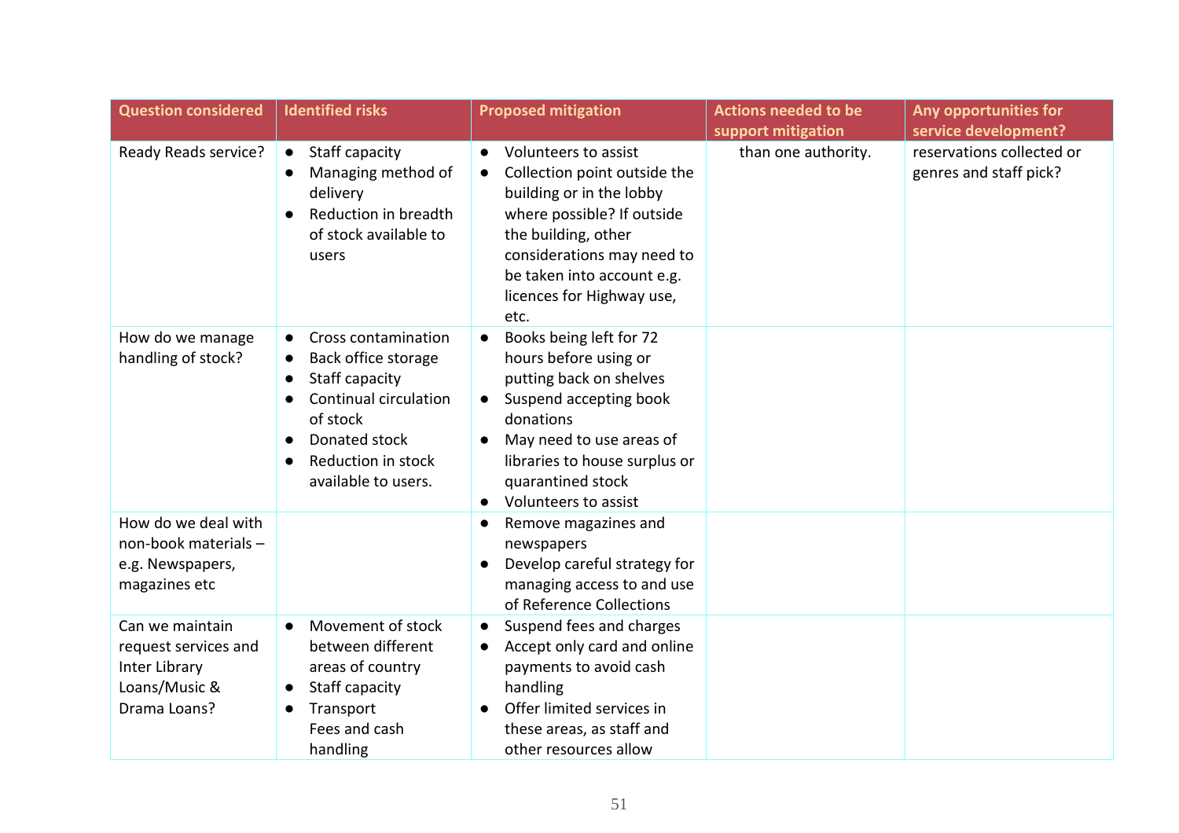| Question considered | Identified risks | Proposed mitigation | Actions needed to be support mitigation | Any opportunities for service development? |
|---|---|---|---|---|
| Ready Reads service? | • Staff capacity<br>• Managing method of delivery<br>• Reduction in breadth of stock available to users | • Volunteers to assist<br>• Collection point outside the building or in the lobby where possible? If outside the building, other considerations may need to be taken into account e.g. licences for Highway use, etc. | than one authority. | reservations collected or genres and staff pick? |
| How do we manage handling of stock? | • Cross contamination<br>• Back office storage<br>• Staff capacity<br>• Continual circulation of stock<br>• Donated stock<br>• Reduction in stock available to users. | • Books being left for 72 hours before using or putting back on shelves<br>• Suspend accepting book donations<br>• May need to use areas of libraries to house surplus or quarantined stock<br>• Volunteers to assist | | |
| How do we deal with non-book materials – e.g. Newspapers, magazines etc | | • Remove magazines and newspapers<br>• Develop careful strategy for managing access to and use of Reference Collections | | |
| Can we maintain request services and Inter Library Loans/Music & Drama Loans? | • Movement of stock between different areas of country<br>• Staff capacity<br>• Transport<br>Fees and cash handling | • Suspend fees and charges<br>• Accept only card and online payments to avoid cash handling<br>• Offer limited services in these areas, as staff and other resources allow | | |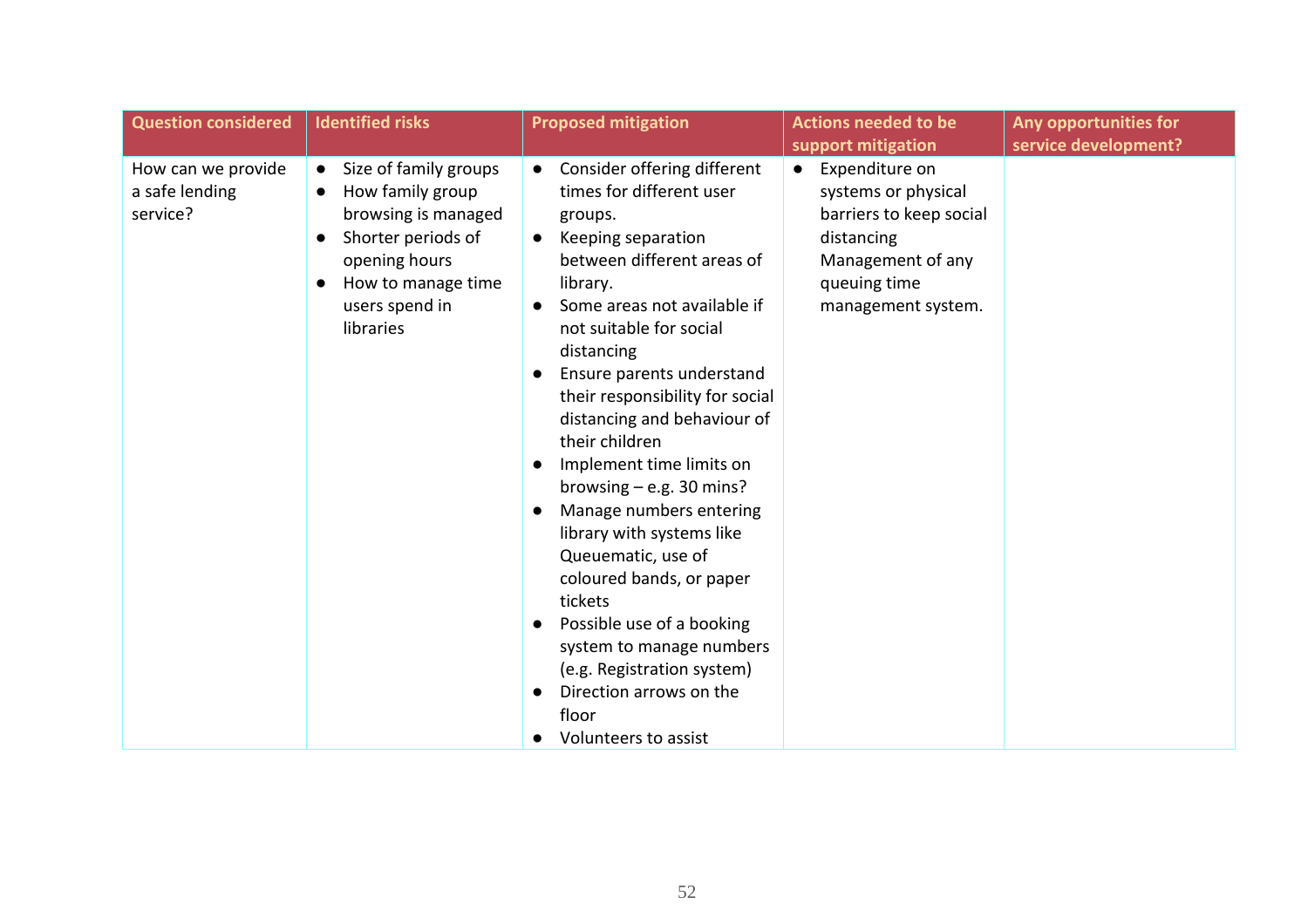| Question considered | Identified risks | Proposed mitigation | Actions needed to be support mitigation | Any opportunities for service development? |
|---|---|---|---|---|
| How can we provide a safe lending service? | • Size of family groups<br>• How family group browsing is managed<br>• Shorter periods of opening hours<br>• How to manage time users spend in libraries | • Consider offering different times for different user groups.<br>• Keeping separation between different areas of library.<br>• Some areas not available if not suitable for social distancing<br>• Ensure parents understand their responsibility for social distancing and behaviour of their children<br>• Implement time limits on browsing – e.g. 30 mins?<br>• Manage numbers entering library with systems like Queuematic, use of coloured bands, or paper tickets<br>• Possible use of a booking system to manage numbers (e.g. Registration system)<br>• Direction arrows on the floor<br>• Volunteers to assist | • Expenditure on systems or physical barriers to keep social distancing Management of any queuing time management system. | |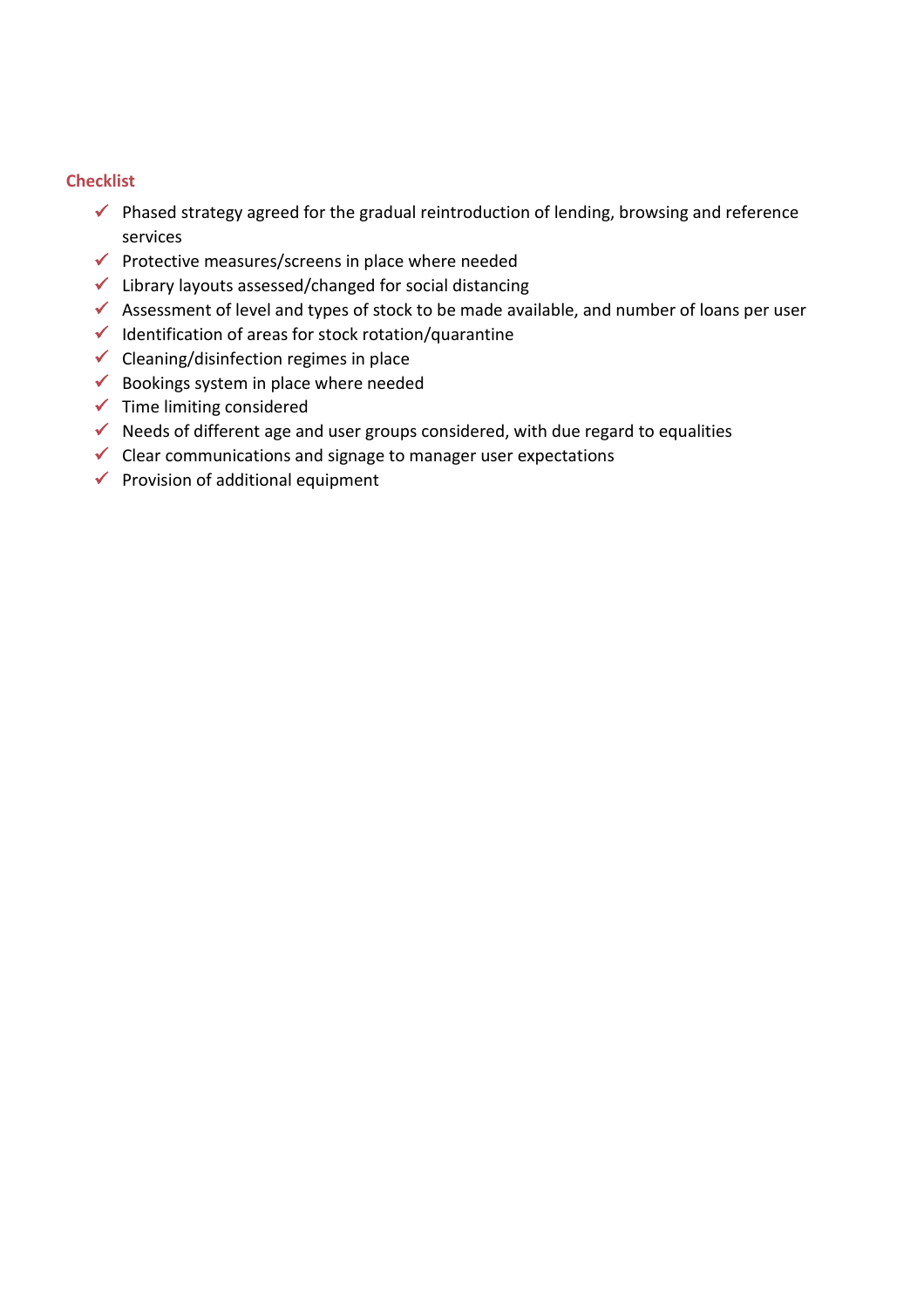### Checklist

- ✓ Phased strategy agreed for the gradual reintroduction of lending, browsing and reference services
- ✓ Protective measures/screens in place where needed
- ✓ Library layouts assessed/changed for social distancing
- ✓ Assessment of level and types of stock to be made available, and number of loans per user
- ✓ Identification of areas for stock rotation/quarantine
- ✓ Cleaning/disinfection regimes in place
- ✓ Bookings system in place where needed
- ✓ Time limiting considered
- ✓ Needs of different age and user groups considered, with due regard to equalities
- ✓ Clear communications and signage to manager user expectations
- ✓ Provision of additional equipment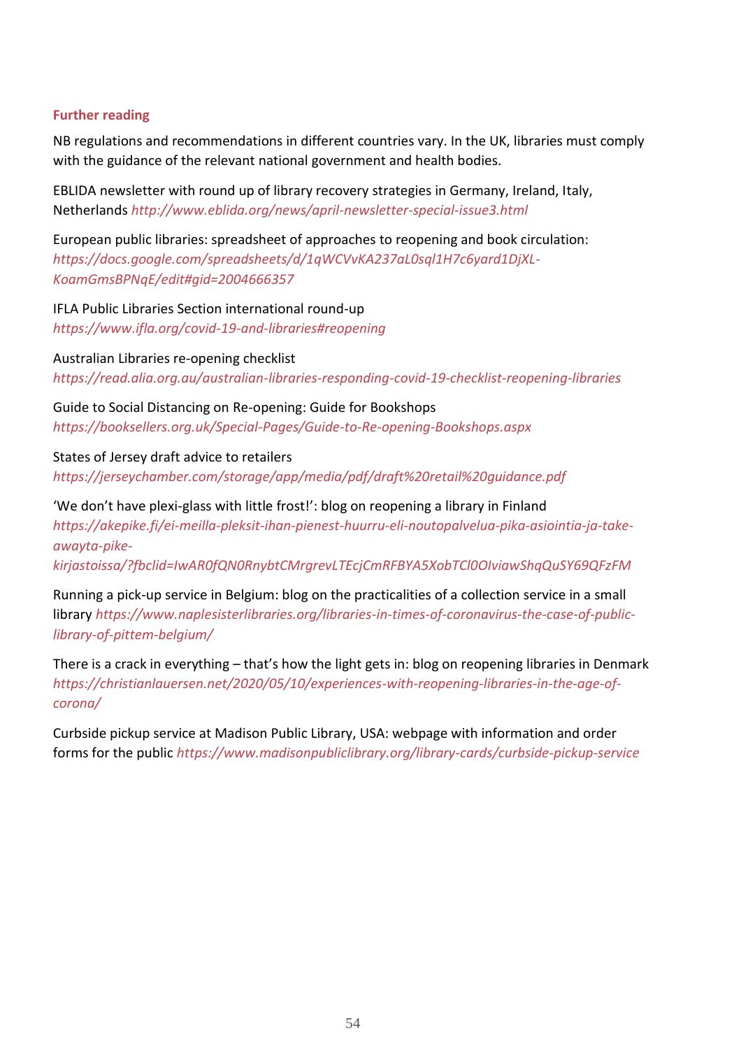## Further reading

NB regulations and recommendations in different countries vary. In the UK, libraries must comply with the guidance of the relevant national government and health bodies.

EBLIDA newsletter with round up of library recovery strategies in Germany, Ireland, Italy, Netherlands *http://www.eblida.org/news/april-newsletter-special-issue3.html*

European public libraries: spreadsheet of approaches to reopening and book circulation: *https://docs.google.com/spreadsheets/d/1qWCVvKA237aL0sql1H7c6yard1DjXL-KoamGmsBPNqE/edit#gid=2004666357*

IFLA Public Libraries Section international round-up *https://www.ifla.org/covid-19-and-libraries#reopening*

Australian Libraries re-opening checklist *https://read.alia.org.au/australian-libraries-responding-covid-19-checklist-reopening-libraries*

Guide to Social Distancing on Re-opening: Guide for Bookshops *https://booksellers.org.uk/Special-Pages/Guide-to-Re-opening-Bookshops.aspx*

States of Jersey draft advice to retailers *https://jerseychamber.com/storage/app/media/pdf/draft%20retail%20guidance.pdf*

'We don't have plexi-glass with little frost!': blog on reopening a library in Finland *https://akepike.fi/ei-meilla-pleksit-ihan-pienest-huurru-eli-noutopalvelua-pika-asiointia-ja-take-awayta-pike-kirjastoissa/?fbclid=IwAR0fQN0RnybtCMrgrevLTEcjCmRFBYA5XobTCl0OIviawShqQuSY69QFzFM*

Running a pick-up service in Belgium: blog on the practicalities of a collection service in a small library *https://www.naplesisterlibraries.org/libraries-in-times-of-coronavirus-the-case-of-public-library-of-pittem-belgium/*

There is a crack in everything – that's how the light gets in: blog on reopening libraries in Denmark *https://christianlauersen.net/2020/05/10/experiences-with-reopening-libraries-in-the-age-of-corona/*

Curbside pickup service at Madison Public Library, USA: webpage with information and order forms for the public *https://www.madisonpubliclibrary.org/library-cards/curbside-pickup-service*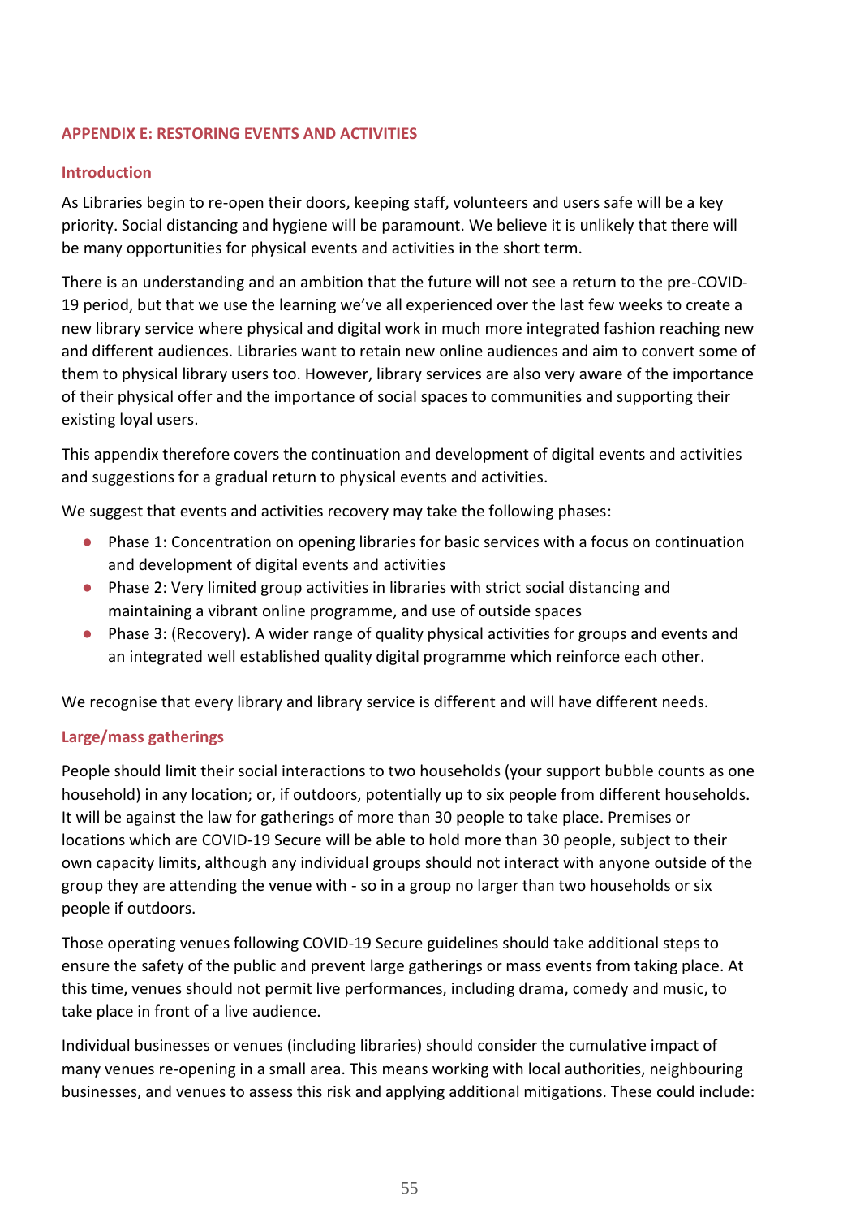## APPENDIX E: RESTORING EVENTS AND ACTIVITIES

### Introduction

As Libraries begin to re-open their doors, keeping staff, volunteers and users safe will be a key priority. Social distancing and hygiene will be paramount. We believe it is unlikely that there will be many opportunities for physical events and activities in the short term.

There is an understanding and an ambition that the future will not see a return to the pre-COVID-19 period, but that we use the learning we've all experienced over the last few weeks to create a new library service where physical and digital work in much more integrated fashion reaching new and different audiences. Libraries want to retain new online audiences and aim to convert some of them to physical library users too. However, library services are also very aware of the importance of their physical offer and the importance of social spaces to communities and supporting their existing loyal users.

This appendix therefore covers the continuation and development of digital events and activities and suggestions for a gradual return to physical events and activities.

We suggest that events and activities recovery may take the following phases:

- Phase 1: Concentration on opening libraries for basic services with a focus on continuation and development of digital events and activities
- Phase 2: Very limited group activities in libraries with strict social distancing and maintaining a vibrant online programme, and use of outside spaces
- Phase 3: (Recovery). A wider range of quality physical activities for groups and events and an integrated well established quality digital programme which reinforce each other.

We recognise that every library and library service is different and will have different needs.

### Large/mass gatherings

People should limit their social interactions to two households (your support bubble counts as one household) in any location; or, if outdoors, potentially up to six people from different households. It will be against the law for gatherings of more than 30 people to take place. Premises or locations which are COVID-19 Secure will be able to hold more than 30 people, subject to their own capacity limits, although any individual groups should not interact with anyone outside of the group they are attending the venue with - so in a group no larger than two households or six people if outdoors.

Those operating venues following COVID-19 Secure guidelines should take additional steps to ensure the safety of the public and prevent large gatherings or mass events from taking place. At this time, venues should not permit live performances, including drama, comedy and music, to take place in front of a live audience.

Individual businesses or venues (including libraries) should consider the cumulative impact of many venues re-opening in a small area. This means working with local authorities, neighbouring businesses, and venues to assess this risk and applying additional mitigations. These could include: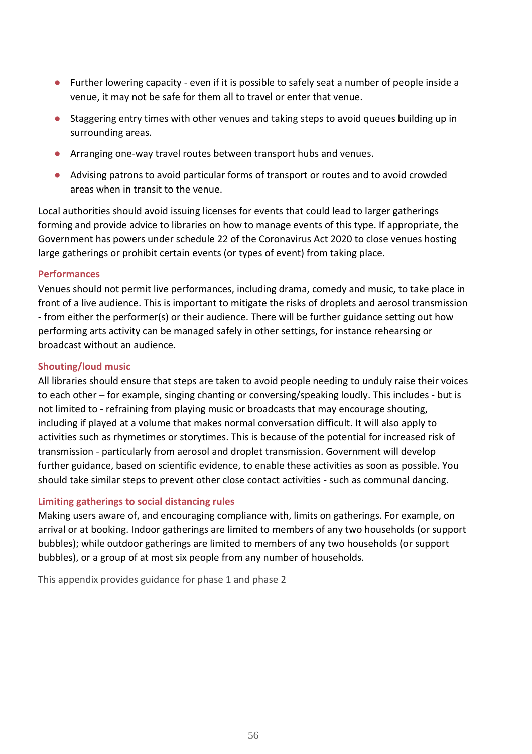- Further lowering capacity - even if it is possible to safely seat a number of people inside a venue, it may not be safe for them all to travel or enter that venue.
- Staggering entry times with other venues and taking steps to avoid queues building up in surrounding areas.
- Arranging one-way travel routes between transport hubs and venues.
- Advising patrons to avoid particular forms of transport or routes and to avoid crowded areas when in transit to the venue.

Local authorities should avoid issuing licenses for events that could lead to larger gatherings forming and provide advice to libraries on how to manage events of this type. If appropriate, the Government has powers under schedule 22 of the Coronavirus Act 2020 to close venues hosting large gatherings or prohibit certain events (or types of event) from taking place.

#### Performances

Venues should not permit live performances, including drama, comedy and music, to take place in front of a live audience. This is important to mitigate the risks of droplets and aerosol transmission - from either the performer(s) or their audience. There will be further guidance setting out how performing arts activity can be managed safely in other settings, for instance rehearsing or broadcast without an audience.

#### Shouting/loud music

All libraries should ensure that steps are taken to avoid people needing to unduly raise their voices to each other – for example, singing chanting or conversing/speaking loudly. This includes - but is not limited to - refraining from playing music or broadcasts that may encourage shouting, including if played at a volume that makes normal conversation difficult. It will also apply to activities such as rhymetimes or storytimes. This is because of the potential for increased risk of transmission - particularly from aerosol and droplet transmission. Government will develop further guidance, based on scientific evidence, to enable these activities as soon as possible. You should take similar steps to prevent other close contact activities - such as communal dancing.

#### Limiting gatherings to social distancing rules

Making users aware of, and encouraging compliance with, limits on gatherings. For example, on arrival or at booking. Indoor gatherings are limited to members of any two households (or support bubbles); while outdoor gatherings are limited to members of any two households (or support bubbles), or a group of at most six people from any number of households.

This appendix provides guidance for phase 1 and phase 2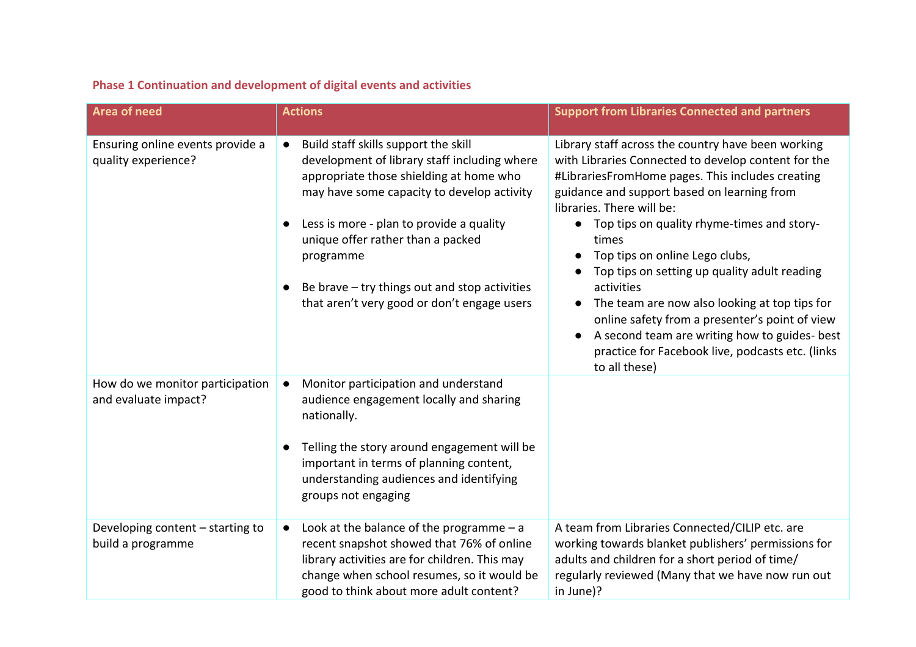**Phase 1 Continuation and development of digital events and activities**

| Area of need | Actions | Support from Libraries Connected and partners |
|---|---|---|
| Ensuring online events provide a quality experience? | ● Build staff skills support the skill development of library staff including where appropriate those shielding at home who may have some capacity to develop activity<br><br>● Less is more - plan to provide a quality unique offer rather than a packed programme<br><br>● Be brave – try things out and stop activities that aren't very good or don't engage users | Library staff across the country have been working with Libraries Connected to develop content for the #LibrariesFromHome pages. This includes creating guidance and support based on learning from libraries. There will be:<br>● Top tips on quality rhyme-times and story-times<br>● Top tips on online Lego clubs,<br>● Top tips on setting up quality adult reading activities<br>● The team are now also looking at top tips for online safety from a presenter's point of view<br>● A second team are writing how to guides- best practice for Facebook live, podcasts etc. (links to all these) |
| How do we monitor participation and evaluate impact? | ● Monitor participation and understand audience engagement locally and sharing nationally.<br><br>● Telling the story around engagement will be important in terms of planning content, understanding audiences and identifying groups not engaging | |
| Developing content – starting to build a programme | ● Look at the balance of the programme – a recent snapshot showed that 76% of online library activities are for children. This may change when school resumes, so it would be good to think about more adult content? | A team from Libraries Connected/CILIP etc. are working towards blanket publishers' permissions for adults and children for a short period of time/ regularly reviewed (Many that we have now run out in June)? |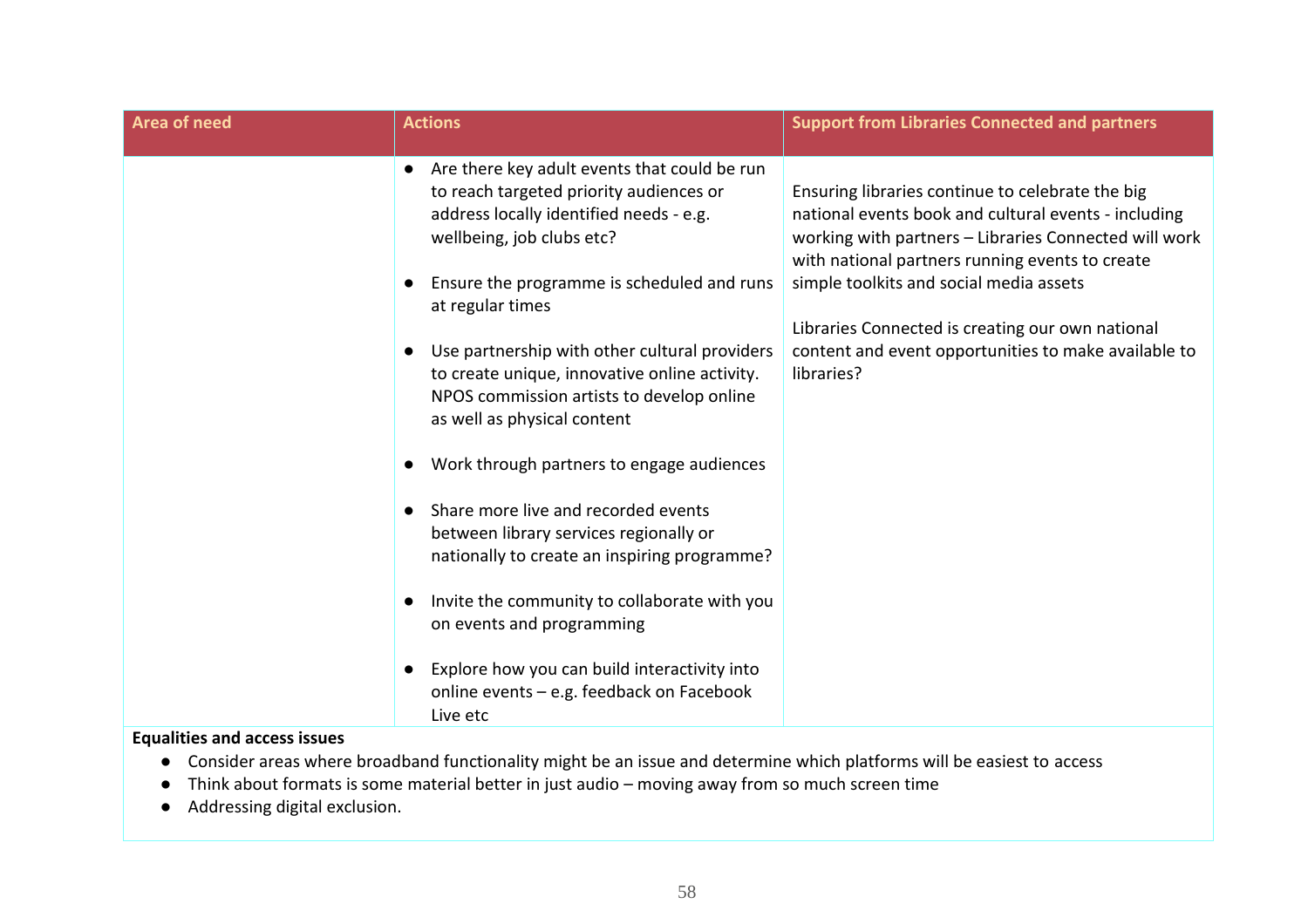| Area of need | Actions | Support from Libraries Connected and partners |
|---|---|---|
| | ● Are there key adult events that could be run to reach targeted priority audiences or address locally identified needs - e.g. wellbeing, job clubs etc?<br><br>● Ensure the programme is scheduled and runs at regular times<br><br>● Use partnership with other cultural providers to create unique, innovative online activity. NPOS commission artists to develop online as well as physical content<br><br>● Work through partners to engage audiences<br><br>● Share more live and recorded events between library services regionally or nationally to create an inspiring programme?<br><br>● Invite the community to collaborate with you on events and programming<br><br>● Explore how you can build interactivity into online events – e.g. feedback on Facebook Live etc | Ensuring libraries continue to celebrate the big national events book and cultural events - including working with partners – Libraries Connected will work with national partners running events to create simple toolkits and social media assets<br><br>Libraries Connected is creating our own national content and event opportunities to make available to libraries? |

**Equalities and access issues**

- Consider areas where broadband functionality might be an issue and determine which platforms will be easiest to access
- Think about formats is some material better in just audio – moving away from so much screen time
- Addressing digital exclusion.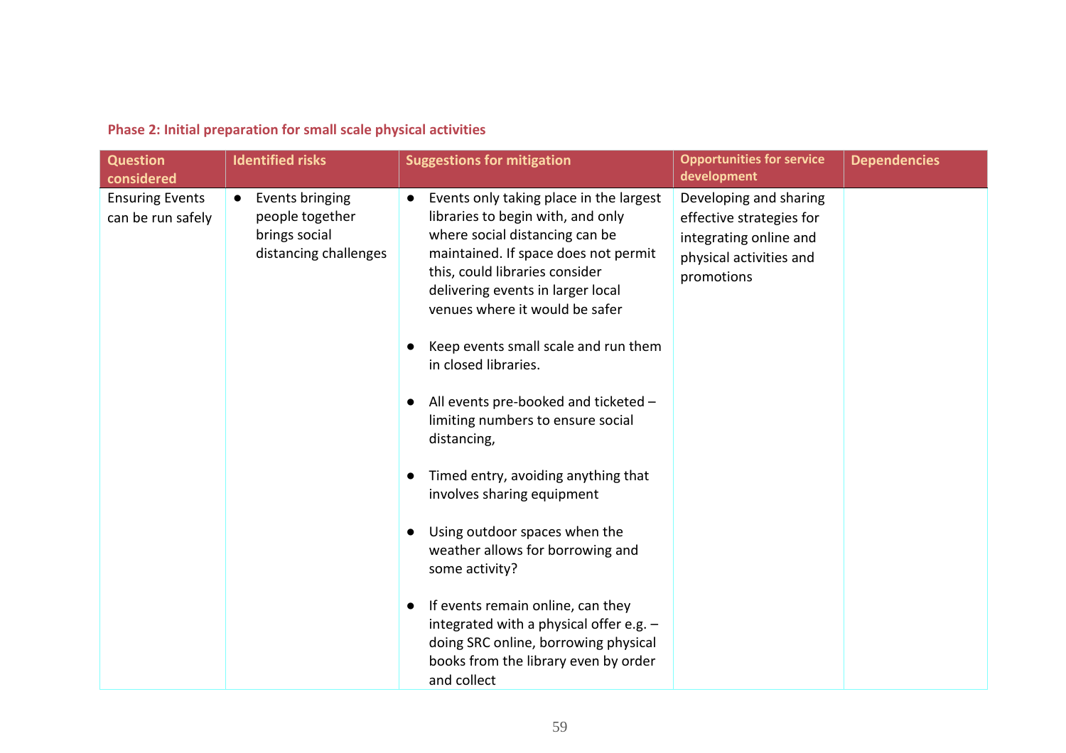### Phase 2: Initial preparation for small scale physical activities

| Question considered | Identified risks | Suggestions for mitigation | Opportunities for service development | Dependencies |
|---|---|---|---|---|
| Ensuring Events can be run safely | • Events bringing people together brings social distancing challenges | • Events only taking place in the largest libraries to begin with, and only where social distancing can be maintained. If space does not permit this, could libraries consider delivering events in larger local venues where it would be safer<br><br>• Keep events small scale and run them in closed libraries.<br><br>• All events pre-booked and ticketed – limiting numbers to ensure social distancing,<br><br>• Timed entry, avoiding anything that involves sharing equipment<br><br>• Using outdoor spaces when the weather allows for borrowing and some activity?<br><br>• If events remain online, can they integrated with a physical offer e.g. – doing SRC online, borrowing physical books from the library even by order and collect | Developing and sharing effective strategies for integrating online and physical activities and promotions | |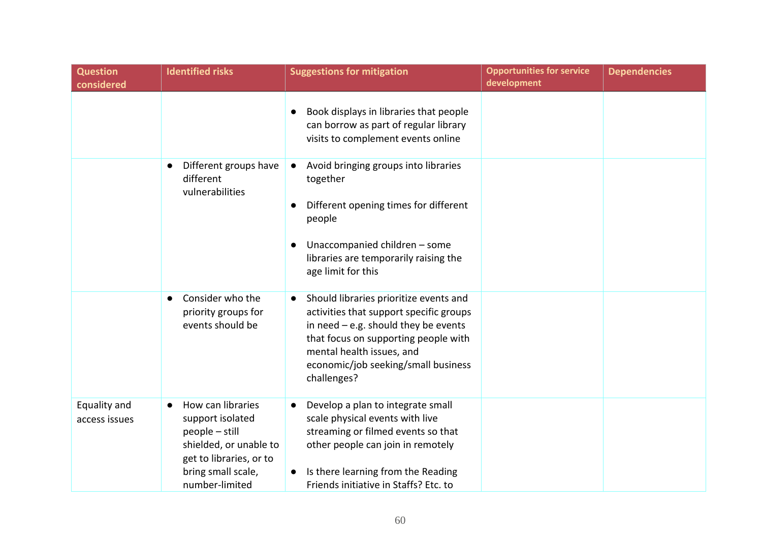| Question considered | Identified risks | Suggestions for mitigation | Opportunities for service development | Dependencies |
|---|---|---|---|---|
| | | • Book displays in libraries that people can borrow as part of regular library visits to complement events online | | |
| | • Different groups have different vulnerabilities | • Avoid bringing groups into libraries together<br><br>• Different opening times for different people<br><br>• Unaccompanied children – some libraries are temporarily raising the age limit for this | | |
| | • Consider who the priority groups for events should be | • Should libraries prioritize events and activities that support specific groups in need – e.g. should they be events that focus on supporting people with mental health issues, and economic/job seeking/small business challenges? | | |
| Equality and access issues | • How can libraries support isolated people – still shielded, or unable to get to libraries, or to bring small scale, number-limited | • Develop a plan to integrate small scale physical events with live streaming or filmed events so that other people can join in remotely<br><br>• Is there learning from the Reading Friends initiative in Staffs? Etc. to | | |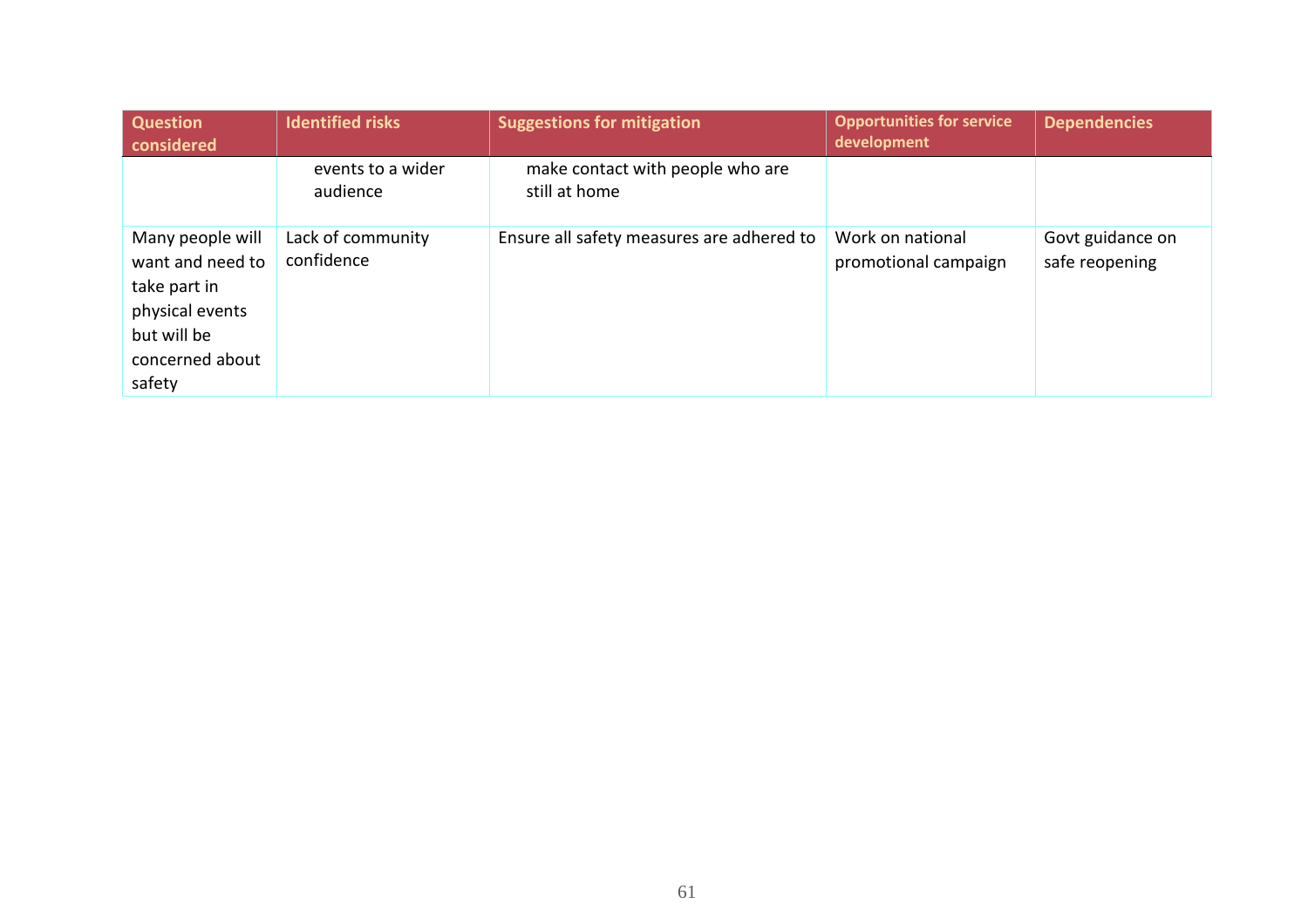| Question considered | Identified risks | Suggestions for mitigation | Opportunities for service development | Dependencies |
|---|---|---|---|---|
| | events to a wider audience | make contact with people who are still at home | | |
| Many people will want and need to take part in physical events but will be concerned about safety | Lack of community confidence | Ensure all safety measures are adhered to | Work on national promotional campaign | Govt guidance on safe reopening |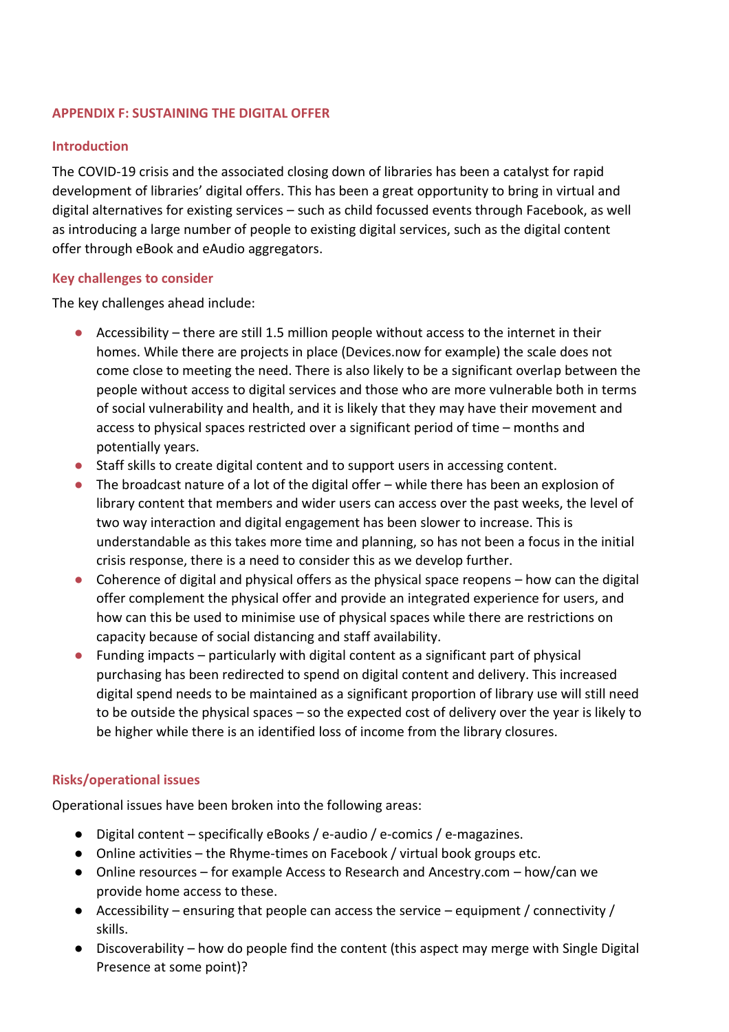## APPENDIX F: SUSTAINING THE DIGITAL OFFER

### Introduction

The COVID-19 crisis and the associated closing down of libraries has been a catalyst for rapid development of libraries' digital offers. This has been a great opportunity to bring in virtual and digital alternatives for existing services – such as child focussed events through Facebook, as well as introducing a large number of people to existing digital services, such as the digital content offer through eBook and eAudio aggregators.

### Key challenges to consider

The key challenges ahead include:

- Accessibility – there are still 1.5 million people without access to the internet in their homes. While there are projects in place (Devices.now for example) the scale does not come close to meeting the need. There is also likely to be a significant overlap between the people without access to digital services and those who are more vulnerable both in terms of social vulnerability and health, and it is likely that they may have their movement and access to physical spaces restricted over a significant period of time – months and potentially years.
- Staff skills to create digital content and to support users in accessing content.
- The broadcast nature of a lot of the digital offer – while there has been an explosion of library content that members and wider users can access over the past weeks, the level of two way interaction and digital engagement has been slower to increase. This is understandable as this takes more time and planning, so has not been a focus in the initial crisis response, there is a need to consider this as we develop further.
- Coherence of digital and physical offers as the physical space reopens – how can the digital offer complement the physical offer and provide an integrated experience for users, and how can this be used to minimise use of physical spaces while there are restrictions on capacity because of social distancing and staff availability.
- Funding impacts – particularly with digital content as a significant part of physical purchasing has been redirected to spend on digital content and delivery. This increased digital spend needs to be maintained as a significant proportion of library use will still need to be outside the physical spaces – so the expected cost of delivery over the year is likely to be higher while there is an identified loss of income from the library closures.

### Risks/operational issues

Operational issues have been broken into the following areas:

- Digital content – specifically eBooks / e-audio / e-comics / e-magazines.
- Online activities – the Rhyme-times on Facebook / virtual book groups etc.
- Online resources – for example Access to Research and Ancestry.com – how/can we provide home access to these.
- Accessibility – ensuring that people can access the service – equipment / connectivity / skills.
- Discoverability – how do people find the content (this aspect may merge with Single Digital Presence at some point)?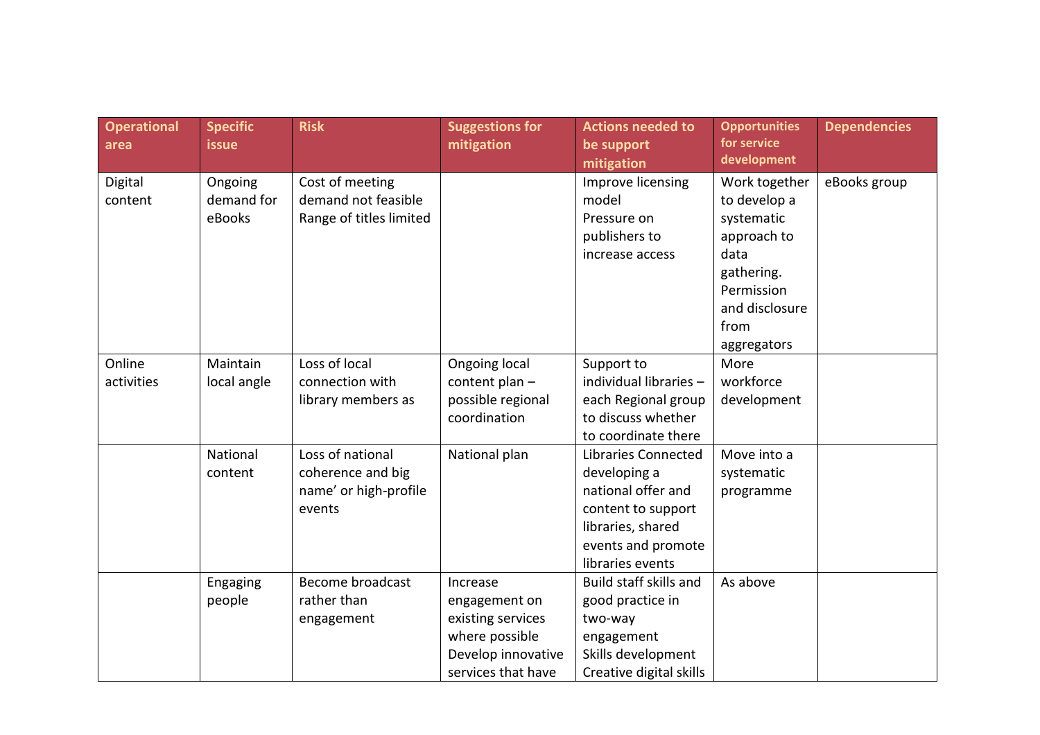| Operational area | Specific issue | Risk | Suggestions for mitigation | Actions needed to be support mitigation | Opportunities for service development | Dependencies |
|---|---|---|---|---|---|---|
| Digital content | Ongoing demand for eBooks | Cost of meeting demand not feasible<br>Range of titles limited | | Improve licensing model<br>Pressure on publishers to increase access | Work together to develop a systematic approach to data gathering. Permission and disclosure from aggregators | eBooks group |
| Online activities | Maintain local angle | Loss of local connection with library members as | Ongoing local content plan – possible regional coordination | Support to individual libraries – each Regional group to discuss whether to coordinate there | More workforce development | |
| | National content | Loss of national coherence and big name' or high-profile events | National plan | Libraries Connected developing a national offer and content to support libraries, shared events and promote libraries events | Move into a systematic programme | |
| | Engaging people | Become broadcast rather than engagement | Increase engagement on existing services where possible<br>Develop innovative services that have | Build staff skills and good practice in two-way engagement<br>Skills development<br>Creative digital skills | As above | |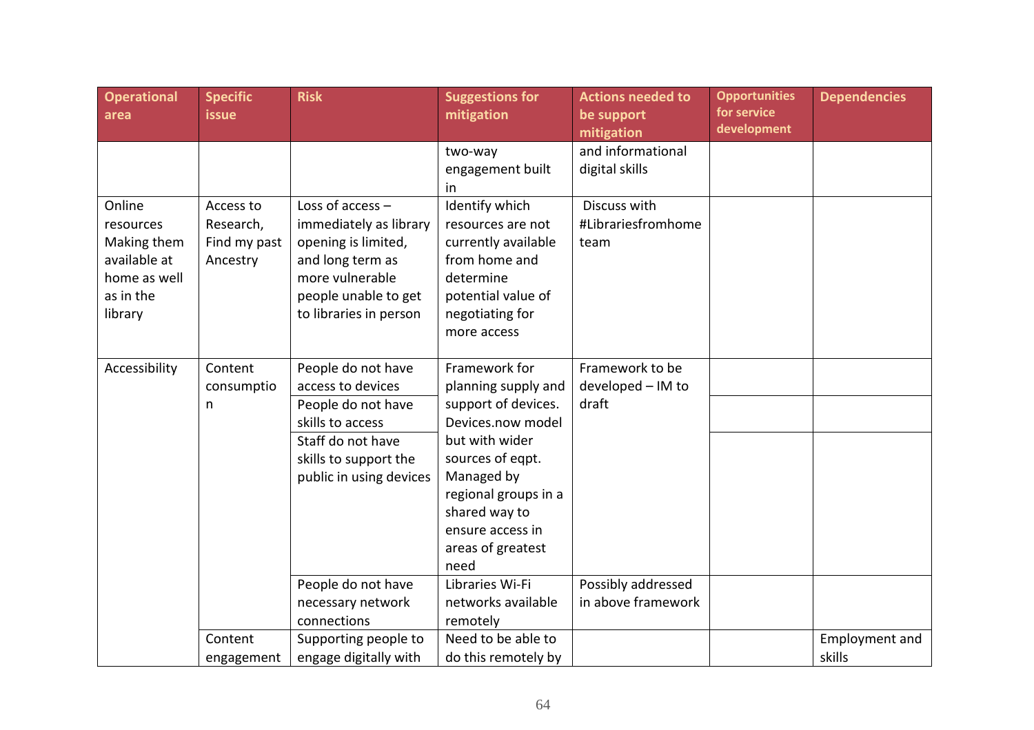| Operational area | Specific issue | Risk | Suggestions for mitigation | Actions needed to be support mitigation | Opportunities for service development | Dependencies |
|---|---|---|---|---|---|---|
| | | | two-way engagement built in | and informational digital skills | | |
| Online resources Making them available at home as well as in the library | Access to Research, Find my past Ancestry | Loss of access – immediately as library opening is limited, and long term as more vulnerable people unable to get to libraries in person | Identify which resources are not currently available from home and determine potential value of negotiating for more access | Discuss with #Librariesfromhome team | | |
| Accessibility | Content consumption | People do not have access to devices | Framework for planning supply and support of devices. Devices.now model but with wider sources of eqpt. Managed by regional groups in a shared way to ensure access in areas of greatest need | Framework to be developed – IM to draft | | |
| | | People do not have skills to access | | | | |
| | | Staff do not have skills to support the public in using devices | | | | |
| | | People do not have necessary network connections | Libraries Wi-Fi networks available remotely | Possibly addressed in above framework | | |
| | Content engagement | Supporting people to engage digitally with | Need to be able to do this remotely by | | | Employment and skills |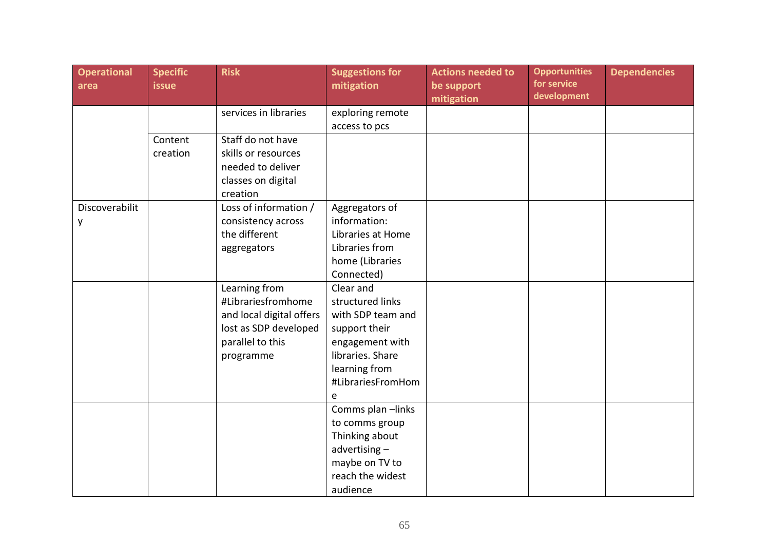| Operational area | Specific issue | Risk | Suggestions for mitigation | Actions needed to be support mitigation | Opportunities for service development | Dependencies |
|---|---|---|---|---|---|---|
| | | services in libraries | exploring remote access to pcs | | | |
| | Content creation | Staff do not have skills or resources needed to deliver classes on digital creation | | | | |
| Discoverability | | Loss of information / consistency across the different aggregators | Aggregators of information: Libraries at Home Libraries from home (Libraries Connected) | | | |
| | | Learning from #Librariesfromhome and local digital offers lost as SDP developed parallel to this programme | Clear and structured links with SDP team and support their engagement with libraries. Share learning from #LibrariesFromHome | | | |
| | | | Comms plan –links to comms group Thinking about advertising – maybe on TV to reach the widest audience | | | |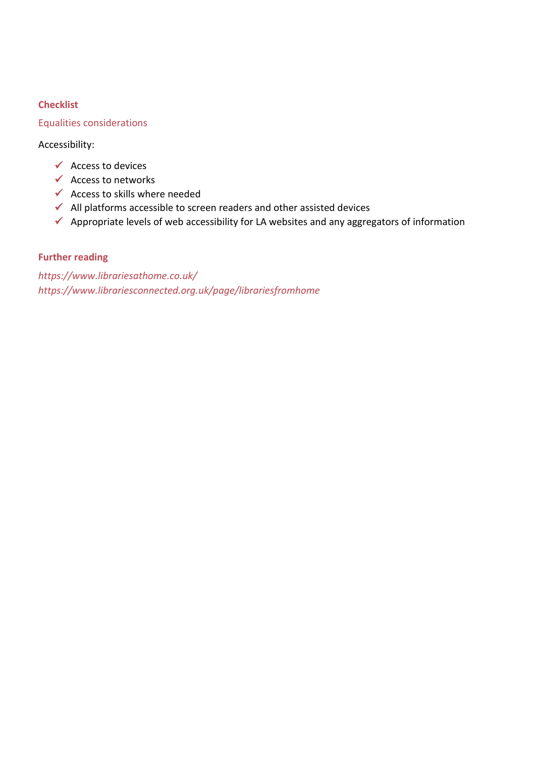### Checklist

Equalities considerations

Accessibility:

- ✓ Access to devices
- ✓ Access to networks
- ✓ Access to skills where needed
- ✓ All platforms accessible to screen readers and other assisted devices
- ✓ Appropriate levels of web accessibility for LA websites and any aggregators of information

### Further reading

*https://www.librariesathome.co.uk/*
*https://www.librariesconnected.org.uk/page/librariesfromhome*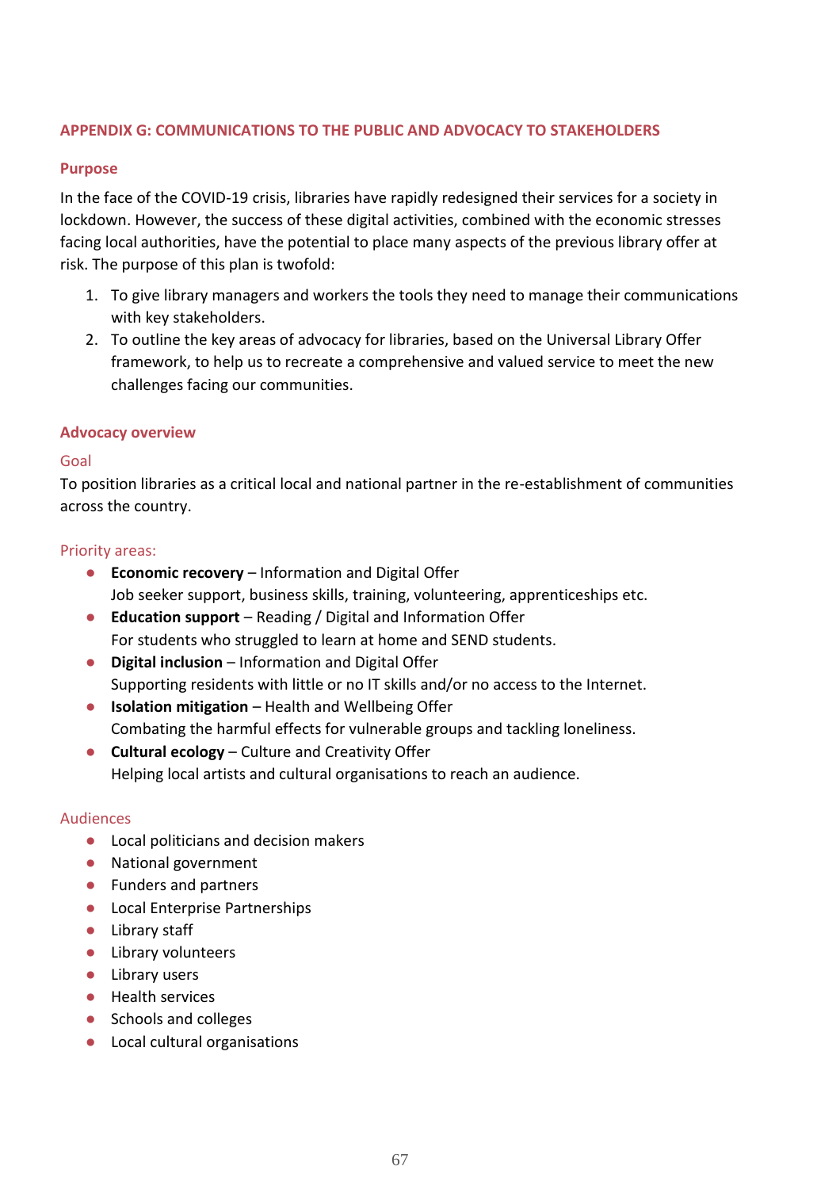## APPENDIX G: COMMUNICATIONS TO THE PUBLIC AND ADVOCACY TO STAKEHOLDERS

### Purpose

In the face of the COVID-19 crisis, libraries have rapidly redesigned their services for a society in lockdown. However, the success of these digital activities, combined with the economic stresses facing local authorities, have the potential to place many aspects of the previous library offer at risk. The purpose of this plan is twofold:

1. To give library managers and workers the tools they need to manage their communications with key stakeholders.
2. To outline the key areas of advocacy for libraries, based on the Universal Library Offer framework, to help us to recreate a comprehensive and valued service to meet the new challenges facing our communities.

### Advocacy overview

#### Goal

To position libraries as a critical local and national partner in the re-establishment of communities across the country.

#### Priority areas:

- **Economic recovery** – Information and Digital Offer
  Job seeker support, business skills, training, volunteering, apprenticeships etc.
- **Education support** – Reading / Digital and Information Offer
  For students who struggled to learn at home and SEND students.
- **Digital inclusion** – Information and Digital Offer
  Supporting residents with little or no IT skills and/or no access to the Internet.
- **Isolation mitigation** – Health and Wellbeing Offer
  Combating the harmful effects for vulnerable groups and tackling loneliness.
- **Cultural ecology** – Culture and Creativity Offer
  Helping local artists and cultural organisations to reach an audience.

#### Audiences

- Local politicians and decision makers
- National government
- Funders and partners
- Local Enterprise Partnerships
- Library staff
- Library volunteers
- Library users
- Health services
- Schools and colleges
- Local cultural organisations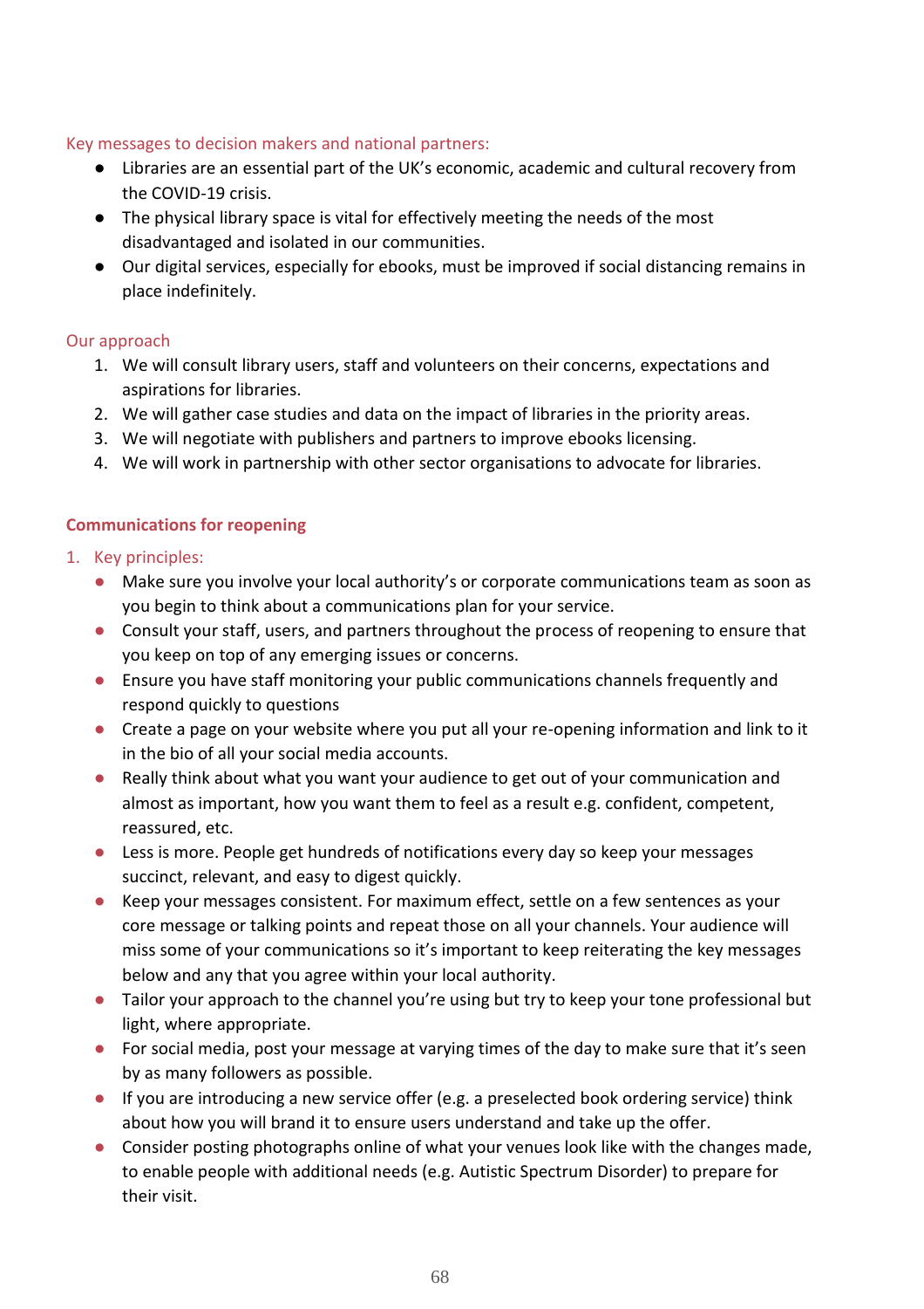### Key messages to decision makers and national partners:

- Libraries are an essential part of the UK's economic, academic and cultural recovery from the COVID-19 crisis.
- The physical library space is vital for effectively meeting the needs of the most disadvantaged and isolated in our communities.
- Our digital services, especially for ebooks, must be improved if social distancing remains in place indefinitely.

### Our approach

1. We will consult library users, staff and volunteers on their concerns, expectations and aspirations for libraries.
2. We will gather case studies and data on the impact of libraries in the priority areas.
3. We will negotiate with publishers and partners to improve ebooks licensing.
4. We will work in partnership with other sector organisations to advocate for libraries.

## Communications for reopening

1. Key principles:
   - Make sure you involve your local authority's or corporate communications team as soon as you begin to think about a communications plan for your service.
   - Consult your staff, users, and partners throughout the process of reopening to ensure that you keep on top of any emerging issues or concerns.
   - Ensure you have staff monitoring your public communications channels frequently and respond quickly to questions
   - Create a page on your website where you put all your re-opening information and link to it in the bio of all your social media accounts.
   - Really think about what you want your audience to get out of your communication and almost as important, how you want them to feel as a result e.g. confident, competent, reassured, etc.
   - Less is more. People get hundreds of notifications every day so keep your messages succinct, relevant, and easy to digest quickly.
   - Keep your messages consistent. For maximum effect, settle on a few sentences as your core message or talking points and repeat those on all your channels. Your audience will miss some of your communications so it's important to keep reiterating the key messages below and any that you agree within your local authority.
   - Tailor your approach to the channel you're using but try to keep your tone professional but light, where appropriate.
   - For social media, post your message at varying times of the day to make sure that it's seen by as many followers as possible.
   - If you are introducing a new service offer (e.g. a preselected book ordering service) think about how you will brand it to ensure users understand and take up the offer.
   - Consider posting photographs online of what your venues look like with the changes made, to enable people with additional needs (e.g. Autistic Spectrum Disorder) to prepare for their visit.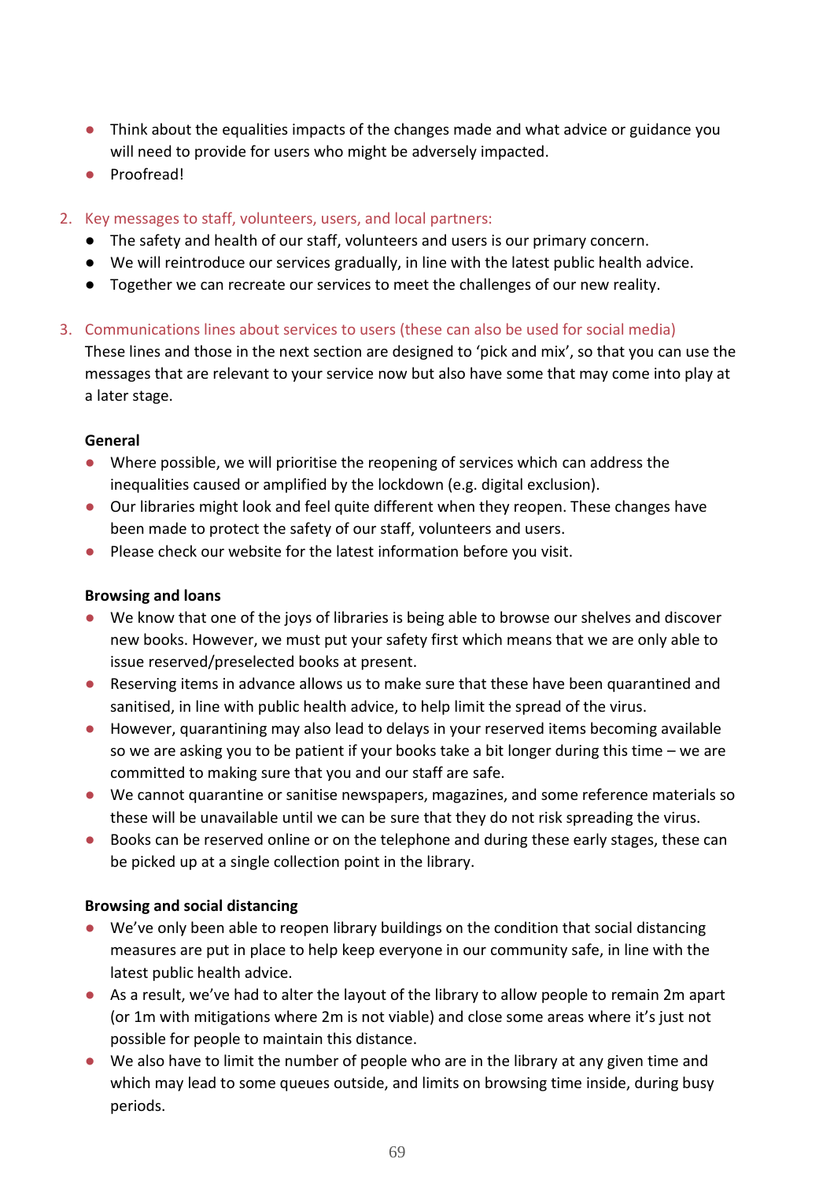- Think about the equalities impacts of the changes made and what advice or guidance you will need to provide for users who might be adversely impacted.
- Proofread!

2. Key messages to staff, volunteers, users, and local partners:
   - The safety and health of our staff, volunteers and users is our primary concern.
   - We will reintroduce our services gradually, in line with the latest public health advice.
   - Together we can recreate our services to meet the challenges of our new reality.

3. Communications lines about services to users (these can also be used for social media)

   These lines and those in the next section are designed to 'pick and mix', so that you can use the messages that are relevant to your service now but also have some that may come into play at a later stage.

**General**

- Where possible, we will prioritise the reopening of services which can address the inequalities caused or amplified by the lockdown (e.g. digital exclusion).
- Our libraries might look and feel quite different when they reopen. These changes have been made to protect the safety of our staff, volunteers and users.
- Please check our website for the latest information before you visit.

**Browsing and loans**

- We know that one of the joys of libraries is being able to browse our shelves and discover new books. However, we must put your safety first which means that we are only able to issue reserved/preselected books at present.
- Reserving items in advance allows us to make sure that these have been quarantined and sanitised, in line with public health advice, to help limit the spread of the virus.
- However, quarantining may also lead to delays in your reserved items becoming available so we are asking you to be patient if your books take a bit longer during this time – we are committed to making sure that you and our staff are safe.
- We cannot quarantine or sanitise newspapers, magazines, and some reference materials so these will be unavailable until we can be sure that they do not risk spreading the virus.
- Books can be reserved online or on the telephone and during these early stages, these can be picked up at a single collection point in the library.

**Browsing and social distancing**

- We've only been able to reopen library buildings on the condition that social distancing measures are put in place to help keep everyone in our community safe, in line with the latest public health advice.
- As a result, we've had to alter the layout of the library to allow people to remain 2m apart (or 1m with mitigations where 2m is not viable) and close some areas where it's just not possible for people to maintain this distance.
- We also have to limit the number of people who are in the library at any given time and which may lead to some queues outside, and limits on browsing time inside, during busy periods.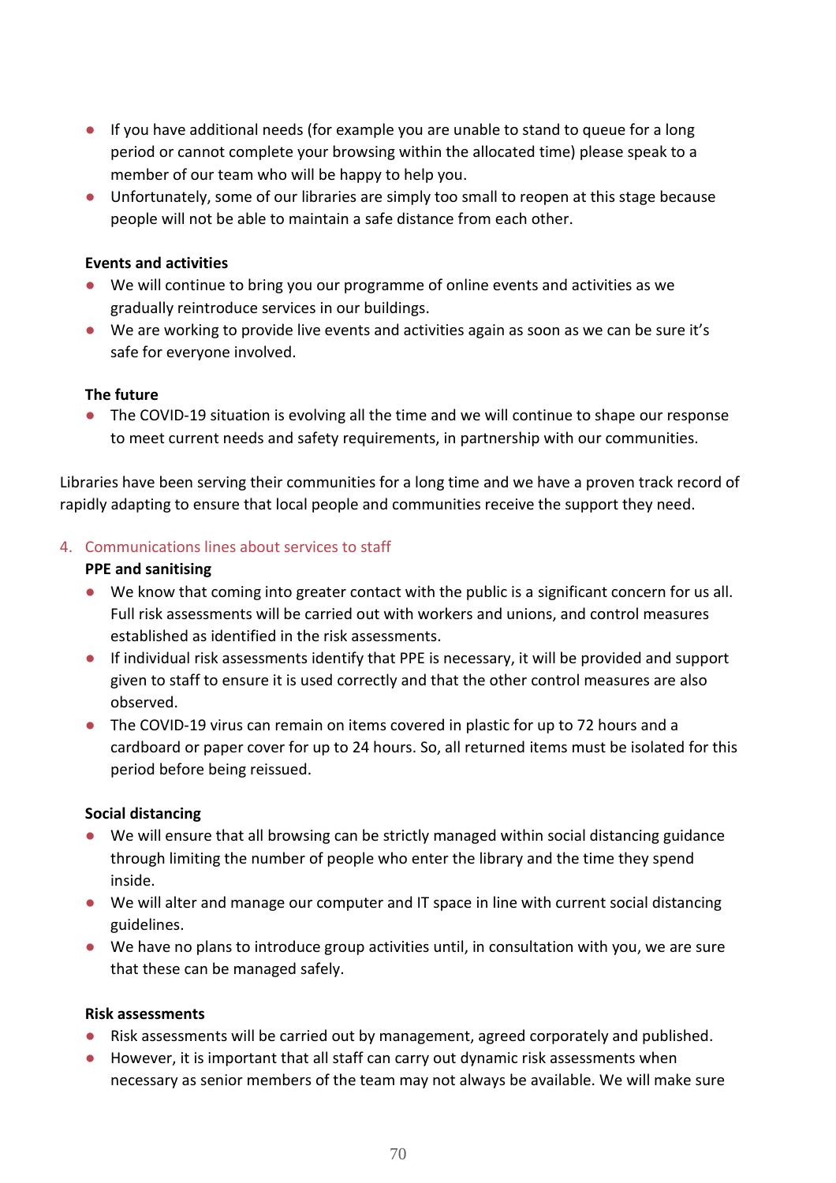- If you have additional needs (for example you are unable to stand to queue for a long period or cannot complete your browsing within the allocated time) please speak to a member of our team who will be happy to help you.
- Unfortunately, some of our libraries are simply too small to reopen at this stage because people will not be able to maintain a safe distance from each other.

**Events and activities**

- We will continue to bring you our programme of online events and activities as we gradually reintroduce services in our buildings.
- We are working to provide live events and activities again as soon as we can be sure it's safe for everyone involved.

**The future**

- The COVID-19 situation is evolving all the time and we will continue to shape our response to meet current needs and safety requirements, in partnership with our communities.

Libraries have been serving their communities for a long time and we have a proven track record of rapidly adapting to ensure that local people and communities receive the support they need.

## 4. Communications lines about services to staff

**PPE and sanitising**

- We know that coming into greater contact with the public is a significant concern for us all. Full risk assessments will be carried out with workers and unions, and control measures established as identified in the risk assessments.
- If individual risk assessments identify that PPE is necessary, it will be provided and support given to staff to ensure it is used correctly and that the other control measures are also observed.
- The COVID-19 virus can remain on items covered in plastic for up to 72 hours and a cardboard or paper cover for up to 24 hours. So, all returned items must be isolated for this period before being reissued.

**Social distancing**

- We will ensure that all browsing can be strictly managed within social distancing guidance through limiting the number of people who enter the library and the time they spend inside.
- We will alter and manage our computer and IT space in line with current social distancing guidelines.
- We have no plans to introduce group activities until, in consultation with you, we are sure that these can be managed safely.

**Risk assessments**

- Risk assessments will be carried out by management, agreed corporately and published.
- However, it is important that all staff can carry out dynamic risk assessments when necessary as senior members of the team may not always be available. We will make sure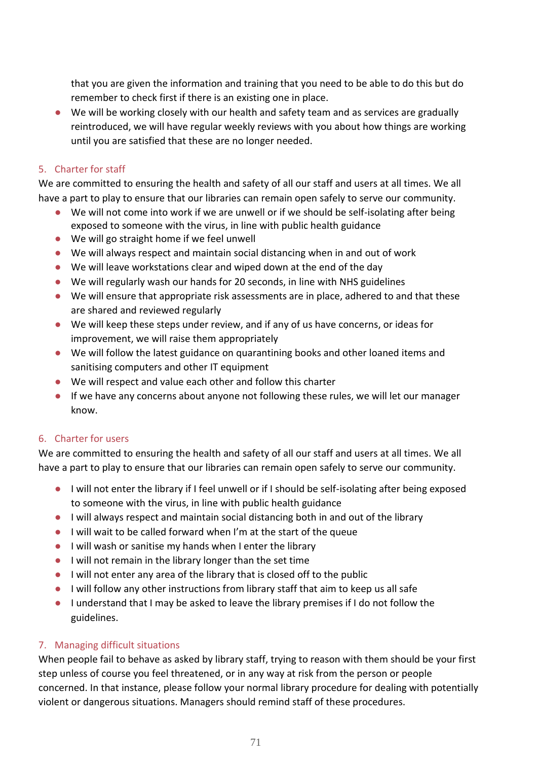that you are given the information and training that you need to be able to do this but do remember to check first if there is an existing one in place.

- We will be working closely with our health and safety team and as services are gradually reintroduced, we will have regular weekly reviews with you about how things are working until you are satisfied that these are no longer needed.

## 5. Charter for staff

We are committed to ensuring the health and safety of all our staff and users at all times. We all have a part to play to ensure that our libraries can remain open safely to serve our community.

- We will not come into work if we are unwell or if we should be self-isolating after being exposed to someone with the virus, in line with public health guidance
- We will go straight home if we feel unwell
- We will always respect and maintain social distancing when in and out of work
- We will leave workstations clear and wiped down at the end of the day
- We will regularly wash our hands for 20 seconds, in line with NHS guidelines
- We will ensure that appropriate risk assessments are in place, adhered to and that these are shared and reviewed regularly
- We will keep these steps under review, and if any of us have concerns, or ideas for improvement, we will raise them appropriately
- We will follow the latest guidance on quarantining books and other loaned items and sanitising computers and other IT equipment
- We will respect and value each other and follow this charter
- If we have any concerns about anyone not following these rules, we will let our manager know.

## 6. Charter for users

We are committed to ensuring the health and safety of all our staff and users at all times. We all have a part to play to ensure that our libraries can remain open safely to serve our community.

- I will not enter the library if I feel unwell or if I should be self-isolating after being exposed to someone with the virus, in line with public health guidance
- I will always respect and maintain social distancing both in and out of the library
- I will wait to be called forward when I'm at the start of the queue
- I will wash or sanitise my hands when I enter the library
- I will not remain in the library longer than the set time
- I will not enter any area of the library that is closed off to the public
- I will follow any other instructions from library staff that aim to keep us all safe
- I understand that I may be asked to leave the library premises if I do not follow the guidelines.

## 7. Managing difficult situations

When people fail to behave as asked by library staff, trying to reason with them should be your first step unless of course you feel threatened, or in any way at risk from the person or people concerned. In that instance, please follow your normal library procedure for dealing with potentially violent or dangerous situations. Managers should remind staff of these procedures.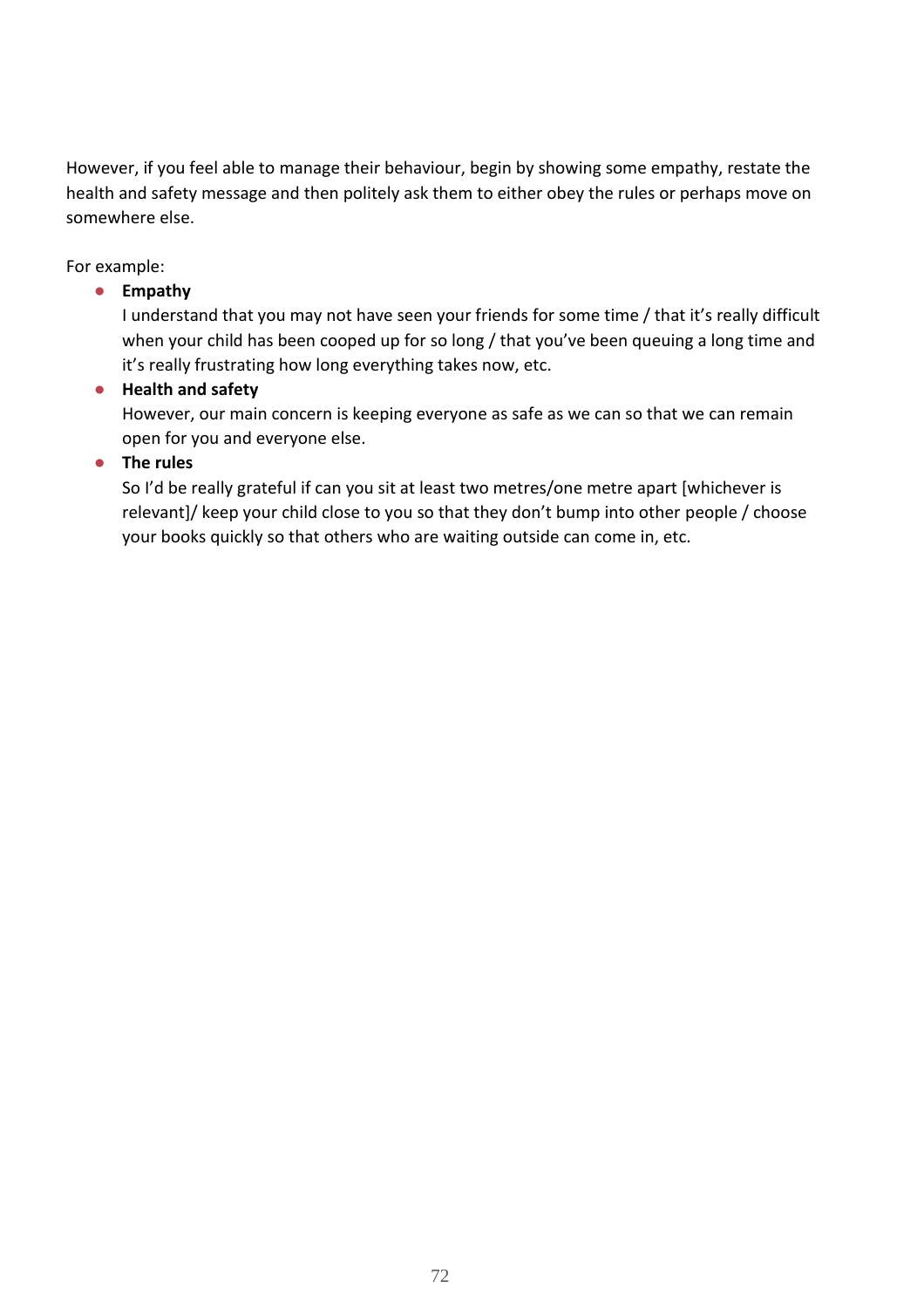However, if you feel able to manage their behaviour, begin by showing some empathy, restate the health and safety message and then politely ask them to either obey the rules or perhaps move on somewhere else.

For example:

- **Empathy**
  I understand that you may not have seen your friends for some time / that it's really difficult when your child has been cooped up for so long / that you've been queuing a long time and it's really frustrating how long everything takes now, etc.
- **Health and safety**
  However, our main concern is keeping everyone as safe as we can so that we can remain open for you and everyone else.
- **The rules**
  So I'd be really grateful if can you sit at least two metres/one metre apart [whichever is relevant]/ keep your child close to you so that they don't bump into other people / choose your books quickly so that others who are waiting outside can come in, etc.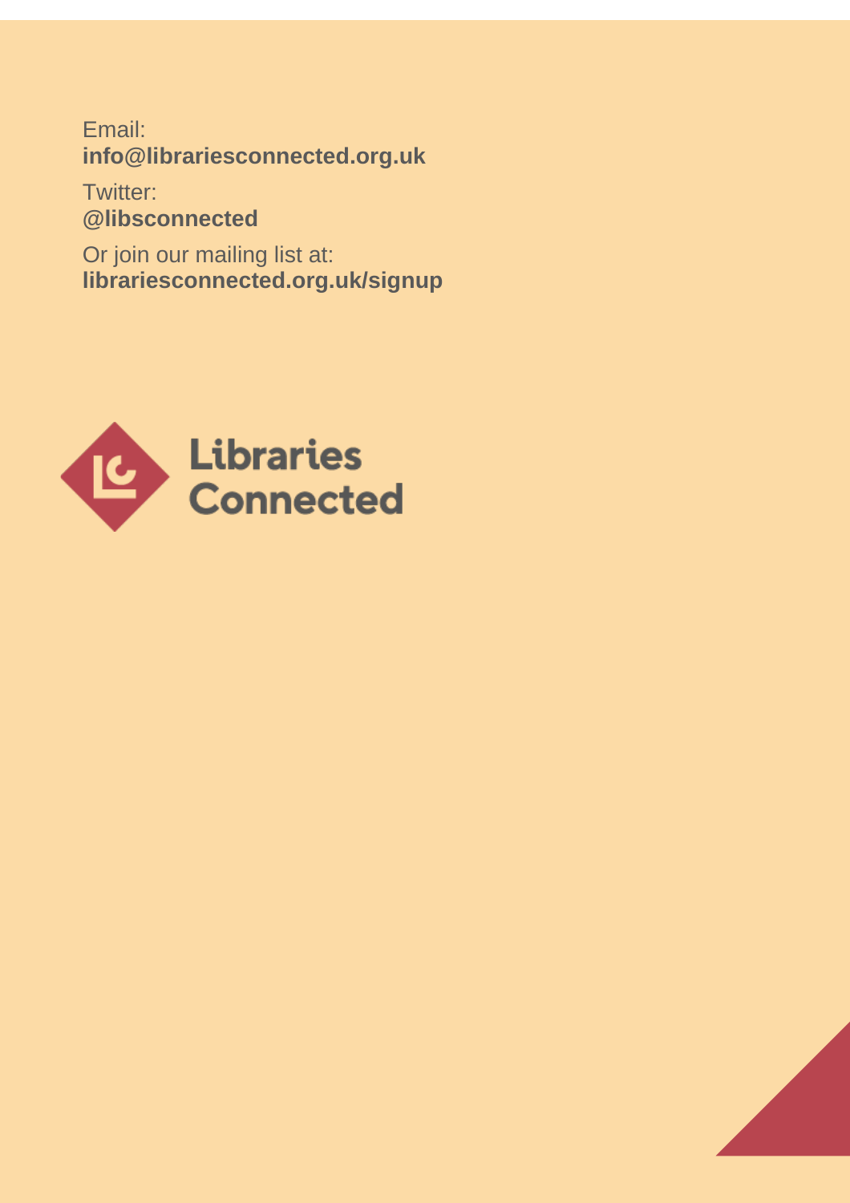Email:
**info@librariesconnected.org.uk**

Twitter:
**@libsconnected**

Or join our mailing list at:
**librariesconnected.org.uk/signup**

Libraries Connected